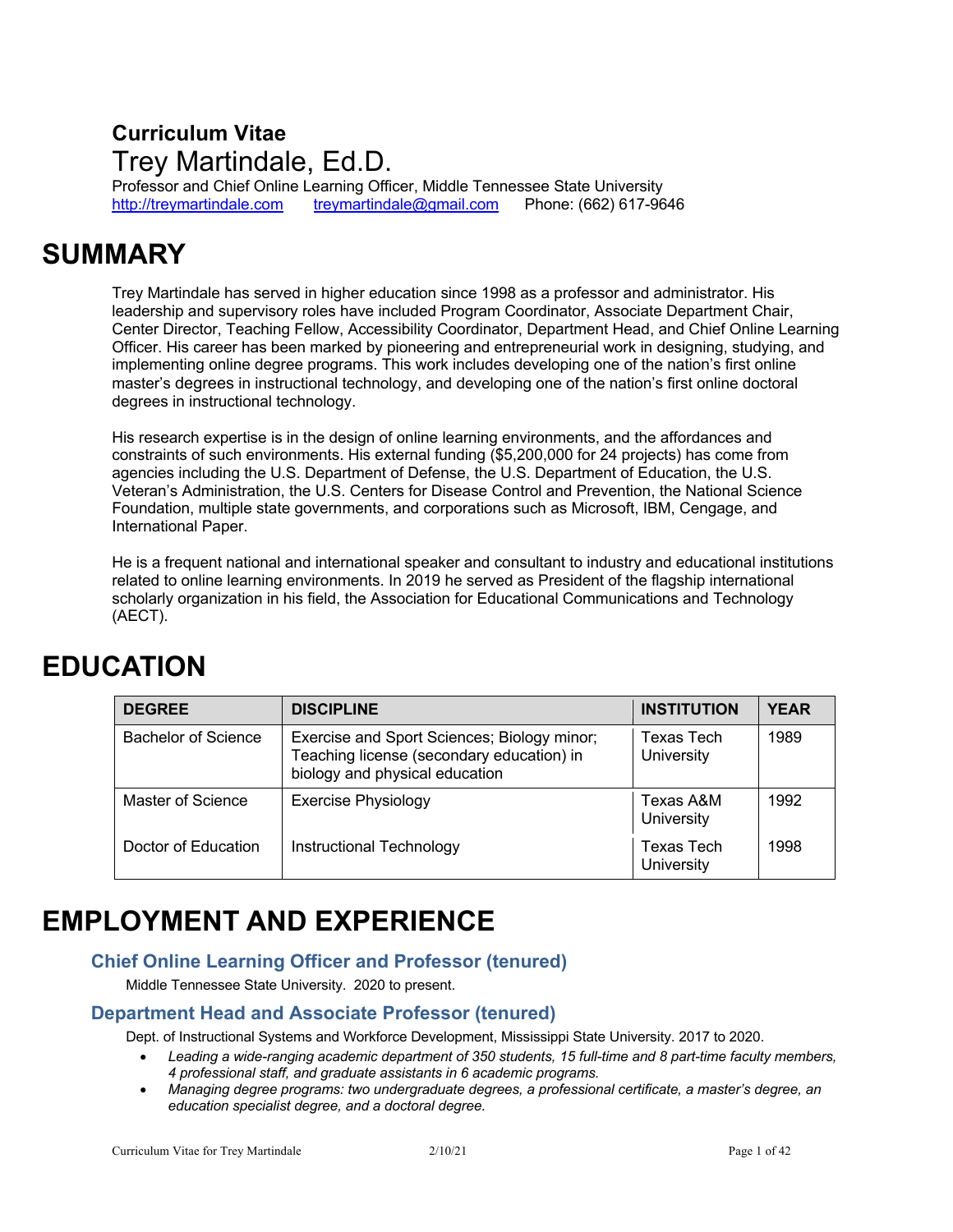**Curriculum Vitae**

# Trey Martindale, Ed.D.

Professor and Chief Online Learning Officer, Middle Tennessee State University
http://treymartindale.com  treymartindale@gmail.com  Phone: (662) 617-9646

# SUMMARY

Trey Martindale has served in higher education since 1998 as a professor and administrator. His leadership and supervisory roles have included Program Coordinator, Associate Department Chair, Center Director, Teaching Fellow, Accessibility Coordinator, Department Head, and Chief Online Learning Officer. His career has been marked by pioneering and entrepreneurial work in designing, studying, and implementing online degree programs. This work includes developing one of the nation's first online master's degrees in instructional technology, and developing one of the nation's first online doctoral degrees in instructional technology.

His research expertise is in the design of online learning environments, and the affordances and constraints of such environments. His external funding ($5,200,000 for 24 projects) has come from agencies including the U.S. Department of Defense, the U.S. Department of Education, the U.S. Veteran's Administration, the U.S. Centers for Disease Control and Prevention, the National Science Foundation, multiple state governments, and corporations such as Microsoft, IBM, Cengage, and International Paper.

He is a frequent national and international speaker and consultant to industry and educational institutions related to online learning environments. In 2019 he served as President of the flagship international scholarly organization in his field, the Association for Educational Communications and Technology (AECT).

# EDUCATION

| DEGREE | DISCIPLINE | INSTITUTION | YEAR |
|---|---|---|---|
| Bachelor of Science | Exercise and Sport Sciences; Biology minor; Teaching license (secondary education) in biology and physical education | Texas Tech University | 1989 |
| Master of Science | Exercise Physiology | Texas A&M University | 1992 |
| Doctor of Education | Instructional Technology | Texas Tech University | 1998 |

# EMPLOYMENT AND EXPERIENCE

### Chief Online Learning Officer and Professor (tenured)

Middle Tennessee State University. 2020 to present.

### Department Head and Associate Professor (tenured)

Dept. of Instructional Systems and Workforce Development, Mississippi State University. 2017 to 2020.

- *Leading a wide-ranging academic department of 350 students, 15 full-time and 8 part-time faculty members, 4 professional staff, and graduate assistants in 6 academic programs.*
- *Managing degree programs: two undergraduate degrees, a professional certificate, a master's degree, an education specialist degree, and a doctoral degree.*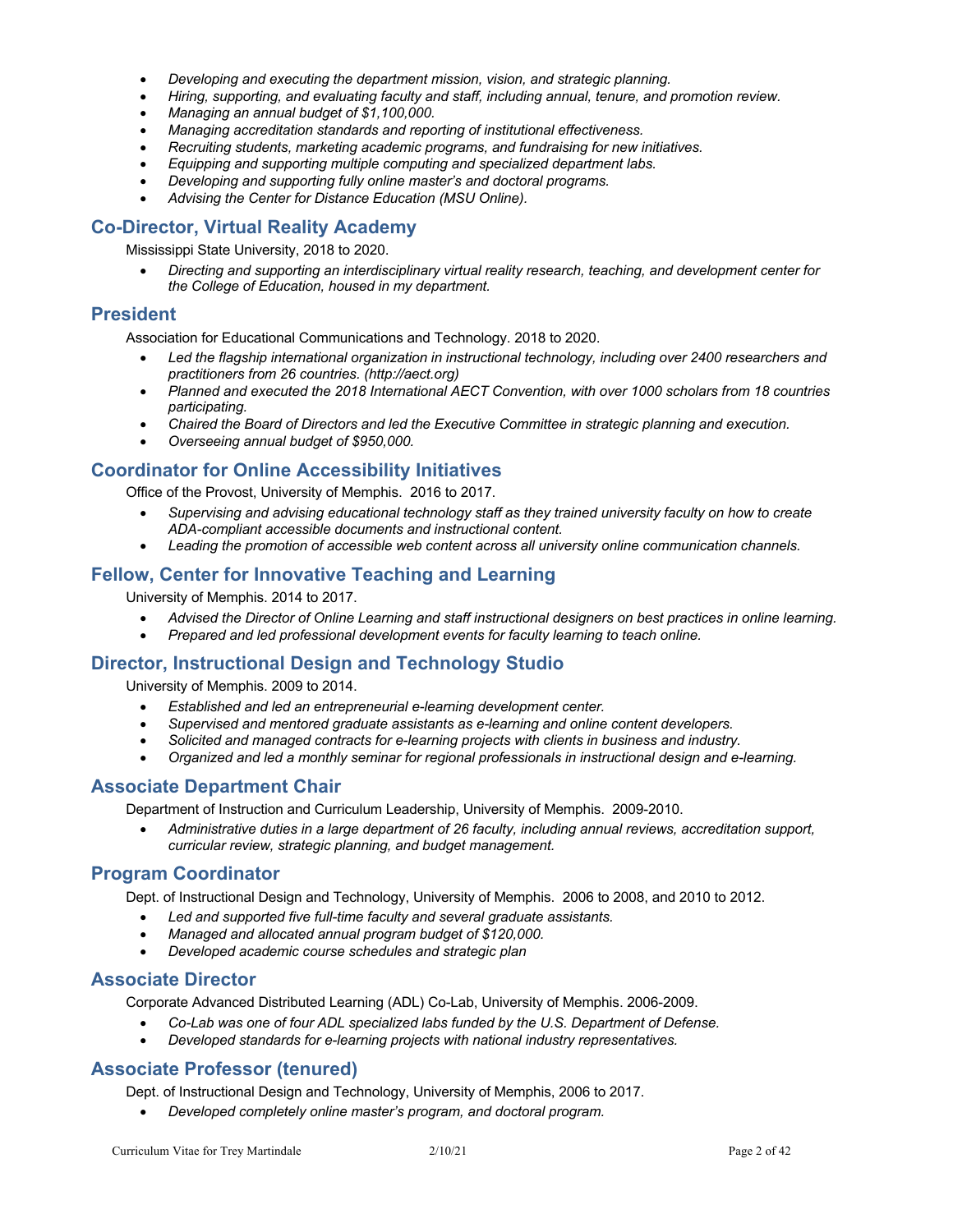- *Developing and executing the department mission, vision, and strategic planning.*
- *Hiring, supporting, and evaluating faculty and staff, including annual, tenure, and promotion review.*
- *Managing an annual budget of $1,100,000.*
- *Managing accreditation standards and reporting of institutional effectiveness.*
- *Recruiting students, marketing academic programs, and fundraising for new initiatives.*
- *Equipping and supporting multiple computing and specialized department labs.*
- *Developing and supporting fully online master's and doctoral programs.*
- *Advising the Center for Distance Education (MSU Online).*

## Co-Director, Virtual Reality Academy

Mississippi State University, 2018 to 2020.

- *Directing and supporting an interdisciplinary virtual reality research, teaching, and development center for the College of Education, housed in my department.*

## President

Association for Educational Communications and Technology. 2018 to 2020.

- *Led the flagship international organization in instructional technology, including over 2400 researchers and practitioners from 26 countries. (http://aect.org)*
- *Planned and executed the 2018 International AECT Convention, with over 1000 scholars from 18 countries participating.*
- *Chaired the Board of Directors and led the Executive Committee in strategic planning and execution.*
- *Overseeing annual budget of $950,000.*

## Coordinator for Online Accessibility Initiatives

Office of the Provost, University of Memphis. 2016 to 2017.

- *Supervising and advising educational technology staff as they trained university faculty on how to create ADA-compliant accessible documents and instructional content.*
- *Leading the promotion of accessible web content across all university online communication channels.*

## Fellow, Center for Innovative Teaching and Learning

University of Memphis. 2014 to 2017.

- *Advised the Director of Online Learning and staff instructional designers on best practices in online learning.*
- *Prepared and led professional development events for faculty learning to teach online.*

## Director, Instructional Design and Technology Studio

University of Memphis. 2009 to 2014.

- *Established and led an entrepreneurial e-learning development center.*
- *Supervised and mentored graduate assistants as e-learning and online content developers.*
- *Solicited and managed contracts for e-learning projects with clients in business and industry.*
- *Organized and led a monthly seminar for regional professionals in instructional design and e-learning.*

## Associate Department Chair

Department of Instruction and Curriculum Leadership, University of Memphis. 2009-2010.

- *Administrative duties in a large department of 26 faculty, including annual reviews, accreditation support, curricular review, strategic planning, and budget management.*

## Program Coordinator

Dept. of Instructional Design and Technology, University of Memphis. 2006 to 2008, and 2010 to 2012.

- *Led and supported five full-time faculty and several graduate assistants.*
- *Managed and allocated annual program budget of $120,000.*
- *Developed academic course schedules and strategic plan*

## Associate Director

Corporate Advanced Distributed Learning (ADL) Co-Lab, University of Memphis. 2006-2009.

- *Co-Lab was one of four ADL specialized labs funded by the U.S. Department of Defense.*
- *Developed standards for e-learning projects with national industry representatives.*

## Associate Professor (tenured)

Dept. of Instructional Design and Technology, University of Memphis, 2006 to 2017.

- *Developed completely online master's program, and doctoral program.*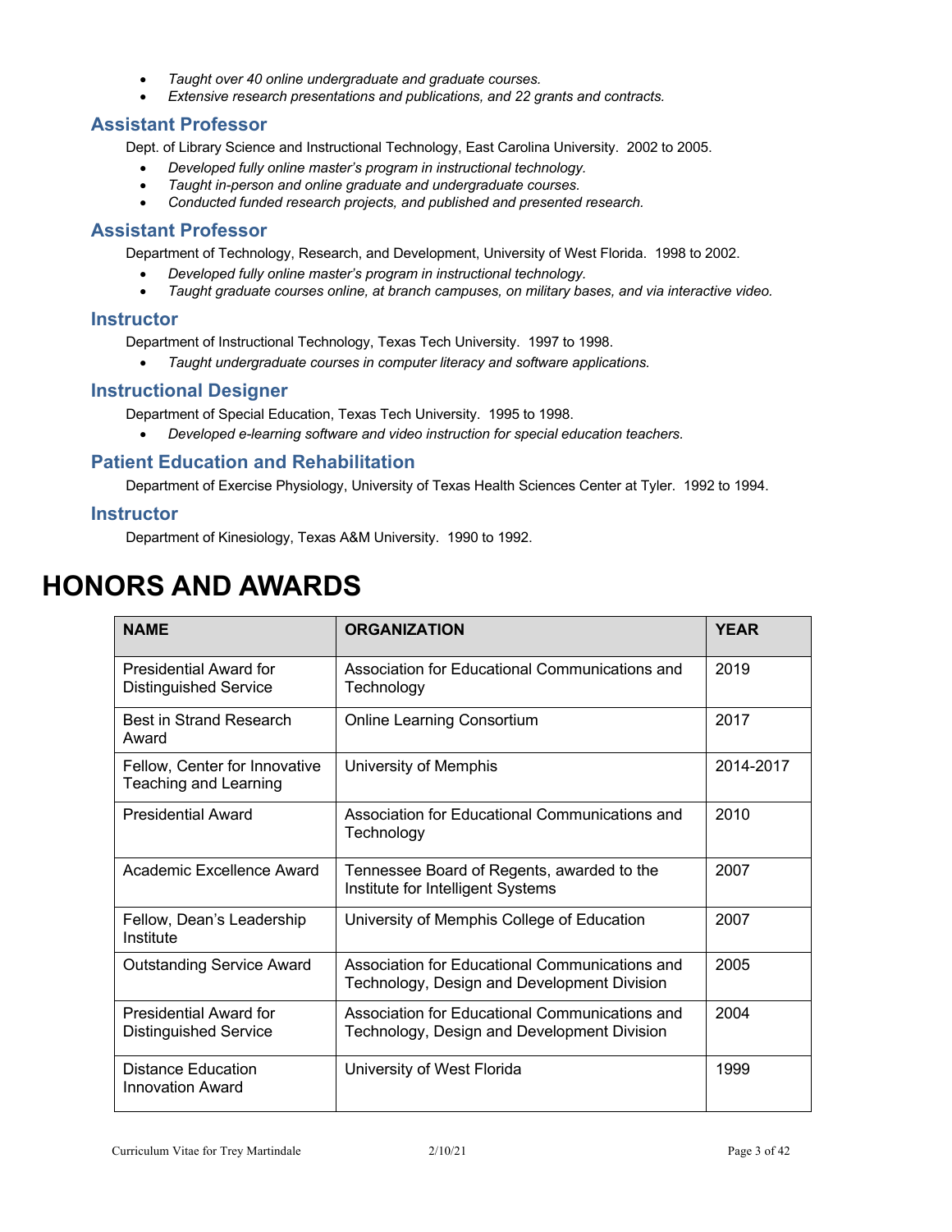- *Taught over 40 online undergraduate and graduate courses.*
- *Extensive research presentations and publications, and 22 grants and contracts.*

### Assistant Professor

Dept. of Library Science and Instructional Technology, East Carolina University. 2002 to 2005.

- *Developed fully online master's program in instructional technology.*
- *Taught in-person and online graduate and undergraduate courses.*
- *Conducted funded research projects, and published and presented research.*

### Assistant Professor

Department of Technology, Research, and Development, University of West Florida. 1998 to 2002.

- *Developed fully online master's program in instructional technology.*
- *Taught graduate courses online, at branch campuses, on military bases, and via interactive video.*

### Instructor

Department of Instructional Technology, Texas Tech University. 1997 to 1998.

- *Taught undergraduate courses in computer literacy and software applications.*

### Instructional Designer

Department of Special Education, Texas Tech University. 1995 to 1998.

- *Developed e-learning software and video instruction for special education teachers.*

### Patient Education and Rehabilitation

Department of Exercise Physiology, University of Texas Health Sciences Center at Tyler. 1992 to 1994.

### Instructor

Department of Kinesiology, Texas A&M University. 1990 to 1992.

# HONORS AND AWARDS

| NAME | ORGANIZATION | YEAR |
|---|---|---|
| Presidential Award for Distinguished Service | Association for Educational Communications and Technology | 2019 |
| Best in Strand Research Award | Online Learning Consortium | 2017 |
| Fellow, Center for Innovative Teaching and Learning | University of Memphis | 2014-2017 |
| Presidential Award | Association for Educational Communications and Technology | 2010 |
| Academic Excellence Award | Tennessee Board of Regents, awarded to the Institute for Intelligent Systems | 2007 |
| Fellow, Dean's Leadership Institute | University of Memphis College of Education | 2007 |
| Outstanding Service Award | Association for Educational Communications and Technology, Design and Development Division | 2005 |
| Presidential Award for Distinguished Service | Association for Educational Communications and Technology, Design and Development Division | 2004 |
| Distance Education Innovation Award | University of West Florida | 1999 |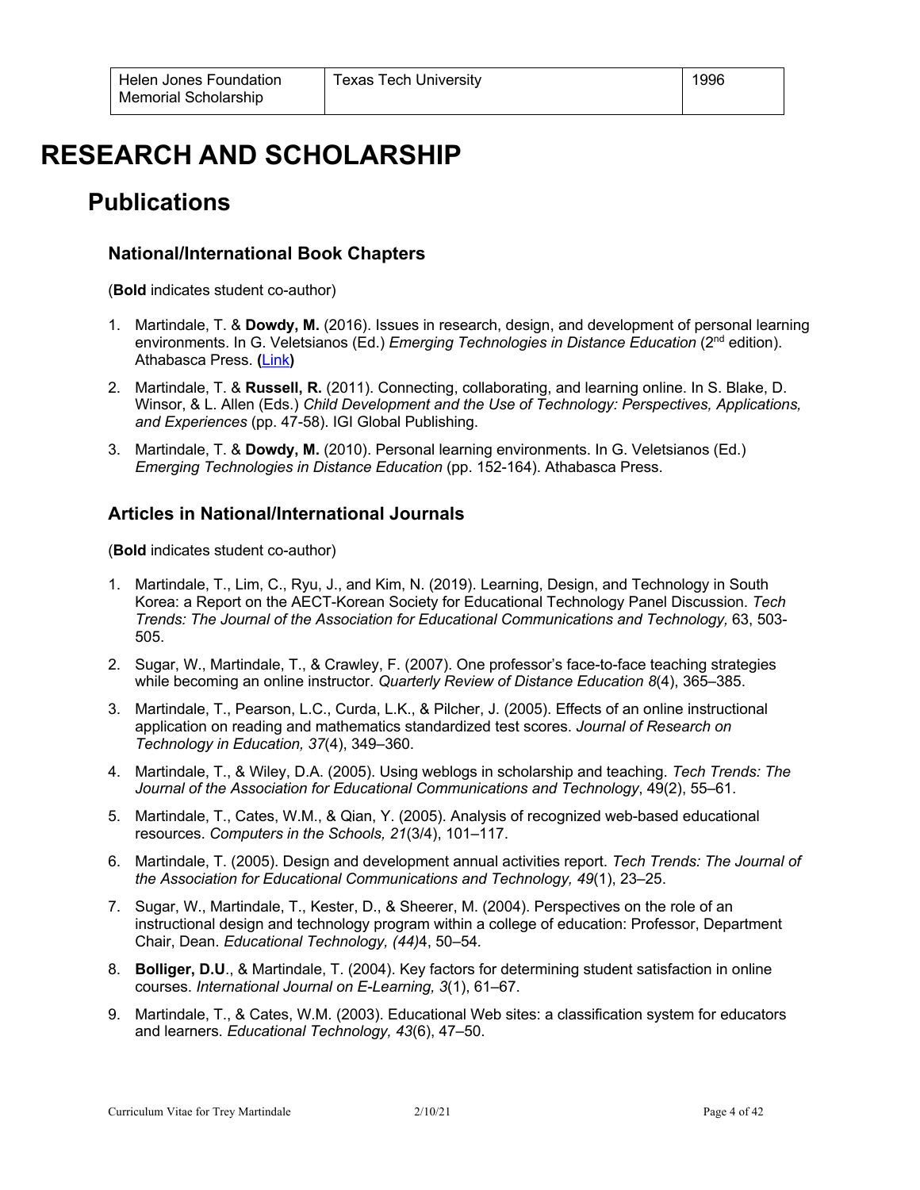| Helen Jones Foundation Memorial Scholarship | Texas Tech University | 1996 |
|---|---|---|

# RESEARCH AND SCHOLARSHIP

## Publications

### National/International Book Chapters

(**Bold** indicates student co-author)

1. Martindale, T. & **Dowdy, M.** (2016). Issues in research, design, and development of personal learning environments. In G. Veletsianos (Ed.) *Emerging Technologies in Distance Education* (2nd edition). Athabasca Press. **(**Link**)**
2. Martindale, T. & **Russell, R.** (2011). Connecting, collaborating, and learning online. In S. Blake, D. Winsor, & L. Allen (Eds.) *Child Development and the Use of Technology: Perspectives, Applications, and Experiences* (pp. 47-58). IGI Global Publishing.
3. Martindale, T. & **Dowdy, M.** (2010). Personal learning environments. In G. Veletsianos (Ed.) *Emerging Technologies in Distance Education* (pp. 152-164). Athabasca Press.

### Articles in National/International Journals

(**Bold** indicates student co-author)

1. Martindale, T., Lim, C., Ryu, J., and Kim, N. (2019). Learning, Design, and Technology in South Korea: a Report on the AECT-Korean Society for Educational Technology Panel Discussion. *Tech Trends: The Journal of the Association for Educational Communications and Technology,* 63, 503-505.
2. Sugar, W., Martindale, T., & Crawley, F. (2007). One professor's face-to-face teaching strategies while becoming an online instructor. *Quarterly Review of Distance Education 8*(4), 365–385.
3. Martindale, T., Pearson, L.C., Curda, L.K., & Pilcher, J. (2005). Effects of an online instructional application on reading and mathematics standardized test scores. *Journal of Research on Technology in Education, 37*(4), 349–360.
4. Martindale, T., & Wiley, D.A. (2005). Using weblogs in scholarship and teaching. *Tech Trends: The Journal of the Association for Educational Communications and Technology*, 49(2), 55–61.
5. Martindale, T., Cates, W.M., & Qian, Y. (2005). Analysis of recognized web-based educational resources. *Computers in the Schools, 21*(3/4), 101–117.
6. Martindale, T. (2005). Design and development annual activities report. *Tech Trends: The Journal of the Association for Educational Communications and Technology, 49*(1), 23–25.
7. Sugar, W., Martindale, T., Kester, D., & Sheerer, M. (2004). Perspectives on the role of an instructional design and technology program within a college of education: Professor, Department Chair, Dean. *Educational Technology, (44)*4, 50–54.
8. **Bolliger, D.U**., & Martindale, T. (2004). Key factors for determining student satisfaction in online courses. *International Journal on E-Learning, 3*(1), 61–67.
9. Martindale, T., & Cates, W.M. (2003). Educational Web sites: a classification system for educators and learners. *Educational Technology, 43*(6), 47–50.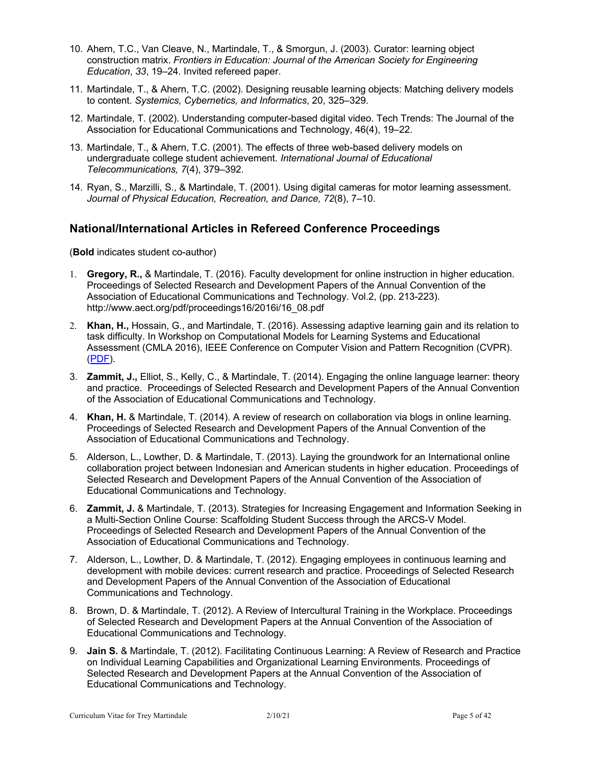10. Ahern, T.C., Van Cleave, N., Martindale, T., & Smorgun, J. (2003). Curator: learning object construction matrix. *Frontiers in Education: Journal of the American Society for Engineering Education*, *33*, 19–24. Invited refereed paper.

11. Martindale, T., & Ahern, T.C. (2002). Designing reusable learning objects: Matching delivery models to content. *Systemics, Cybernetics, and Informatics*, 20, 325–329.

12. Martindale, T. (2002). Understanding computer-based digital video. Tech Trends: The Journal of the Association for Educational Communications and Technology, 46(4), 19–22.

13. Martindale, T., & Ahern, T.C. (2001). The effects of three web-based delivery models on undergraduate college student achievement. *International Journal of Educational Telecommunications, 7*(4), 379–392.

14. Ryan, S., Marzilli, S., & Martindale, T. (2001). Using digital cameras for motor learning assessment. *Journal of Physical Education, Recreation, and Dance, 72*(8), 7–10.

## National/International Articles in Refereed Conference Proceedings

(**Bold** indicates student co-author)

1. **Gregory, R.,** & Martindale, T. (2016). Faculty development for online instruction in higher education. Proceedings of Selected Research and Development Papers of the Annual Convention of the Association of Educational Communications and Technology. Vol.2, (pp. 213-223). http://www.aect.org/pdf/proceedings16/2016i/16_08.pdf

2. **Khan, H.,** Hossain, G., and Martindale, T. (2016). Assessing adaptive learning gain and its relation to task difficulty. In Workshop on Computational Models for Learning Systems and Educational Assessment (CMLA 2016), IEEE Conference on Computer Vision and Pattern Recognition (CVPR). (PDF).

3. **Zammit, J.,** Elliot, S., Kelly, C., & Martindale, T. (2014). Engaging the online language learner: theory and practice. Proceedings of Selected Research and Development Papers of the Annual Convention of the Association of Educational Communications and Technology.

4. **Khan, H.** & Martindale, T. (2014). A review of research on collaboration via blogs in online learning. Proceedings of Selected Research and Development Papers of the Annual Convention of the Association of Educational Communications and Technology.

5. Alderson, L., Lowther, D. & Martindale, T. (2013). Laying the groundwork for an International online collaboration project between Indonesian and American students in higher education. Proceedings of Selected Research and Development Papers of the Annual Convention of the Association of Educational Communications and Technology.

6. **Zammit, J.** & Martindale, T. (2013). Strategies for Increasing Engagement and Information Seeking in a Multi-Section Online Course: Scaffolding Student Success through the ARCS-V Model. Proceedings of Selected Research and Development Papers of the Annual Convention of the Association of Educational Communications and Technology.

7. Alderson, L., Lowther, D. & Martindale, T. (2012). Engaging employees in continuous learning and development with mobile devices: current research and practice. Proceedings of Selected Research and Development Papers of the Annual Convention of the Association of Educational Communications and Technology.

8. Brown, D. & Martindale, T. (2012). A Review of Intercultural Training in the Workplace. Proceedings of Selected Research and Development Papers at the Annual Convention of the Association of Educational Communications and Technology.

9. **Jain S.** & Martindale, T. (2012). Facilitating Continuous Learning: A Review of Research and Practice on Individual Learning Capabilities and Organizational Learning Environments. Proceedings of Selected Research and Development Papers at the Annual Convention of the Association of Educational Communications and Technology.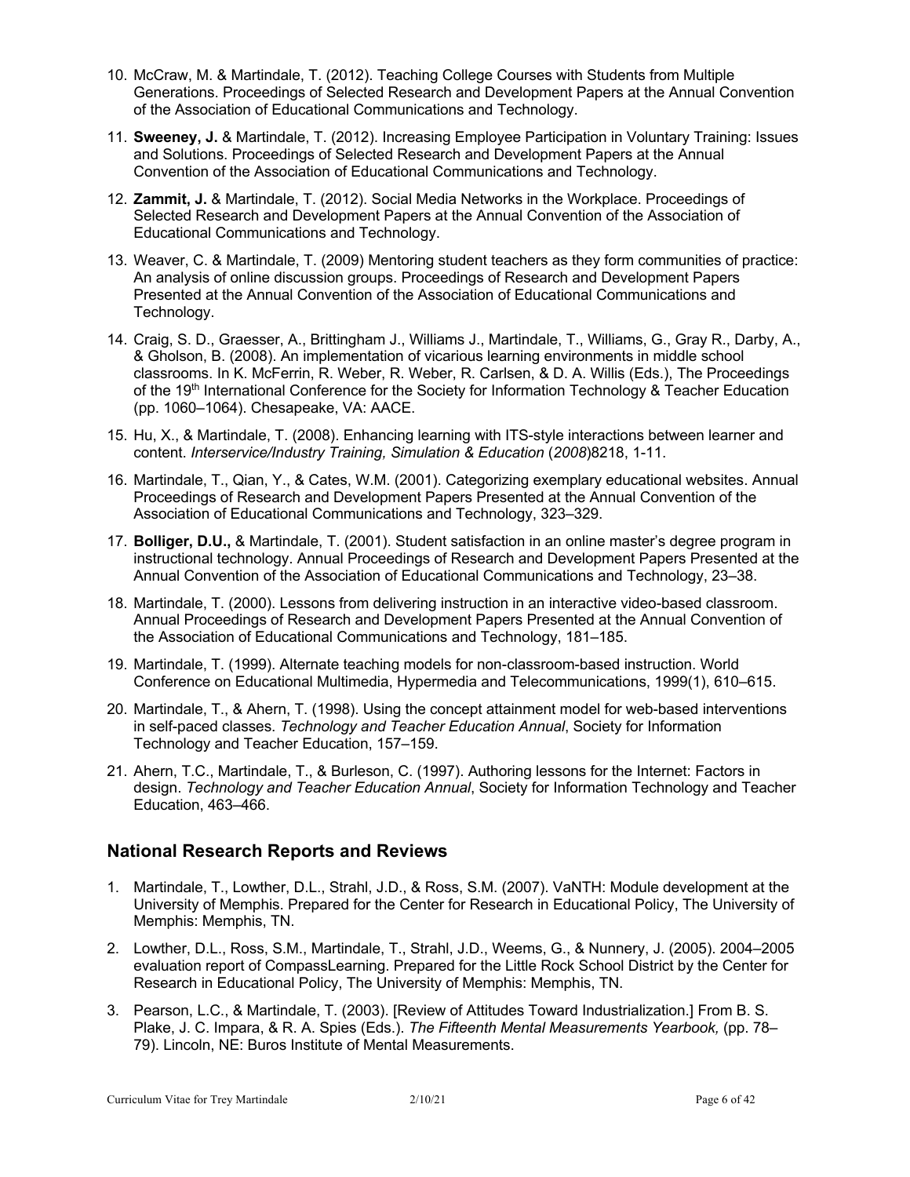10. McCraw, M. & Martindale, T. (2012). Teaching College Courses with Students from Multiple Generations. Proceedings of Selected Research and Development Papers at the Annual Convention of the Association of Educational Communications and Technology.

11. **Sweeney, J.** & Martindale, T. (2012). Increasing Employee Participation in Voluntary Training: Issues and Solutions. Proceedings of Selected Research and Development Papers at the Annual Convention of the Association of Educational Communications and Technology.

12. **Zammit, J.** & Martindale, T. (2012). Social Media Networks in the Workplace. Proceedings of Selected Research and Development Papers at the Annual Convention of the Association of Educational Communications and Technology.

13. Weaver, C. & Martindale, T. (2009) Mentoring student teachers as they form communities of practice: An analysis of online discussion groups. Proceedings of Research and Development Papers Presented at the Annual Convention of the Association of Educational Communications and Technology.

14. Craig, S. D., Graesser, A., Brittingham J., Williams J., Martindale, T., Williams, G., Gray R., Darby, A., & Gholson, B. (2008). An implementation of vicarious learning environments in middle school classrooms. In K. McFerrin, R. Weber, R. Weber, R. Carlsen, & D. A. Willis (Eds.), The Proceedings of the 19th International Conference for the Society for Information Technology & Teacher Education (pp. 1060–1064). Chesapeake, VA: AACE.

15. Hu, X., & Martindale, T. (2008). Enhancing learning with ITS-style interactions between learner and content. *Interservice/Industry Training, Simulation & Education* (*2008*)8218, 1-11.

16. Martindale, T., Qian, Y., & Cates, W.M. (2001). Categorizing exemplary educational websites. Annual Proceedings of Research and Development Papers Presented at the Annual Convention of the Association of Educational Communications and Technology, 323–329.

17. **Bolliger, D.U.,** & Martindale, T. (2001). Student satisfaction in an online master's degree program in instructional technology. Annual Proceedings of Research and Development Papers Presented at the Annual Convention of the Association of Educational Communications and Technology, 23–38.

18. Martindale, T. (2000). Lessons from delivering instruction in an interactive video-based classroom. Annual Proceedings of Research and Development Papers Presented at the Annual Convention of the Association of Educational Communications and Technology, 181–185.

19. Martindale, T. (1999). Alternate teaching models for non-classroom-based instruction. World Conference on Educational Multimedia, Hypermedia and Telecommunications, 1999(1), 610–615.

20. Martindale, T., & Ahern, T. (1998). Using the concept attainment model for web-based interventions in self-paced classes. *Technology and Teacher Education Annual*, Society for Information Technology and Teacher Education, 157–159.

21. Ahern, T.C., Martindale, T., & Burleson, C. (1997). Authoring lessons for the Internet: Factors in design. *Technology and Teacher Education Annual*, Society for Information Technology and Teacher Education, 463–466.

## National Research Reports and Reviews

1. Martindale, T., Lowther, D.L., Strahl, J.D., & Ross, S.M. (2007). VaNTH: Module development at the University of Memphis. Prepared for the Center for Research in Educational Policy, The University of Memphis: Memphis, TN.

2. Lowther, D.L., Ross, S.M., Martindale, T., Strahl, J.D., Weems, G., & Nunnery, J. (2005). 2004–2005 evaluation report of CompassLearning. Prepared for the Little Rock School District by the Center for Research in Educational Policy, The University of Memphis: Memphis, TN.

3. Pearson, L.C., & Martindale, T. (2003). [Review of Attitudes Toward Industrialization.] From B. S. Plake, J. C. Impara, & R. A. Spies (Eds.). *The Fifteenth Mental Measurements Yearbook,* (pp. 78–79). Lincoln, NE: Buros Institute of Mental Measurements.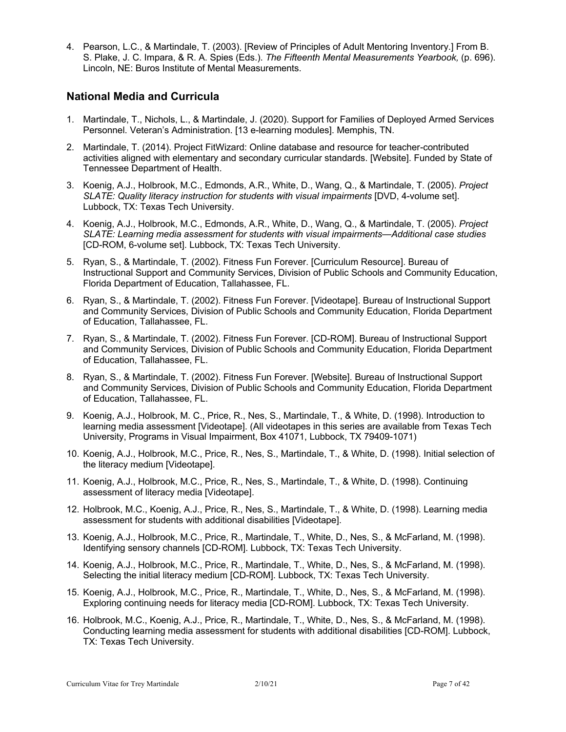4. Pearson, L.C., & Martindale, T. (2003). [Review of Principles of Adult Mentoring Inventory.] From B. S. Plake, J. C. Impara, & R. A. Spies (Eds.). *The Fifteenth Mental Measurements Yearbook,* (p. 696). Lincoln, NE: Buros Institute of Mental Measurements.

## National Media and Curricula

1. Martindale, T., Nichols, L., & Martindale, J. (2020). Support for Families of Deployed Armed Services Personnel. Veteran's Administration. [13 e-learning modules]. Memphis, TN.
2. Martindale, T. (2014). Project FitWizard: Online database and resource for teacher-contributed activities aligned with elementary and secondary curricular standards. [Website]. Funded by State of Tennessee Department of Health.
3. Koenig, A.J., Holbrook, M.C., Edmonds, A.R., White, D., Wang, Q., & Martindale, T. (2005). *Project SLATE: Quality literacy instruction for students with visual impairments* [DVD, 4-volume set]. Lubbock, TX: Texas Tech University.
4. Koenig, A.J., Holbrook, M.C., Edmonds, A.R., White, D., Wang, Q., & Martindale, T. (2005). *Project SLATE: Learning media assessment for students with visual impairments—Additional case studies* [CD-ROM, 6-volume set]. Lubbock, TX: Texas Tech University.
5. Ryan, S., & Martindale, T. (2002). Fitness Fun Forever. [Curriculum Resource]. Bureau of Instructional Support and Community Services, Division of Public Schools and Community Education, Florida Department of Education, Tallahassee, FL.
6. Ryan, S., & Martindale, T. (2002). Fitness Fun Forever. [Videotape]. Bureau of Instructional Support and Community Services, Division of Public Schools and Community Education, Florida Department of Education, Tallahassee, FL.
7. Ryan, S., & Martindale, T. (2002). Fitness Fun Forever. [CD-ROM]. Bureau of Instructional Support and Community Services, Division of Public Schools and Community Education, Florida Department of Education, Tallahassee, FL.
8. Ryan, S., & Martindale, T. (2002). Fitness Fun Forever. [Website]. Bureau of Instructional Support and Community Services, Division of Public Schools and Community Education, Florida Department of Education, Tallahassee, FL.
9. Koenig, A.J., Holbrook, M. C., Price, R., Nes, S., Martindale, T., & White, D. (1998). Introduction to learning media assessment [Videotape]. (All videotapes in this series are available from Texas Tech University, Programs in Visual Impairment, Box 41071, Lubbock, TX 79409-1071)
10. Koenig, A.J., Holbrook, M.C., Price, R., Nes, S., Martindale, T., & White, D. (1998). Initial selection of the literacy medium [Videotape].
11. Koenig, A.J., Holbrook, M.C., Price, R., Nes, S., Martindale, T., & White, D. (1998). Continuing assessment of literacy media [Videotape].
12. Holbrook, M.C., Koenig, A.J., Price, R., Nes, S., Martindale, T., & White, D. (1998). Learning media assessment for students with additional disabilities [Videotape].
13. Koenig, A.J., Holbrook, M.C., Price, R., Martindale, T., White, D., Nes, S., & McFarland, M. (1998). Identifying sensory channels [CD-ROM]. Lubbock, TX: Texas Tech University.
14. Koenig, A.J., Holbrook, M.C., Price, R., Martindale, T., White, D., Nes, S., & McFarland, M. (1998). Selecting the initial literacy medium [CD-ROM]. Lubbock, TX: Texas Tech University.
15. Koenig, A.J., Holbrook, M.C., Price, R., Martindale, T., White, D., Nes, S., & McFarland, M. (1998). Exploring continuing needs for literacy media [CD-ROM]. Lubbock, TX: Texas Tech University.
16. Holbrook, M.C., Koenig, A.J., Price, R., Martindale, T., White, D., Nes, S., & McFarland, M. (1998). Conducting learning media assessment for students with additional disabilities [CD-ROM]. Lubbock, TX: Texas Tech University.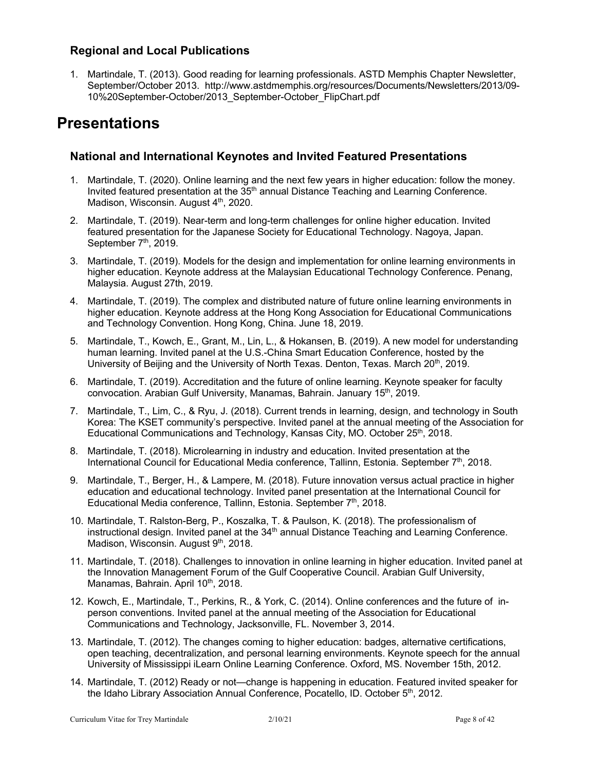### Regional and Local Publications

1. Martindale, T. (2013). Good reading for learning professionals. ASTD Memphis Chapter Newsletter, September/October 2013. http://www.astdmemphis.org/resources/Documents/Newsletters/2013/09-10%20September-October/2013_September-October_FlipChart.pdf

# Presentations

### National and International Keynotes and Invited Featured Presentations

1. Martindale, T. (2020). Online learning and the next few years in higher education: follow the money. Invited featured presentation at the 35th annual Distance Teaching and Learning Conference. Madison, Wisconsin. August 4th, 2020.
2. Martindale, T. (2019). Near-term and long-term challenges for online higher education. Invited featured presentation for the Japanese Society for Educational Technology. Nagoya, Japan. September 7th, 2019.
3. Martindale, T. (2019). Models for the design and implementation for online learning environments in higher education. Keynote address at the Malaysian Educational Technology Conference. Penang, Malaysia. August 27th, 2019.
4. Martindale, T. (2019). The complex and distributed nature of future online learning environments in higher education. Keynote address at the Hong Kong Association for Educational Communications and Technology Convention. Hong Kong, China. June 18, 2019.
5. Martindale, T., Kowch, E., Grant, M., Lin, L., & Hokansen, B. (2019). A new model for understanding human learning. Invited panel at the U.S.-China Smart Education Conference, hosted by the University of Beijing and the University of North Texas. Denton, Texas. March 20th, 2019.
6. Martindale, T. (2019). Accreditation and the future of online learning. Keynote speaker for faculty convocation. Arabian Gulf University, Manamas, Bahrain. January 15th, 2019.
7. Martindale, T., Lim, C., & Ryu, J. (2018). Current trends in learning, design, and technology in South Korea: The KSET community's perspective. Invited panel at the annual meeting of the Association for Educational Communications and Technology, Kansas City, MO. October 25th, 2018.
8. Martindale, T. (2018). Microlearning in industry and education. Invited presentation at the International Council for Educational Media conference, Tallinn, Estonia. September 7th, 2018.
9. Martindale, T., Berger, H., & Lampere, M. (2018). Future innovation versus actual practice in higher education and educational technology. Invited panel presentation at the International Council for Educational Media conference, Tallinn, Estonia. September 7th, 2018.
10. Martindale, T. Ralston-Berg, P., Koszalka, T. & Paulson, K. (2018). The professionalism of instructional design. Invited panel at the 34th annual Distance Teaching and Learning Conference. Madison, Wisconsin. August 9th, 2018.
11. Martindale, T. (2018). Challenges to innovation in online learning in higher education. Invited panel at the Innovation Management Forum of the Gulf Cooperative Council. Arabian Gulf University, Manamas, Bahrain. April 10th, 2018.
12. Kowch, E., Martindale, T., Perkins, R., & York, C. (2014). Online conferences and the future of in-person conventions. Invited panel at the annual meeting of the Association for Educational Communications and Technology, Jacksonville, FL. November 3, 2014.
13. Martindale, T. (2012). The changes coming to higher education: badges, alternative certifications, open teaching, decentralization, and personal learning environments. Keynote speech for the annual University of Mississippi iLearn Online Learning Conference. Oxford, MS. November 15th, 2012.
14. Martindale, T. (2012) Ready or not—change is happening in education. Featured invited speaker for the Idaho Library Association Annual Conference, Pocatello, ID. October 5th, 2012.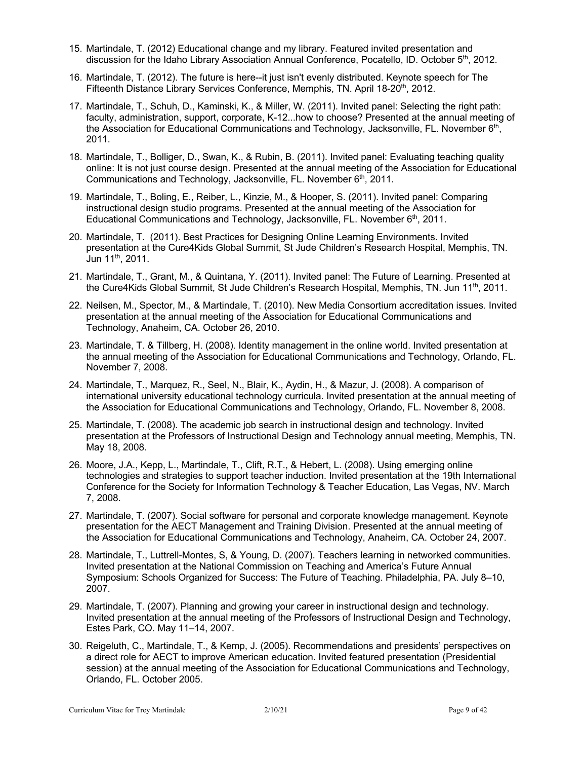15. Martindale, T. (2012) Educational change and my library. Featured invited presentation and discussion for the Idaho Library Association Annual Conference, Pocatello, ID. October 5th, 2012.

16. Martindale, T. (2012). The future is here--it just isn't evenly distributed. Keynote speech for The Fifteenth Distance Library Services Conference, Memphis, TN. April 18-20th, 2012.

17. Martindale, T., Schuh, D., Kaminski, K., & Miller, W. (2011). Invited panel: Selecting the right path: faculty, administration, support, corporate, K-12...how to choose? Presented at the annual meeting of the Association for Educational Communications and Technology, Jacksonville, FL. November 6th, 2011.

18. Martindale, T., Bolliger, D., Swan, K., & Rubin, B. (2011). Invited panel: Evaluating teaching quality online: It is not just course design. Presented at the annual meeting of the Association for Educational Communications and Technology, Jacksonville, FL. November 6th, 2011.

19. Martindale, T., Boling, E., Reiber, L., Kinzie, M., & Hooper, S. (2011). Invited panel: Comparing instructional design studio programs. Presented at the annual meeting of the Association for Educational Communications and Technology, Jacksonville, FL. November 6th, 2011.

20. Martindale, T. (2011). Best Practices for Designing Online Learning Environments. Invited presentation at the Cure4Kids Global Summit, St Jude Children's Research Hospital, Memphis, TN. Jun 11th, 2011.

21. Martindale, T., Grant, M., & Quintana, Y. (2011). Invited panel: The Future of Learning. Presented at the Cure4Kids Global Summit, St Jude Children's Research Hospital, Memphis, TN. Jun 11th, 2011.

22. Neilsen, M., Spector, M., & Martindale, T. (2010). New Media Consortium accreditation issues. Invited presentation at the annual meeting of the Association for Educational Communications and Technology, Anaheim, CA. October 26, 2010.

23. Martindale, T. & Tillberg, H. (2008). Identity management in the online world. Invited presentation at the annual meeting of the Association for Educational Communications and Technology, Orlando, FL. November 7, 2008.

24. Martindale, T., Marquez, R., Seel, N., Blair, K., Aydin, H., & Mazur, J. (2008). A comparison of international university educational technology curricula. Invited presentation at the annual meeting of the Association for Educational Communications and Technology, Orlando, FL. November 8, 2008.

25. Martindale, T. (2008). The academic job search in instructional design and technology. Invited presentation at the Professors of Instructional Design and Technology annual meeting, Memphis, TN. May 18, 2008.

26. Moore, J.A., Kepp, L., Martindale, T., Clift, R.T., & Hebert, L. (2008). Using emerging online technologies and strategies to support teacher induction. Invited presentation at the 19th International Conference for the Society for Information Technology & Teacher Education, Las Vegas, NV. March 7, 2008.

27. Martindale, T. (2007). Social software for personal and corporate knowledge management. Keynote presentation for the AECT Management and Training Division. Presented at the annual meeting of the Association for Educational Communications and Technology, Anaheim, CA. October 24, 2007.

28. Martindale, T., Luttrell-Montes, S, & Young, D. (2007). Teachers learning in networked communities. Invited presentation at the National Commission on Teaching and America's Future Annual Symposium: Schools Organized for Success: The Future of Teaching. Philadelphia, PA. July 8–10, 2007.

29. Martindale, T. (2007). Planning and growing your career in instructional design and technology. Invited presentation at the annual meeting of the Professors of Instructional Design and Technology, Estes Park, CO. May 11–14, 2007.

30. Reigeluth, C., Martindale, T., & Kemp, J. (2005). Recommendations and presidents' perspectives on a direct role for AECT to improve American education. Invited featured presentation (Presidential session) at the annual meeting of the Association for Educational Communications and Technology, Orlando, FL. October 2005.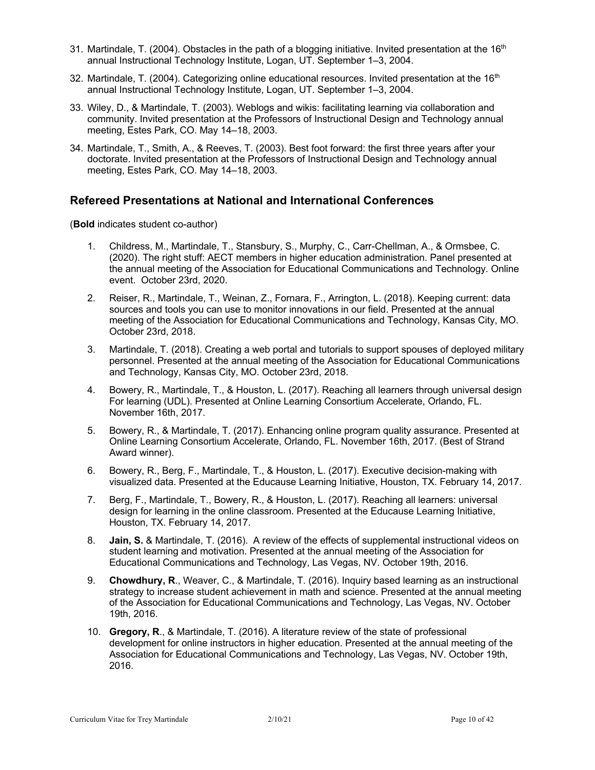31. Martindale, T. (2004). Obstacles in the path of a blogging initiative. Invited presentation at the 16th annual Instructional Technology Institute, Logan, UT. September 1–3, 2004.
32. Martindale, T. (2004). Categorizing online educational resources. Invited presentation at the 16th annual Instructional Technology Institute, Logan, UT. September 1–3, 2004.
33. Wiley, D., & Martindale, T. (2003). Weblogs and wikis: facilitating learning via collaboration and community. Invited presentation at the Professors of Instructional Design and Technology annual meeting, Estes Park, CO. May 14–18, 2003.
34. Martindale, T., Smith, A., & Reeves, T. (2003). Best foot forward: the first three years after your doctorate. Invited presentation at the Professors of Instructional Design and Technology annual meeting, Estes Park, CO. May 14–18, 2003.

## Refereed Presentations at National and International Conferences

(**Bold** indicates student co-author)

1. Childress, M., Martindale, T., Stansbury, S., Murphy, C., Carr-Chellman, A., & Ormsbee, C. (2020). The right stuff: AECT members in higher education administration. Panel presented at the annual meeting of the Association for Educational Communications and Technology. Online event. October 23rd, 2020.
2. Reiser, R., Martindale, T., Weinan, Z., Fornara, F., Arrington, L. (2018). Keeping current: data sources and tools you can use to monitor innovations in our field. Presented at the annual meeting of the Association for Educational Communications and Technology, Kansas City, MO. October 23rd, 2018.
3. Martindale, T. (2018). Creating a web portal and tutorials to support spouses of deployed military personnel. Presented at the annual meeting of the Association for Educational Communications and Technology, Kansas City, MO. October 23rd, 2018.
4. Bowery, R., Martindale, T., & Houston, L. (2017). Reaching all learners through universal design For learning (UDL). Presented at Online Learning Consortium Accelerate, Orlando, FL. November 16th, 2017.
5. Bowery, R., & Martindale, T. (2017). Enhancing online program quality assurance. Presented at Online Learning Consortium Accelerate, Orlando, FL. November 16th, 2017. (Best of Strand Award winner).
6. Bowery, R., Berg, F., Martindale, T., & Houston, L. (2017). Executive decision-making with visualized data. Presented at the Educause Learning Initiative, Houston, TX. February 14, 2017.
7. Berg, F., Martindale, T., Bowery, R., & Houston, L. (2017). Reaching all learners: universal design for learning in the online classroom. Presented at the Educause Learning Initiative, Houston, TX. February 14, 2017.
8. **Jain, S.** & Martindale, T. (2016). A review of the effects of supplemental instructional videos on student learning and motivation. Presented at the annual meeting of the Association for Educational Communications and Technology, Las Vegas, NV. October 19th, 2016.
9. **Chowdhury, R**., Weaver, C., & Martindale, T. (2016). Inquiry based learning as an instructional strategy to increase student achievement in math and science. Presented at the annual meeting of the Association for Educational Communications and Technology, Las Vegas, NV. October 19th, 2016.
10. **Gregory, R**., & Martindale, T. (2016). A literature review of the state of professional development for online instructors in higher education. Presented at the annual meeting of the Association for Educational Communications and Technology, Las Vegas, NV. October 19th, 2016.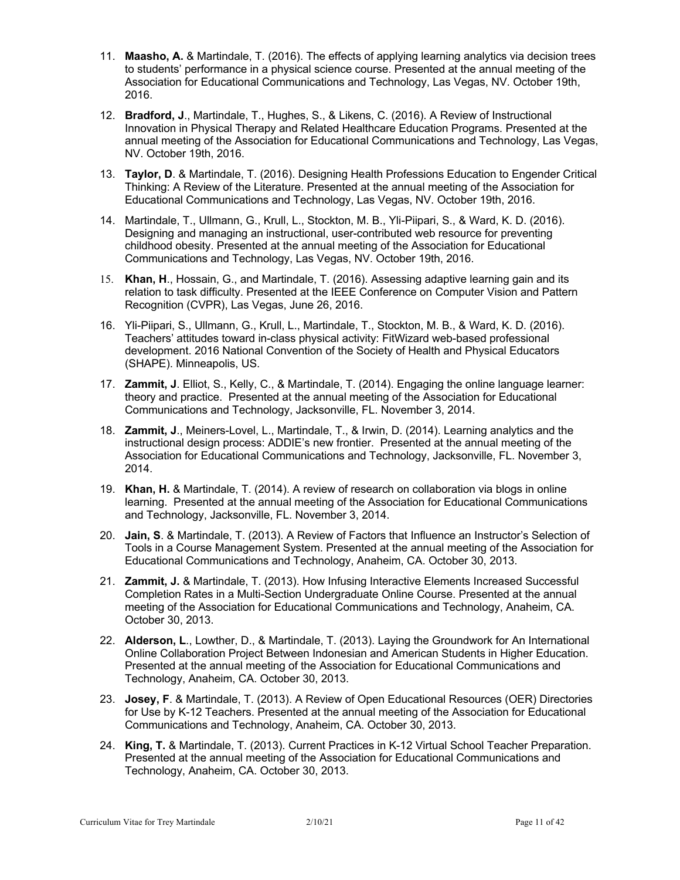11. **Maasho, A.** & Martindale, T. (2016). The effects of applying learning analytics via decision trees to students' performance in a physical science course. Presented at the annual meeting of the Association for Educational Communications and Technology, Las Vegas, NV. October 19th, 2016.

12. **Bradford, J**., Martindale, T., Hughes, S., & Likens, C. (2016). A Review of Instructional Innovation in Physical Therapy and Related Healthcare Education Programs. Presented at the annual meeting of the Association for Educational Communications and Technology, Las Vegas, NV. October 19th, 2016.

13. **Taylor, D**. & Martindale, T. (2016). Designing Health Professions Education to Engender Critical Thinking: A Review of the Literature. Presented at the annual meeting of the Association for Educational Communications and Technology, Las Vegas, NV. October 19th, 2016.

14. Martindale, T., Ullmann, G., Krull, L., Stockton, M. B., Yli-Piipari, S., & Ward, K. D. (2016). Designing and managing an instructional, user-contributed web resource for preventing childhood obesity. Presented at the annual meeting of the Association for Educational Communications and Technology, Las Vegas, NV. October 19th, 2016.

15. **Khan, H**., Hossain, G., and Martindale, T. (2016). Assessing adaptive learning gain and its relation to task difficulty. Presented at the IEEE Conference on Computer Vision and Pattern Recognition (CVPR), Las Vegas, June 26, 2016.

16. Yli-Piipari, S., Ullmann, G., Krull, L., Martindale, T., Stockton, M. B., & Ward, K. D. (2016). Teachers' attitudes toward in-class physical activity: FitWizard web-based professional development. 2016 National Convention of the Society of Health and Physical Educators (SHAPE). Minneapolis, US.

17. **Zammit, J**. Elliot, S., Kelly, C., & Martindale, T. (2014). Engaging the online language learner: theory and practice. Presented at the annual meeting of the Association for Educational Communications and Technology, Jacksonville, FL. November 3, 2014.

18. **Zammit, J**., Meiners-Lovel, L., Martindale, T., & Irwin, D. (2014). Learning analytics and the instructional design process: ADDIE's new frontier. Presented at the annual meeting of the Association for Educational Communications and Technology, Jacksonville, FL. November 3, 2014.

19. **Khan, H.** & Martindale, T. (2014). A review of research on collaboration via blogs in online learning. Presented at the annual meeting of the Association for Educational Communications and Technology, Jacksonville, FL. November 3, 2014.

20. **Jain, S**. & Martindale, T. (2013). A Review of Factors that Influence an Instructor's Selection of Tools in a Course Management System. Presented at the annual meeting of the Association for Educational Communications and Technology, Anaheim, CA. October 30, 2013.

21. **Zammit, J.** & Martindale, T. (2013). How Infusing Interactive Elements Increased Successful Completion Rates in a Multi-Section Undergraduate Online Course. Presented at the annual meeting of the Association for Educational Communications and Technology, Anaheim, CA. October 30, 2013.

22. **Alderson, L**., Lowther, D., & Martindale, T. (2013). Laying the Groundwork for An International Online Collaboration Project Between Indonesian and American Students in Higher Education. Presented at the annual meeting of the Association for Educational Communications and Technology, Anaheim, CA. October 30, 2013.

23. **Josey, F**. & Martindale, T. (2013). A Review of Open Educational Resources (OER) Directories for Use by K-12 Teachers. Presented at the annual meeting of the Association for Educational Communications and Technology, Anaheim, CA. October 30, 2013.

24. **King, T.** & Martindale, T. (2013). Current Practices in K-12 Virtual School Teacher Preparation. Presented at the annual meeting of the Association for Educational Communications and Technology, Anaheim, CA. October 30, 2013.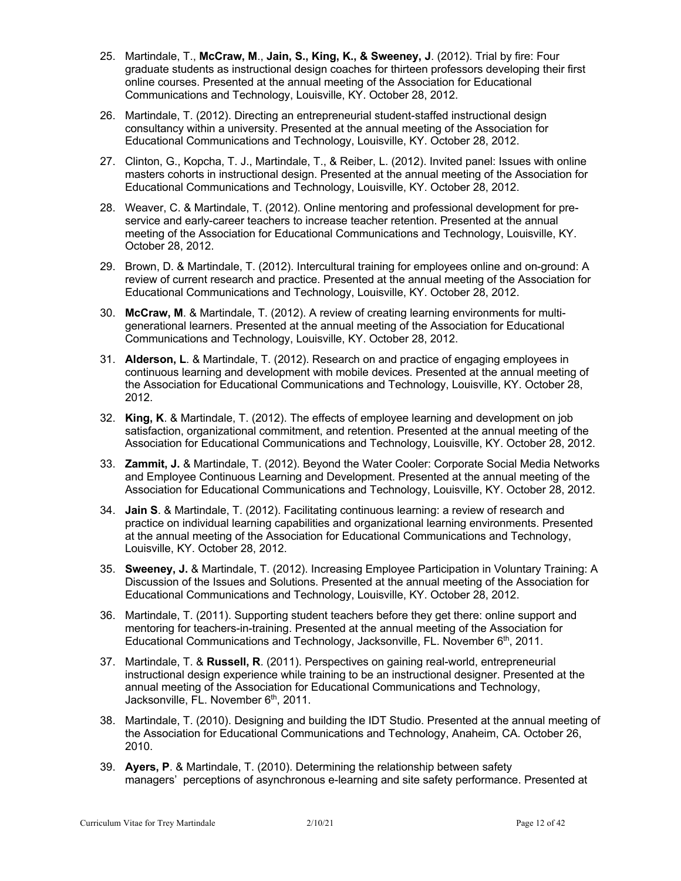25. Martindale, T., **McCraw, M**., **Jain, S., King, K., & Sweeney, J**. (2012). Trial by fire: Four graduate students as instructional design coaches for thirteen professors developing their first online courses. Presented at the annual meeting of the Association for Educational Communications and Technology, Louisville, KY. October 28, 2012.

26. Martindale, T. (2012). Directing an entrepreneurial student-staffed instructional design consultancy within a university. Presented at the annual meeting of the Association for Educational Communications and Technology, Louisville, KY. October 28, 2012.

27. Clinton, G., Kopcha, T. J., Martindale, T., & Reiber, L. (2012). Invited panel: Issues with online masters cohorts in instructional design. Presented at the annual meeting of the Association for Educational Communications and Technology, Louisville, KY. October 28, 2012.

28. Weaver, C. & Martindale, T. (2012). Online mentoring and professional development for pre-service and early-career teachers to increase teacher retention. Presented at the annual meeting of the Association for Educational Communications and Technology, Louisville, KY. October 28, 2012.

29. Brown, D. & Martindale, T. (2012). Intercultural training for employees online and on-ground: A review of current research and practice. Presented at the annual meeting of the Association for Educational Communications and Technology, Louisville, KY. October 28, 2012.

30. **McCraw, M**. & Martindale, T. (2012). A review of creating learning environments for multi-generational learners. Presented at the annual meeting of the Association for Educational Communications and Technology, Louisville, KY. October 28, 2012.

31. **Alderson, L**. & Martindale, T. (2012). Research on and practice of engaging employees in continuous learning and development with mobile devices. Presented at the annual meeting of the Association for Educational Communications and Technology, Louisville, KY. October 28, 2012.

32. **King, K**. & Martindale, T. (2012). The effects of employee learning and development on job satisfaction, organizational commitment, and retention. Presented at the annual meeting of the Association for Educational Communications and Technology, Louisville, KY. October 28, 2012.

33. **Zammit, J.** & Martindale, T. (2012). Beyond the Water Cooler: Corporate Social Media Networks and Employee Continuous Learning and Development. Presented at the annual meeting of the Association for Educational Communications and Technology, Louisville, KY. October 28, 2012.

34. **Jain S**. & Martindale, T. (2012). Facilitating continuous learning: a review of research and practice on individual learning capabilities and organizational learning environments. Presented at the annual meeting of the Association for Educational Communications and Technology, Louisville, KY. October 28, 2012.

35. **Sweeney, J.** & Martindale, T. (2012). Increasing Employee Participation in Voluntary Training: A Discussion of the Issues and Solutions. Presented at the annual meeting of the Association for Educational Communications and Technology, Louisville, KY. October 28, 2012.

36. Martindale, T. (2011). Supporting student teachers before they get there: online support and mentoring for teachers-in-training. Presented at the annual meeting of the Association for Educational Communications and Technology, Jacksonville, FL. November 6th, 2011.

37. Martindale, T. & **Russell, R**. (2011). Perspectives on gaining real-world, entrepreneurial instructional design experience while training to be an instructional designer. Presented at the annual meeting of the Association for Educational Communications and Technology, Jacksonville, FL. November 6th, 2011.

38. Martindale, T. (2010). Designing and building the IDT Studio. Presented at the annual meeting of the Association for Educational Communications and Technology, Anaheim, CA. October 26, 2010.

39. **Ayers, P**. & Martindale, T. (2010). Determining the relationship between safety managers' perceptions of asynchronous e-learning and site safety performance. Presented at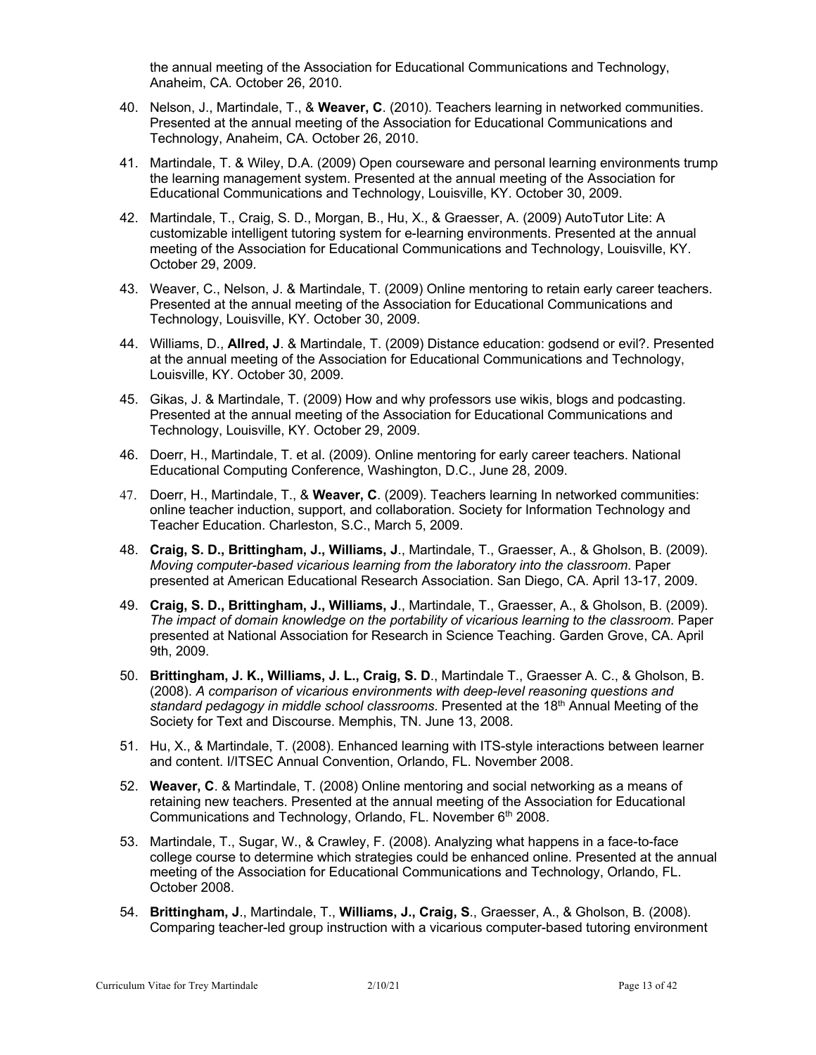the annual meeting of the Association for Educational Communications and Technology, Anaheim, CA. October 26, 2010.

40. Nelson, J., Martindale, T., & **Weaver, C**. (2010). Teachers learning in networked communities. Presented at the annual meeting of the Association for Educational Communications and Technology, Anaheim, CA. October 26, 2010.

41. Martindale, T. & Wiley, D.A. (2009) Open courseware and personal learning environments trump the learning management system. Presented at the annual meeting of the Association for Educational Communications and Technology, Louisville, KY. October 30, 2009.

42. Martindale, T., Craig, S. D., Morgan, B., Hu, X., & Graesser, A. (2009) AutoTutor Lite: A customizable intelligent tutoring system for e-learning environments. Presented at the annual meeting of the Association for Educational Communications and Technology, Louisville, KY. October 29, 2009.

43. Weaver, C., Nelson, J. & Martindale, T. (2009) Online mentoring to retain early career teachers. Presented at the annual meeting of the Association for Educational Communications and Technology, Louisville, KY. October 30, 2009.

44. Williams, D., **Allred, J**. & Martindale, T. (2009) Distance education: godsend or evil?. Presented at the annual meeting of the Association for Educational Communications and Technology, Louisville, KY. October 30, 2009.

45. Gikas, J. & Martindale, T. (2009) How and why professors use wikis, blogs and podcasting. Presented at the annual meeting of the Association for Educational Communications and Technology, Louisville, KY. October 29, 2009.

46. Doerr, H., Martindale, T. et al. (2009). Online mentoring for early career teachers. National Educational Computing Conference, Washington, D.C., June 28, 2009.

47. Doerr, H., Martindale, T., & **Weaver, C**. (2009). Teachers learning In networked communities: online teacher induction, support, and collaboration. Society for Information Technology and Teacher Education. Charleston, S.C., March 5, 2009.

48. **Craig, S. D., Brittingham, J., Williams, J**., Martindale, T., Graesser, A., & Gholson, B. (2009). *Moving computer-based vicarious learning from the laboratory into the classroom.* Paper presented at American Educational Research Association. San Diego, CA. April 13-17, 2009.

49. **Craig, S. D., Brittingham, J., Williams, J**., Martindale, T., Graesser, A., & Gholson, B. (2009). *The impact of domain knowledge on the portability of vicarious learning to the classroom.* Paper presented at National Association for Research in Science Teaching. Garden Grove, CA. April 9th, 2009.

50. **Brittingham, J. K., Williams, J. L., Craig, S. D**., Martindale T., Graesser A. C., & Gholson, B. (2008). *A comparison of vicarious environments with deep-level reasoning questions and standard pedagogy in middle school classrooms*. Presented at the 18th Annual Meeting of the Society for Text and Discourse. Memphis, TN. June 13, 2008.

51. Hu, X., & Martindale, T. (2008). Enhanced learning with ITS-style interactions between learner and content. I/ITSEC Annual Convention, Orlando, FL. November 2008.

52. **Weaver, C**. & Martindale, T. (2008) Online mentoring and social networking as a means of retaining new teachers. Presented at the annual meeting of the Association for Educational Communications and Technology, Orlando, FL. November 6th 2008.

53. Martindale, T., Sugar, W., & Crawley, F. (2008). Analyzing what happens in a face-to-face college course to determine which strategies could be enhanced online. Presented at the annual meeting of the Association for Educational Communications and Technology, Orlando, FL. October 2008.

54. **Brittingham, J**., Martindale, T., **Williams, J., Craig, S**., Graesser, A., & Gholson, B. (2008). Comparing teacher-led group instruction with a vicarious computer-based tutoring environment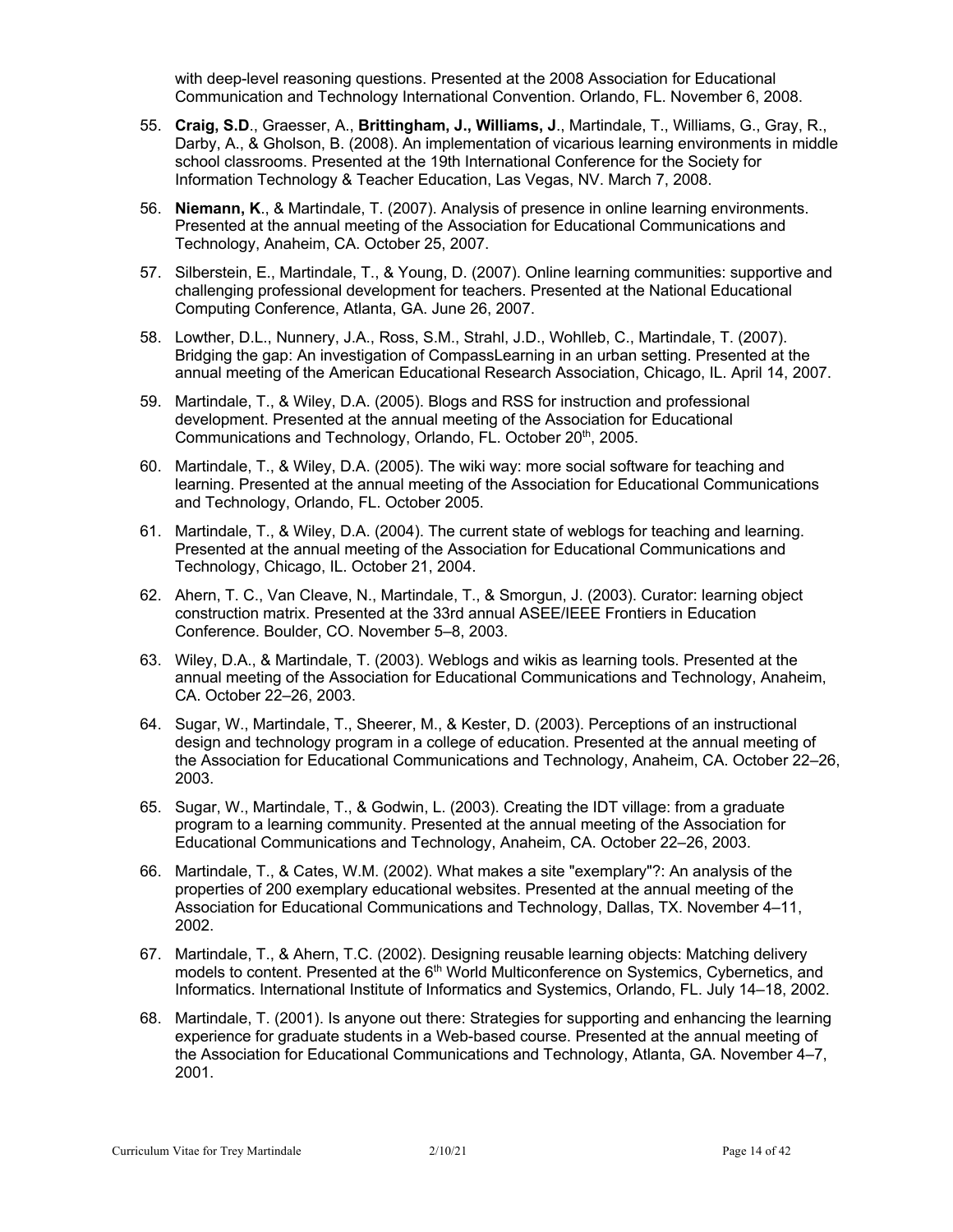with deep-level reasoning questions. Presented at the 2008 Association for Educational Communication and Technology International Convention. Orlando, FL. November 6, 2008.

55. **Craig, S.D**., Graesser, A., **Brittingham, J., Williams, J**., Martindale, T., Williams, G., Gray, R., Darby, A., & Gholson, B. (2008). An implementation of vicarious learning environments in middle school classrooms. Presented at the 19th International Conference for the Society for Information Technology & Teacher Education, Las Vegas, NV. March 7, 2008.

56. **Niemann, K**., & Martindale, T. (2007). Analysis of presence in online learning environments. Presented at the annual meeting of the Association for Educational Communications and Technology, Anaheim, CA. October 25, 2007.

57. Silberstein, E., Martindale, T., & Young, D. (2007). Online learning communities: supportive and challenging professional development for teachers. Presented at the National Educational Computing Conference, Atlanta, GA. June 26, 2007.

58. Lowther, D.L., Nunnery, J.A., Ross, S.M., Strahl, J.D., Wohlleb, C., Martindale, T. (2007). Bridging the gap: An investigation of CompassLearning in an urban setting. Presented at the annual meeting of the American Educational Research Association, Chicago, IL. April 14, 2007.

59. Martindale, T., & Wiley, D.A. (2005). Blogs and RSS for instruction and professional development. Presented at the annual meeting of the Association for Educational Communications and Technology, Orlando, FL. October 20th, 2005.

60. Martindale, T., & Wiley, D.A. (2005). The wiki way: more social software for teaching and learning. Presented at the annual meeting of the Association for Educational Communications and Technology, Orlando, FL. October 2005.

61. Martindale, T., & Wiley, D.A. (2004). The current state of weblogs for teaching and learning. Presented at the annual meeting of the Association for Educational Communications and Technology, Chicago, IL. October 21, 2004.

62. Ahern, T. C., Van Cleave, N., Martindale, T., & Smorgun, J. (2003). Curator: learning object construction matrix. Presented at the 33rd annual ASEE/IEEE Frontiers in Education Conference. Boulder, CO. November 5–8, 2003.

63. Wiley, D.A., & Martindale, T. (2003). Weblogs and wikis as learning tools. Presented at the annual meeting of the Association for Educational Communications and Technology, Anaheim, CA. October 22–26, 2003.

64. Sugar, W., Martindale, T., Sheerer, M., & Kester, D. (2003). Perceptions of an instructional design and technology program in a college of education. Presented at the annual meeting of the Association for Educational Communications and Technology, Anaheim, CA. October 22–26, 2003.

65. Sugar, W., Martindale, T., & Godwin, L. (2003). Creating the IDT village: from a graduate program to a learning community. Presented at the annual meeting of the Association for Educational Communications and Technology, Anaheim, CA. October 22–26, 2003.

66. Martindale, T., & Cates, W.M. (2002). What makes a site "exemplary"?: An analysis of the properties of 200 exemplary educational websites. Presented at the annual meeting of the Association for Educational Communications and Technology, Dallas, TX. November 4–11, 2002.

67. Martindale, T., & Ahern, T.C. (2002). Designing reusable learning objects: Matching delivery models to content. Presented at the 6th World Multiconference on Systemics, Cybernetics, and Informatics. International Institute of Informatics and Systemics, Orlando, FL. July 14–18, 2002.

68. Martindale, T. (2001). Is anyone out there: Strategies for supporting and enhancing the learning experience for graduate students in a Web-based course. Presented at the annual meeting of the Association for Educational Communications and Technology, Atlanta, GA. November 4–7, 2001.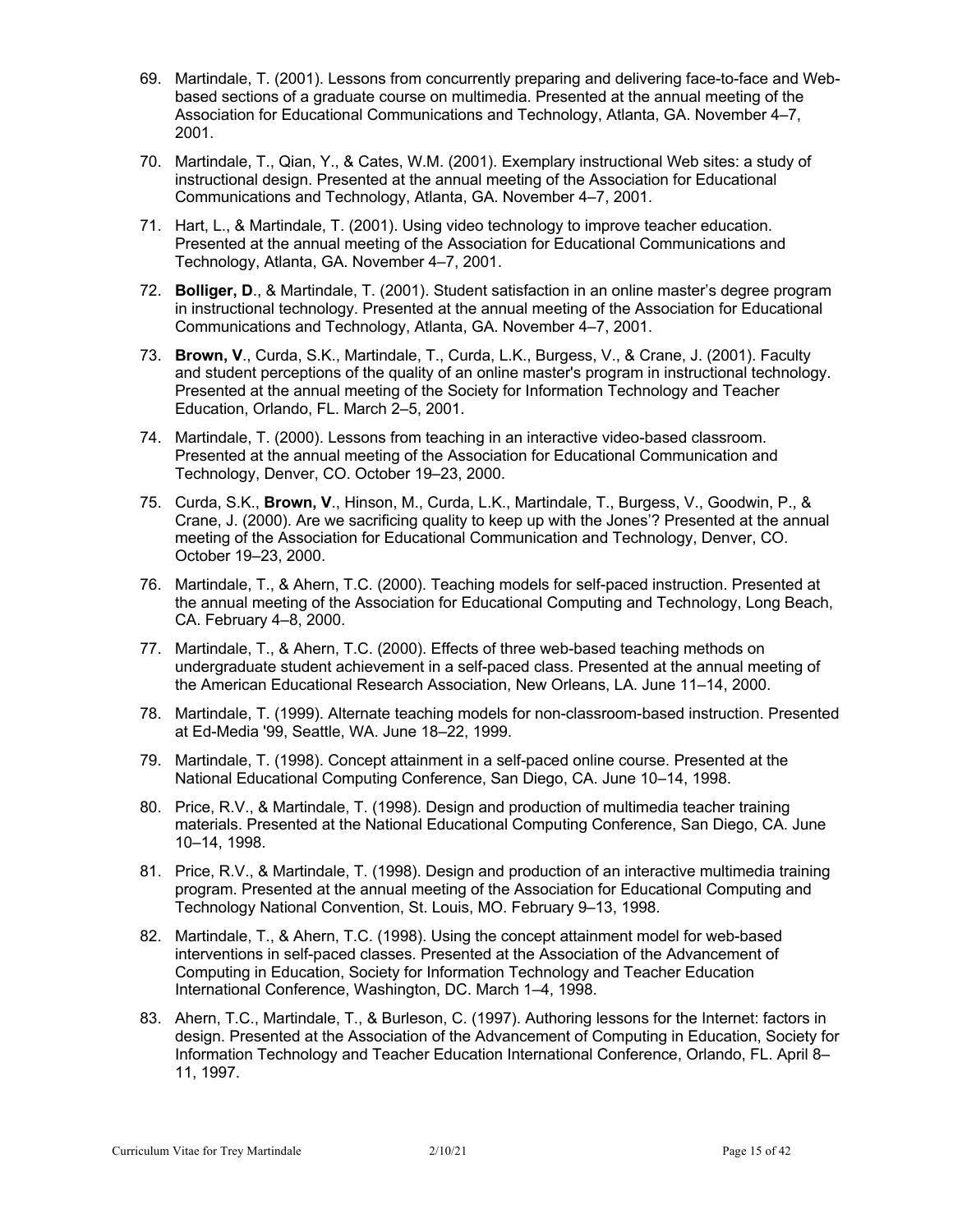69. Martindale, T. (2001). Lessons from concurrently preparing and delivering face-to-face and Web-based sections of a graduate course on multimedia. Presented at the annual meeting of the Association for Educational Communications and Technology, Atlanta, GA. November 4–7, 2001.

70. Martindale, T., Qian, Y., & Cates, W.M. (2001). Exemplary instructional Web sites: a study of instructional design. Presented at the annual meeting of the Association for Educational Communications and Technology, Atlanta, GA. November 4–7, 2001.

71. Hart, L., & Martindale, T. (2001). Using video technology to improve teacher education. Presented at the annual meeting of the Association for Educational Communications and Technology, Atlanta, GA. November 4–7, 2001.

72. **Bolliger, D**., & Martindale, T. (2001). Student satisfaction in an online master's degree program in instructional technology. Presented at the annual meeting of the Association for Educational Communications and Technology, Atlanta, GA. November 4–7, 2001.

73. **Brown, V**., Curda, S.K., Martindale, T., Curda, L.K., Burgess, V., & Crane, J. (2001). Faculty and student perceptions of the quality of an online master's program in instructional technology. Presented at the annual meeting of the Society for Information Technology and Teacher Education, Orlando, FL. March 2–5, 2001.

74. Martindale, T. (2000). Lessons from teaching in an interactive video-based classroom. Presented at the annual meeting of the Association for Educational Communication and Technology, Denver, CO. October 19–23, 2000.

75. Curda, S.K., **Brown, V**., Hinson, M., Curda, L.K., Martindale, T., Burgess, V., Goodwin, P., & Crane, J. (2000). Are we sacrificing quality to keep up with the Jones'? Presented at the annual meeting of the Association for Educational Communication and Technology, Denver, CO. October 19–23, 2000.

76. Martindale, T., & Ahern, T.C. (2000). Teaching models for self-paced instruction. Presented at the annual meeting of the Association for Educational Computing and Technology, Long Beach, CA. February 4–8, 2000.

77. Martindale, T., & Ahern, T.C. (2000). Effects of three web-based teaching methods on undergraduate student achievement in a self-paced class. Presented at the annual meeting of the American Educational Research Association, New Orleans, LA. June 11–14, 2000.

78. Martindale, T. (1999). Alternate teaching models for non-classroom-based instruction. Presented at Ed-Media '99, Seattle, WA. June 18–22, 1999.

79. Martindale, T. (1998). Concept attainment in a self-paced online course. Presented at the National Educational Computing Conference, San Diego, CA. June 10–14, 1998.

80. Price, R.V., & Martindale, T. (1998). Design and production of multimedia teacher training materials. Presented at the National Educational Computing Conference, San Diego, CA. June 10–14, 1998.

81. Price, R.V., & Martindale, T. (1998). Design and production of an interactive multimedia training program. Presented at the annual meeting of the Association for Educational Computing and Technology National Convention, St. Louis, MO. February 9–13, 1998.

82. Martindale, T., & Ahern, T.C. (1998). Using the concept attainment model for web-based interventions in self-paced classes. Presented at the Association of the Advancement of Computing in Education, Society for Information Technology and Teacher Education International Conference, Washington, DC. March 1–4, 1998.

83. Ahern, T.C., Martindale, T., & Burleson, C. (1997). Authoring lessons for the Internet: factors in design. Presented at the Association of the Advancement of Computing in Education, Society for Information Technology and Teacher Education International Conference, Orlando, FL. April 8–11, 1997.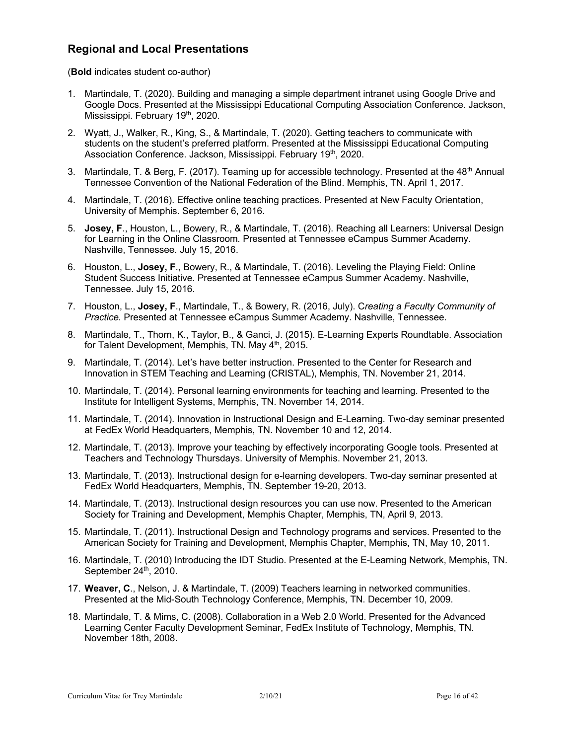## Regional and Local Presentations

(**Bold** indicates student co-author)

1. Martindale, T. (2020). Building and managing a simple department intranet using Google Drive and Google Docs. Presented at the Mississippi Educational Computing Association Conference. Jackson, Mississippi. February 19th, 2020.
2. Wyatt, J., Walker, R., King, S., & Martindale, T. (2020). Getting teachers to communicate with students on the student's preferred platform. Presented at the Mississippi Educational Computing Association Conference. Jackson, Mississippi. February 19th, 2020.
3. Martindale, T. & Berg, F. (2017). Teaming up for accessible technology. Presented at the 48th Annual Tennessee Convention of the National Federation of the Blind. Memphis, TN. April 1, 2017.
4. Martindale, T. (2016). Effective online teaching practices. Presented at New Faculty Orientation, University of Memphis. September 6, 2016.
5. **Josey, F**., Houston, L., Bowery, R., & Martindale, T. (2016). Reaching all Learners: Universal Design for Learning in the Online Classroom. Presented at Tennessee eCampus Summer Academy. Nashville, Tennessee. July 15, 2016.
6. Houston, L., **Josey, F**., Bowery, R., & Martindale, T. (2016). Leveling the Playing Field: Online Student Success Initiative*.* Presented at Tennessee eCampus Summer Academy. Nashville, Tennessee. July 15, 2016.
7. Houston, L., **Josey, F**., Martindale, T., & Bowery, R. (2016, July). C*reating a Faculty Community of Practice.* Presented at Tennessee eCampus Summer Academy. Nashville, Tennessee.
8. Martindale, T., Thorn, K., Taylor, B., & Ganci, J. (2015). E-Learning Experts Roundtable. Association for Talent Development, Memphis, TN. May 4th, 2015.
9. Martindale, T. (2014). Let's have better instruction. Presented to the Center for Research and Innovation in STEM Teaching and Learning (CRISTAL), Memphis, TN. November 21, 2014.
10. Martindale, T. (2014). Personal learning environments for teaching and learning. Presented to the Institute for Intelligent Systems, Memphis, TN. November 14, 2014.
11. Martindale, T. (2014). Innovation in Instructional Design and E-Learning. Two-day seminar presented at FedEx World Headquarters, Memphis, TN. November 10 and 12, 2014.
12. Martindale, T. (2013). Improve your teaching by effectively incorporating Google tools. Presented at Teachers and Technology Thursdays. University of Memphis. November 21, 2013.
13. Martindale, T. (2013). Instructional design for e-learning developers. Two-day seminar presented at FedEx World Headquarters, Memphis, TN. September 19-20, 2013.
14. Martindale, T. (2013). Instructional design resources you can use now. Presented to the American Society for Training and Development, Memphis Chapter, Memphis, TN, April 9, 2013.
15. Martindale, T. (2011). Instructional Design and Technology programs and services. Presented to the American Society for Training and Development, Memphis Chapter, Memphis, TN, May 10, 2011.
16. Martindale, T. (2010) Introducing the IDT Studio. Presented at the E-Learning Network, Memphis, TN. September 24th, 2010.
17. **Weaver, C**., Nelson, J. & Martindale, T. (2009) Teachers learning in networked communities. Presented at the Mid-South Technology Conference, Memphis, TN. December 10, 2009.
18. Martindale, T. & Mims, C. (2008). Collaboration in a Web 2.0 World. Presented for the Advanced Learning Center Faculty Development Seminar, FedEx Institute of Technology, Memphis, TN. November 18th, 2008.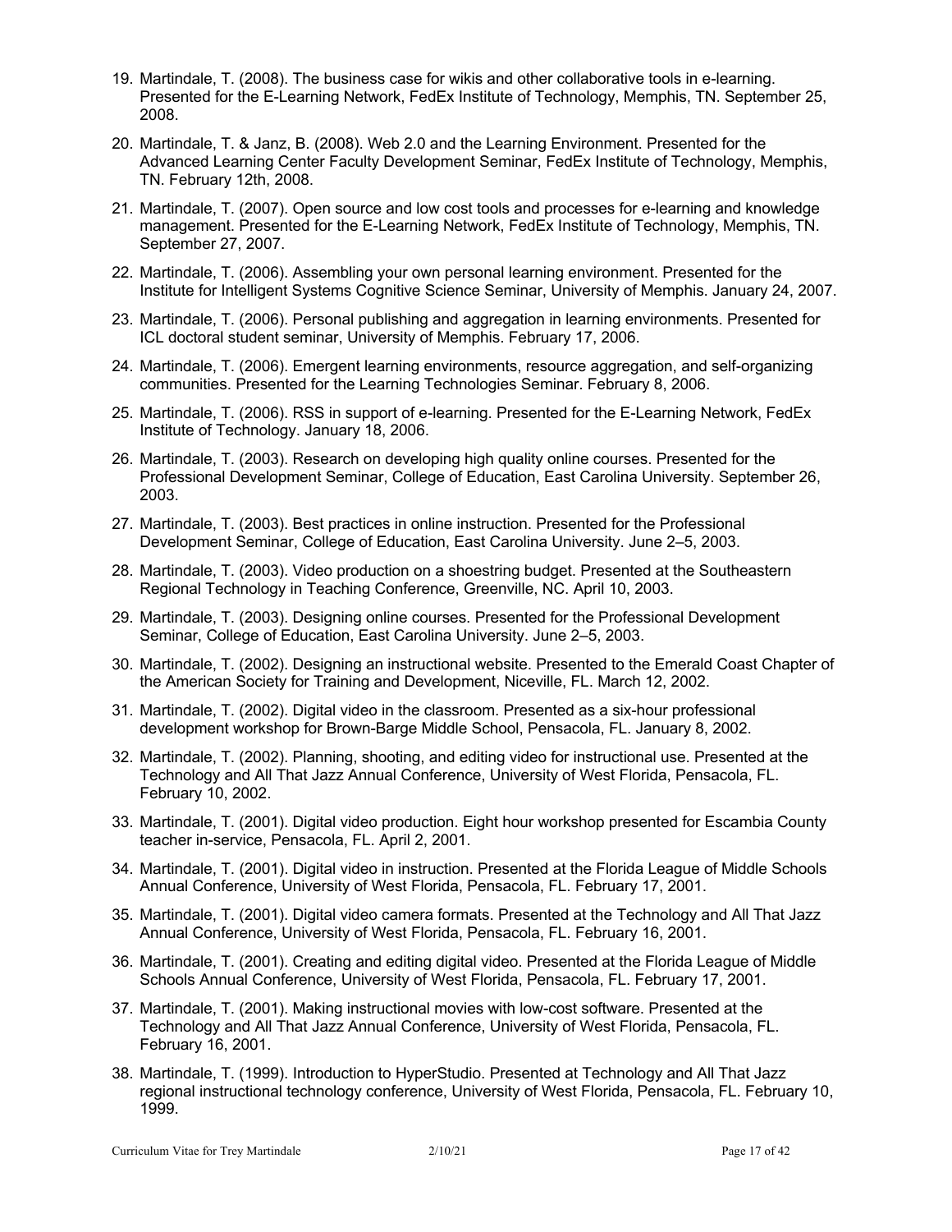19. Martindale, T. (2008). The business case for wikis and other collaborative tools in e-learning. Presented for the E-Learning Network, FedEx Institute of Technology, Memphis, TN. September 25, 2008.
20. Martindale, T. & Janz, B. (2008). Web 2.0 and the Learning Environment. Presented for the Advanced Learning Center Faculty Development Seminar, FedEx Institute of Technology, Memphis, TN. February 12th, 2008.
21. Martindale, T. (2007). Open source and low cost tools and processes for e-learning and knowledge management. Presented for the E-Learning Network, FedEx Institute of Technology, Memphis, TN. September 27, 2007.
22. Martindale, T. (2006). Assembling your own personal learning environment. Presented for the Institute for Intelligent Systems Cognitive Science Seminar, University of Memphis. January 24, 2007.
23. Martindale, T. (2006). Personal publishing and aggregation in learning environments. Presented for ICL doctoral student seminar, University of Memphis. February 17, 2006.
24. Martindale, T. (2006). Emergent learning environments, resource aggregation, and self-organizing communities. Presented for the Learning Technologies Seminar. February 8, 2006.
25. Martindale, T. (2006). RSS in support of e-learning. Presented for the E-Learning Network, FedEx Institute of Technology. January 18, 2006.
26. Martindale, T. (2003). Research on developing high quality online courses. Presented for the Professional Development Seminar, College of Education, East Carolina University. September 26, 2003.
27. Martindale, T. (2003). Best practices in online instruction. Presented for the Professional Development Seminar, College of Education, East Carolina University. June 2–5, 2003.
28. Martindale, T. (2003). Video production on a shoestring budget. Presented at the Southeastern Regional Technology in Teaching Conference, Greenville, NC. April 10, 2003.
29. Martindale, T. (2003). Designing online courses. Presented for the Professional Development Seminar, College of Education, East Carolina University. June 2–5, 2003.
30. Martindale, T. (2002). Designing an instructional website. Presented to the Emerald Coast Chapter of the American Society for Training and Development, Niceville, FL. March 12, 2002.
31. Martindale, T. (2002). Digital video in the classroom. Presented as a six-hour professional development workshop for Brown-Barge Middle School, Pensacola, FL. January 8, 2002.
32. Martindale, T. (2002). Planning, shooting, and editing video for instructional use. Presented at the Technology and All That Jazz Annual Conference, University of West Florida, Pensacola, FL. February 10, 2002.
33. Martindale, T. (2001). Digital video production. Eight hour workshop presented for Escambia County teacher in-service, Pensacola, FL. April 2, 2001.
34. Martindale, T. (2001). Digital video in instruction. Presented at the Florida League of Middle Schools Annual Conference, University of West Florida, Pensacola, FL. February 17, 2001.
35. Martindale, T. (2001). Digital video camera formats. Presented at the Technology and All That Jazz Annual Conference, University of West Florida, Pensacola, FL. February 16, 2001.
36. Martindale, T. (2001). Creating and editing digital video. Presented at the Florida League of Middle Schools Annual Conference, University of West Florida, Pensacola, FL. February 17, 2001.
37. Martindale, T. (2001). Making instructional movies with low-cost software. Presented at the Technology and All That Jazz Annual Conference, University of West Florida, Pensacola, FL. February 16, 2001.
38. Martindale, T. (1999). Introduction to HyperStudio. Presented at Technology and All That Jazz regional instructional technology conference, University of West Florida, Pensacola, FL. February 10, 1999.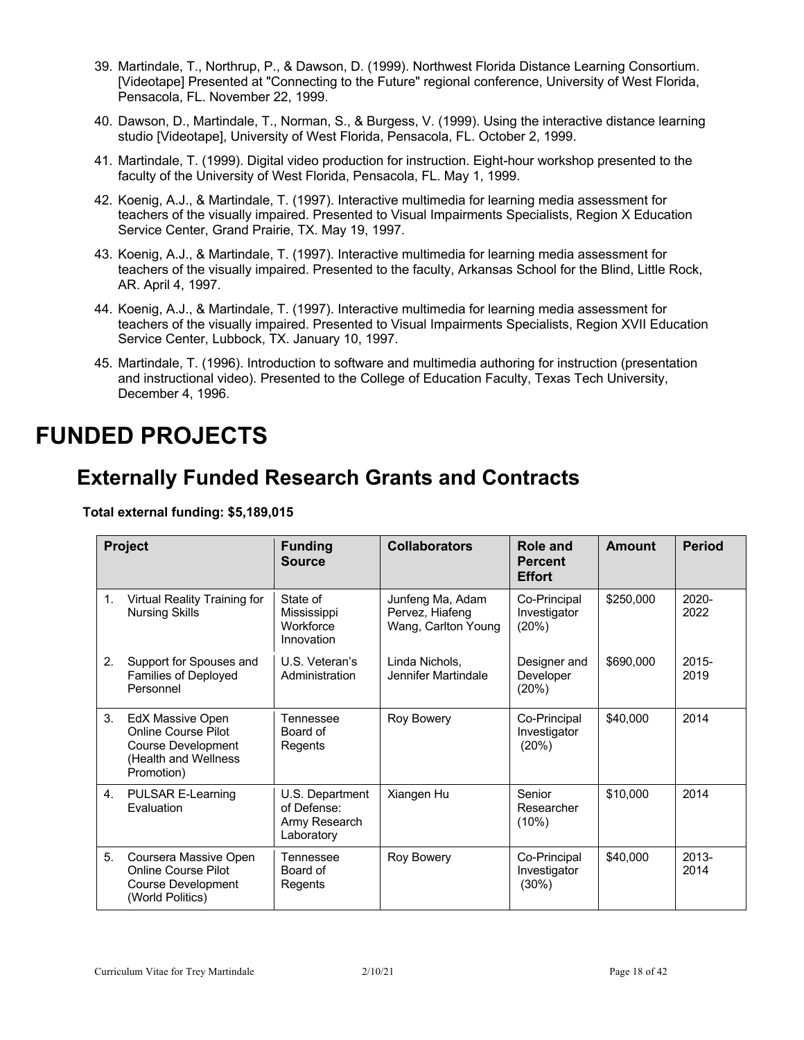39. Martindale, T., Northrup, P., & Dawson, D. (1999). Northwest Florida Distance Learning Consortium. [Videotape] Presented at "Connecting to the Future" regional conference, University of West Florida, Pensacola, FL. November 22, 1999.

40. Dawson, D., Martindale, T., Norman, S., & Burgess, V. (1999). Using the interactive distance learning studio [Videotape], University of West Florida, Pensacola, FL. October 2, 1999.

41. Martindale, T. (1999). Digital video production for instruction. Eight-hour workshop presented to the faculty of the University of West Florida, Pensacola, FL. May 1, 1999.

42. Koenig, A.J., & Martindale, T. (1997). Interactive multimedia for learning media assessment for teachers of the visually impaired. Presented to Visual Impairments Specialists, Region X Education Service Center, Grand Prairie, TX. May 19, 1997.

43. Koenig, A.J., & Martindale, T. (1997). Interactive multimedia for learning media assessment for teachers of the visually impaired. Presented to the faculty, Arkansas School for the Blind, Little Rock, AR. April 4, 1997.

44. Koenig, A.J., & Martindale, T. (1997). Interactive multimedia for learning media assessment for teachers of the visually impaired. Presented to Visual Impairments Specialists, Region XVII Education Service Center, Lubbock, TX. January 10, 1997.

45. Martindale, T. (1996). Introduction to software and multimedia authoring for instruction (presentation and instructional video). Presented to the College of Education Faculty, Texas Tech University, December 4, 1996.

# FUNDED PROJECTS

## Externally Funded Research Grants and Contracts

**Total external funding: $5,189,015**

| Project | Funding Source | Collaborators | Role and Percent Effort | Amount | Period |
|---|---|---|---|---|---|
| 1. Virtual Reality Training for Nursing Skills | State of Mississippi Workforce Innovation | Junfeng Ma, Adam Pervez, Hiafeng Wang, Carlton Young | Co-Principal Investigator (20%) | $250,000 | 2020-2022 |
| 2. Support for Spouses and Families of Deployed Personnel | U.S. Veteran's Administration | Linda Nichols, Jennifer Martindale | Designer and Developer (20%) | $690,000 | 2015-2019 |
| 3. EdX Massive Open Online Course Pilot Course Development (Health and Wellness Promotion) | Tennessee Board of Regents | Roy Bowery | Co-Principal Investigator (20%) | $40,000 | 2014 |
| 4. PULSAR E-Learning Evaluation | U.S. Department of Defense: Army Research Laboratory | Xiangen Hu | Senior Researcher (10%) | $10,000 | 2014 |
| 5. Coursera Massive Open Online Course Pilot Course Development (World Politics) | Tennessee Board of Regents | Roy Bowery | Co-Principal Investigator (30%) | $40,000 | 2013-2014 |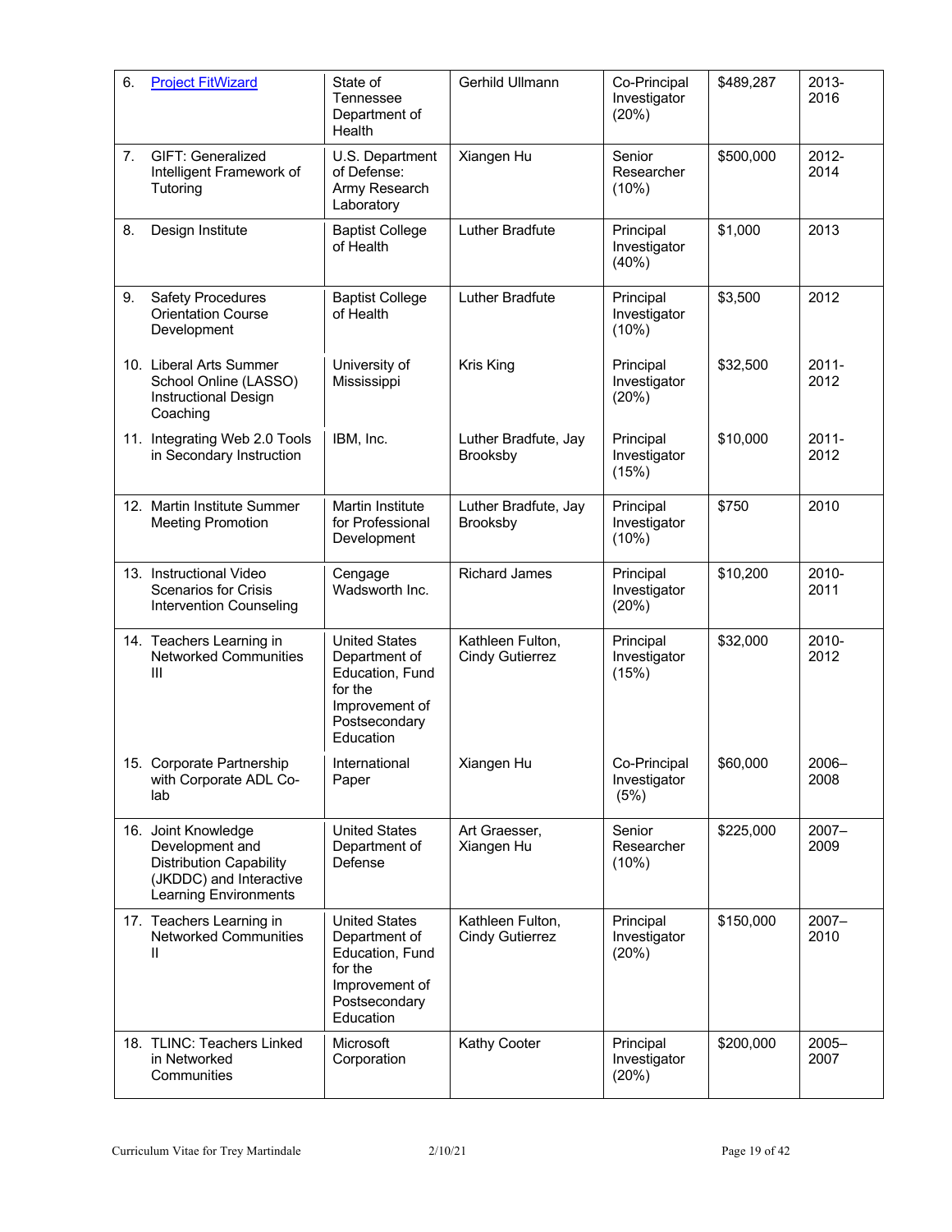| | | | | | |
|---|---|---|---|---|---|
| 6. [Project FitWizard]() | State of Tennessee Department of Health | Gerhild Ullmann | Co-Principal Investigator (20%) | $489,287 | 2013-2016 |
| 7. GIFT: Generalized Intelligent Framework of Tutoring | U.S. Department of Defense: Army Research Laboratory | Xiangen Hu | Senior Researcher (10%) | $500,000 | 2012-2014 |
| 8. Design Institute | Baptist College of Health | Luther Bradfute | Principal Investigator (40%) | $1,000 | 2013 |
| 9. Safety Procedures Orientation Course Development | Baptist College of Health | Luther Bradfute | Principal Investigator (10%) | $3,500 | 2012 |
| 10. Liberal Arts Summer School Online (LASSO) Instructional Design Coaching | University of Mississippi | Kris King | Principal Investigator (20%) | $32,500 | 2011-2012 |
| 11. Integrating Web 2.0 Tools in Secondary Instruction | IBM, Inc. | Luther Bradfute, Jay Brooksby | Principal Investigator (15%) | $10,000 | 2011-2012 |
| 12. Martin Institute Summer Meeting Promotion | Martin Institute for Professional Development | Luther Bradfute, Jay Brooksby | Principal Investigator (10%) | $750 | 2010 |
| 13. Instructional Video Scenarios for Crisis Intervention Counseling | Cengage Wadsworth Inc. | Richard James | Principal Investigator (20%) | $10,200 | 2010-2011 |
| 14. Teachers Learning in Networked Communities III | United States Department of Education, Fund for the Improvement of Postsecondary Education | Kathleen Fulton, Cindy Gutierrez | Principal Investigator (15%) | $32,000 | 2010-2012 |
| 15. Corporate Partnership with Corporate ADL Co-lab | International Paper | Xiangen Hu | Co-Principal Investigator (5%) | $60,000 | 2006–2008 |
| 16. Joint Knowledge Development and Distribution Capability (JKDDC) and Interactive Learning Environments | United States Department of Defense | Art Graesser, Xiangen Hu | Senior Researcher (10%) | $225,000 | 2007–2009 |
| 17. Teachers Learning in Networked Communities II | United States Department of Education, Fund for the Improvement of Postsecondary Education | Kathleen Fulton, Cindy Gutierrez | Principal Investigator (20%) | $150,000 | 2007–2010 |
| 18. TLINC: Teachers Linked in Networked Communities | Microsoft Corporation | Kathy Cooter | Principal Investigator (20%) | $200,000 | 2005–2007 |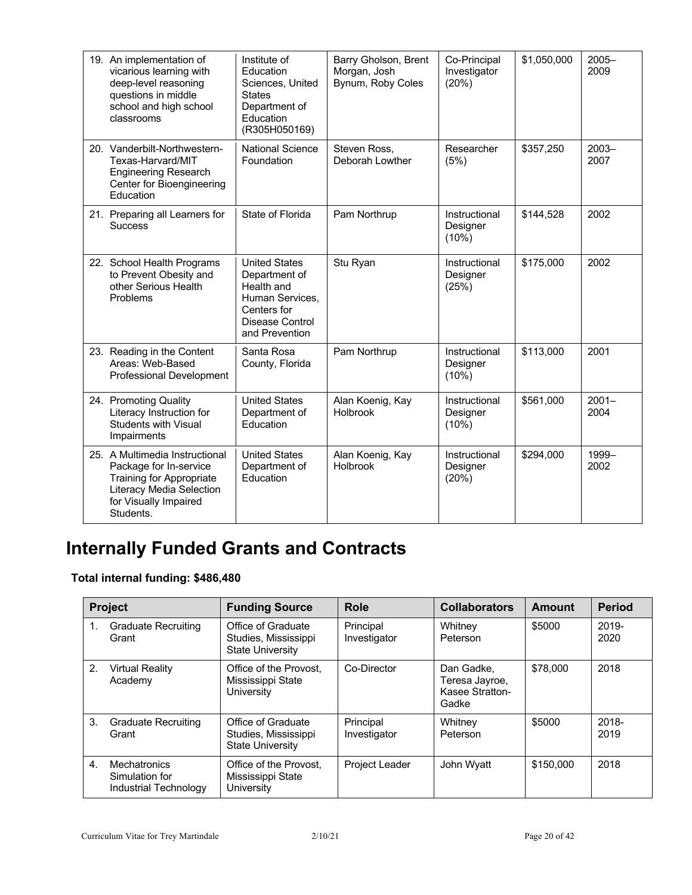| | | | | | |
|---|---|---|---|---|---|
| 19. An implementation of vicarious learning with deep-level reasoning questions in middle school and high school classrooms | Institute of Education Sciences, United States Department of Education (R305H050169) | Barry Gholson, Brent Morgan, Josh Bynum, Roby Coles | Co-Principal Investigator (20%) | $1,050,000 | 2005–2009 |
| 20. Vanderbilt-Northwestern-Texas-Harvard/MIT Engineering Research Center for Bioengineering Education | National Science Foundation | Steven Ross, Deborah Lowther | Researcher (5%) | $357,250 | 2003–2007 |
| 21. Preparing all Learners for Success | State of Florida | Pam Northrup | Instructional Designer (10%) | $144,528 | 2002 |
| 22. School Health Programs to Prevent Obesity and other Serious Health Problems | United States Department of Health and Human Services, Centers for Disease Control and Prevention | Stu Ryan | Instructional Designer (25%) | $175,000 | 2002 |
| 23. Reading in the Content Areas: Web-Based Professional Development | Santa Rosa County, Florida | Pam Northrup | Instructional Designer (10%) | $113,000 | 2001 |
| 24. Promoting Quality Literacy Instruction for Students with Visual Impairments | United States Department of Education | Alan Koenig, Kay Holbrook | Instructional Designer (10%) | $561,000 | 2001–2004 |
| 25. A Multimedia Instructional Package for In-service Training for Appropriate Literacy Media Selection for Visually Impaired Students. | United States Department of Education | Alan Koenig, Kay Holbrook | Instructional Designer (20%) | $294,000 | 1999–2002 |

# Internally Funded Grants and Contracts

**Total internal funding: $486,480**

| Project | Funding Source | Role | Collaborators | Amount | Period |
|---|---|---|---|---|---|
| 1. Graduate Recruiting Grant | Office of Graduate Studies, Mississippi State University | Principal Investigator | Whitney Peterson | $5000 | 2019-2020 |
| 2. Virtual Reality Academy | Office of the Provost, Mississippi State University | Co-Director | Dan Gadke, Teresa Jayroe, Kasee Stratton-Gadke | $78,000 | 2018 |
| 3. Graduate Recruiting Grant | Office of Graduate Studies, Mississippi State University | Principal Investigator | Whitney Peterson | $5000 | 2018-2019 |
| 4. Mechatronics Simulation for Industrial Technology | Office of the Provost, Mississippi State University | Project Leader | John Wyatt | $150,000 | 2018 |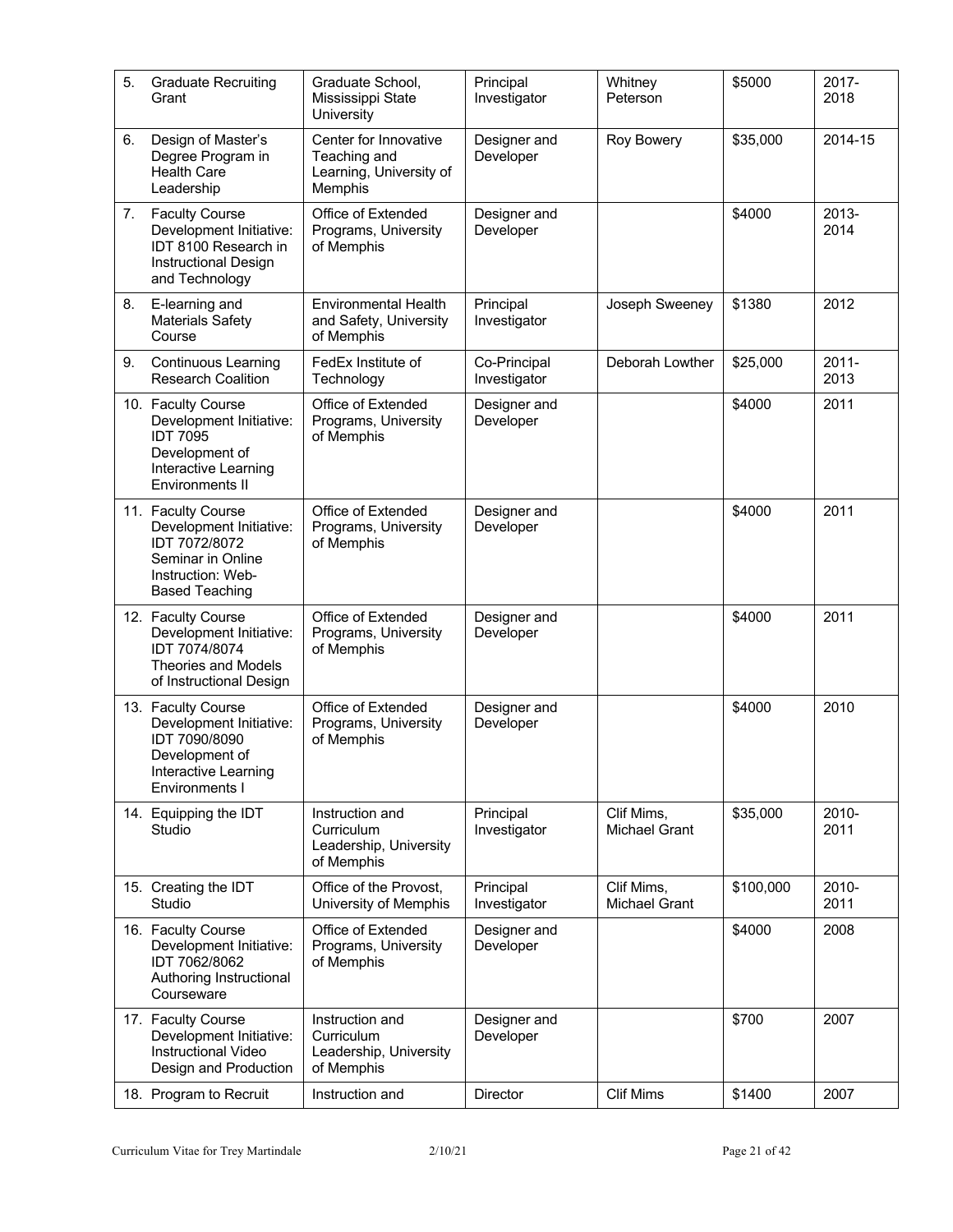| | | | | | |
|---|---|---|---|---|---|
| 5. Graduate Recruiting Grant | Graduate School, Mississippi State University | Principal Investigator | Whitney Peterson | $5000 | 2017-2018 |
| 6. Design of Master's Degree Program in Health Care Leadership | Center for Innovative Teaching and Learning, University of Memphis | Designer and Developer | Roy Bowery | $35,000 | 2014-15 |
| 7. Faculty Course Development Initiative: IDT 8100 Research in Instructional Design and Technology | Office of Extended Programs, University of Memphis | Designer and Developer | | $4000 | 2013-2014 |
| 8. E-learning and Materials Safety Course | Environmental Health and Safety, University of Memphis | Principal Investigator | Joseph Sweeney | $1380 | 2012 |
| 9. Continuous Learning Research Coalition | FedEx Institute of Technology | Co-Principal Investigator | Deborah Lowther | $25,000 | 2011-2013 |
| 10. Faculty Course Development Initiative: IDT 7095 Development of Interactive Learning Environments II | Office of Extended Programs, University of Memphis | Designer and Developer | | $4000 | 2011 |
| 11. Faculty Course Development Initiative: IDT 7072/8072 Seminar in Online Instruction: Web-Based Teaching | Office of Extended Programs, University of Memphis | Designer and Developer | | $4000 | 2011 |
| 12. Faculty Course Development Initiative: IDT 7074/8074 Theories and Models of Instructional Design | Office of Extended Programs, University of Memphis | Designer and Developer | | $4000 | 2011 |
| 13. Faculty Course Development Initiative: IDT 7090/8090 Development of Interactive Learning Environments I | Office of Extended Programs, University of Memphis | Designer and Developer | | $4000 | 2010 |
| 14. Equipping the IDT Studio | Instruction and Curriculum Leadership, University of Memphis | Principal Investigator | Clif Mims, Michael Grant | $35,000 | 2010-2011 |
| 15. Creating the IDT Studio | Office of the Provost, University of Memphis | Principal Investigator | Clif Mims, Michael Grant | $100,000 | 2010-2011 |
| 16. Faculty Course Development Initiative: IDT 7062/8062 Authoring Instructional Courseware | Office of Extended Programs, University of Memphis | Designer and Developer | | $4000 | 2008 |
| 17. Faculty Course Development Initiative: Instructional Video Design and Production | Instruction and Curriculum Leadership, University of Memphis | Designer and Developer | | $700 | 2007 |
| 18. Program to Recruit | Instruction and | Director | Clif Mims | $1400 | 2007 |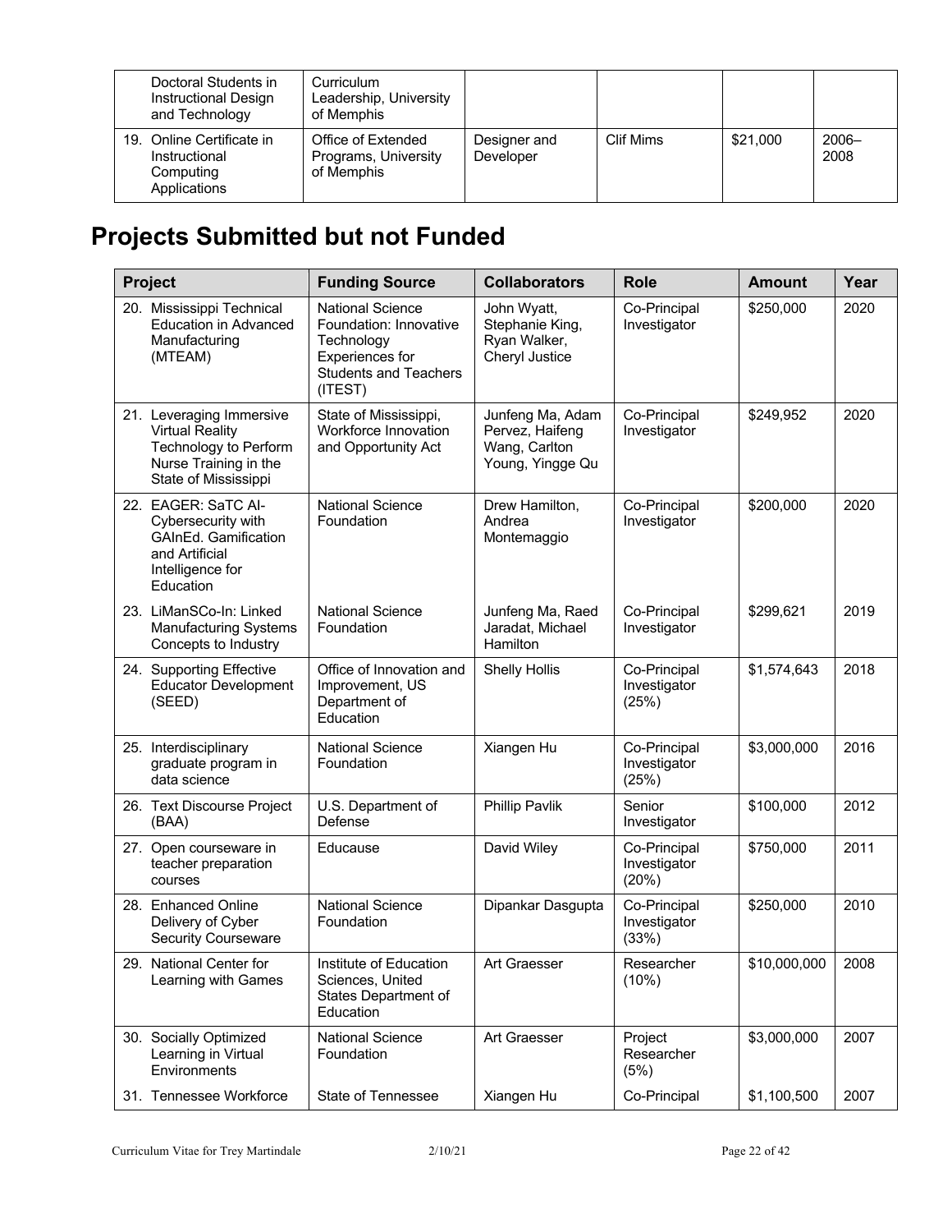| | | | | | |
|---|---|---|---|---|---|
| Doctoral Students in Instructional Design and Technology | Curriculum Leadership, University of Memphis | | | | |
| 19. Online Certificate in Instructional Computing Applications | Office of Extended Programs, University of Memphis | Designer and Developer | Clif Mims | $21,000 | 2006–2008 |

## Projects Submitted but not Funded

| Project | Funding Source | Collaborators | Role | Amount | Year |
|---|---|---|---|---|---|
| 20. Mississippi Technical Education in Advanced Manufacturing (MTEAM) | National Science Foundation: Innovative Technology Experiences for Students and Teachers (ITEST) | John Wyatt, Stephanie King, Ryan Walker, Cheryl Justice | Co-Principal Investigator | $250,000 | 2020 |
| 21. Leveraging Immersive Virtual Reality Technology to Perform Nurse Training in the State of Mississippi | State of Mississippi, Workforce Innovation and Opportunity Act | Junfeng Ma, Adam Pervez, Haifeng Wang, Carlton Young, Yingge Qu | Co-Principal Investigator | $249,952 | 2020 |
| 22. EAGER: SaTC AI-Cybersecurity with GAInEd. Gamification and Artificial Intelligence for Education | National Science Foundation | Drew Hamilton, Andrea Montemaggio | Co-Principal Investigator | $200,000 | 2020 |
| 23. LiManSCo-In: Linked Manufacturing Systems Concepts to Industry | National Science Foundation | Junfeng Ma, Raed Jaradat, Michael Hamilton | Co-Principal Investigator | $299,621 | 2019 |
| 24. Supporting Effective Educator Development (SEED) | Office of Innovation and Improvement, US Department of Education | Shelly Hollis | Co-Principal Investigator (25%) | $1,574,643 | 2018 |
| 25. Interdisciplinary graduate program in data science | National Science Foundation | Xiangen Hu | Co-Principal Investigator (25%) | $3,000,000 | 2016 |
| 26. Text Discourse Project (BAA) | U.S. Department of Defense | Phillip Pavlik | Senior Investigator | $100,000 | 2012 |
| 27. Open courseware in teacher preparation courses | Educause | David Wiley | Co-Principal Investigator (20%) | $750,000 | 2011 |
| 28. Enhanced Online Delivery of Cyber Security Courseware | National Science Foundation | Dipankar Dasgupta | Co-Principal Investigator (33%) | $250,000 | 2010 |
| 29. National Center for Learning with Games | Institute of Education Sciences, United States Department of Education | Art Graesser | Researcher (10%) | $10,000,000 | 2008 |
| 30. Socially Optimized Learning in Virtual Environments | National Science Foundation | Art Graesser | Project Researcher (5%) | $3,000,000 | 2007 |
| 31. Tennessee Workforce | State of Tennessee | Xiangen Hu | Co-Principal | $1,100,500 | 2007 |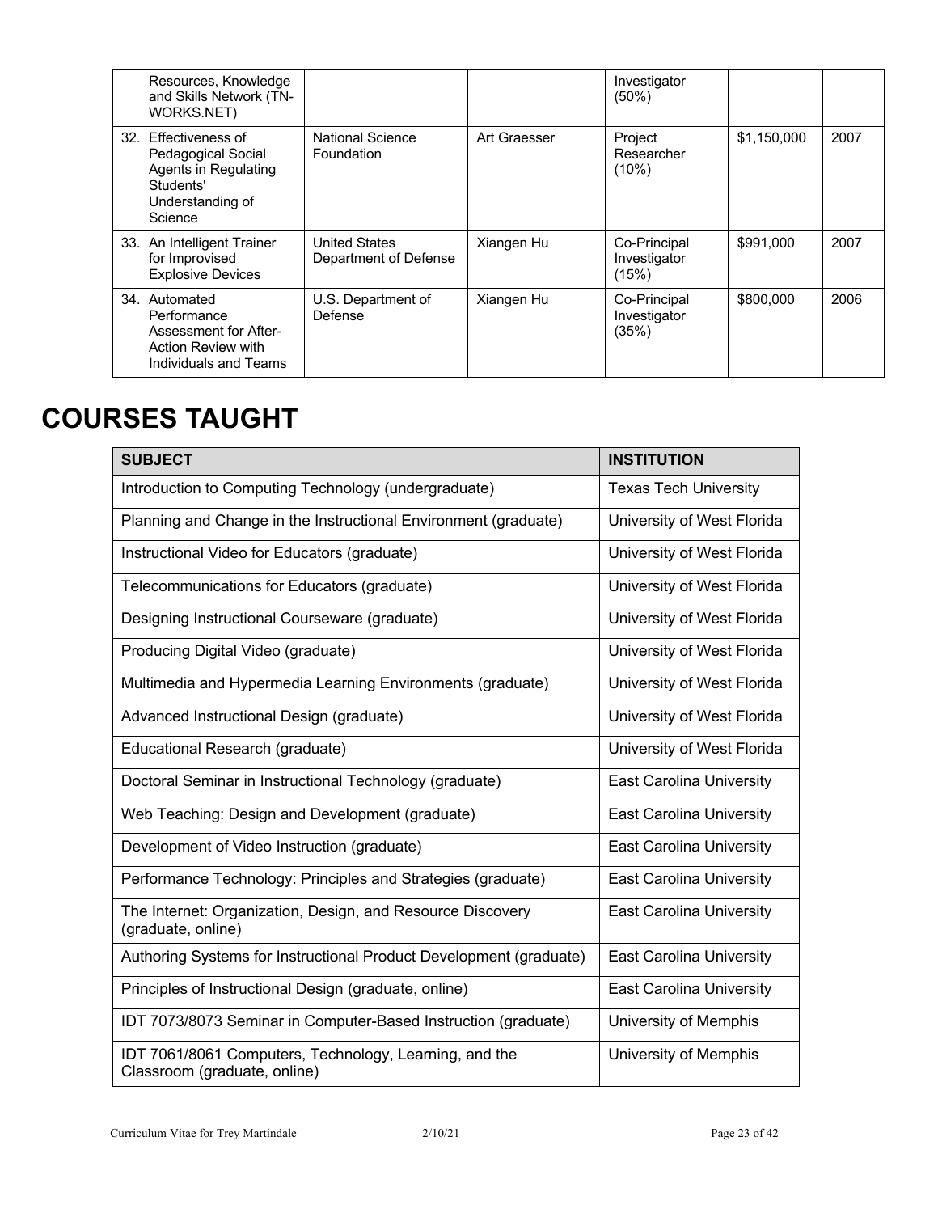| | | | | | |
|---|---|---|---|---|---|
| Resources, Knowledge and Skills Network (TN-WORKS.NET) | | | Investigator (50%) | | |
| 32. Effectiveness of Pedagogical Social Agents in Regulating Students' Understanding of Science | National Science Foundation | Art Graesser | Project Researcher (10%) | $1,150,000 | 2007 |
| 33. An Intelligent Trainer for Improvised Explosive Devices | United States Department of Defense | Xiangen Hu | Co-Principal Investigator (15%) | $991,000 | 2007 |
| 34. Automated Performance Assessment for After-Action Review with Individuals and Teams | U.S. Department of Defense | Xiangen Hu | Co-Principal Investigator (35%) | $800,000 | 2006 |

# COURSES TAUGHT

| SUBJECT | INSTITUTION |
|---|---|
| Introduction to Computing Technology (undergraduate) | Texas Tech University |
| Planning and Change in the Instructional Environment (graduate) | University of West Florida |
| Instructional Video for Educators (graduate) | University of West Florida |
| Telecommunications for Educators (graduate) | University of West Florida |
| Designing Instructional Courseware (graduate) | University of West Florida |
| Producing Digital Video (graduate) | University of West Florida |
| Multimedia and Hypermedia Learning Environments (graduate) | University of West Florida |
| Advanced Instructional Design (graduate) | University of West Florida |
| Educational Research (graduate) | University of West Florida |
| Doctoral Seminar in Instructional Technology (graduate) | East Carolina University |
| Web Teaching: Design and Development (graduate) | East Carolina University |
| Development of Video Instruction (graduate) | East Carolina University |
| Performance Technology: Principles and Strategies (graduate) | East Carolina University |
| The Internet: Organization, Design, and Resource Discovery (graduate, online) | East Carolina University |
| Authoring Systems for Instructional Product Development (graduate) | East Carolina University |
| Principles of Instructional Design (graduate, online) | East Carolina University |
| IDT 7073/8073 Seminar in Computer-Based Instruction (graduate) | University of Memphis |
| IDT 7061/8061 Computers, Technology, Learning, and the Classroom (graduate, online) | University of Memphis |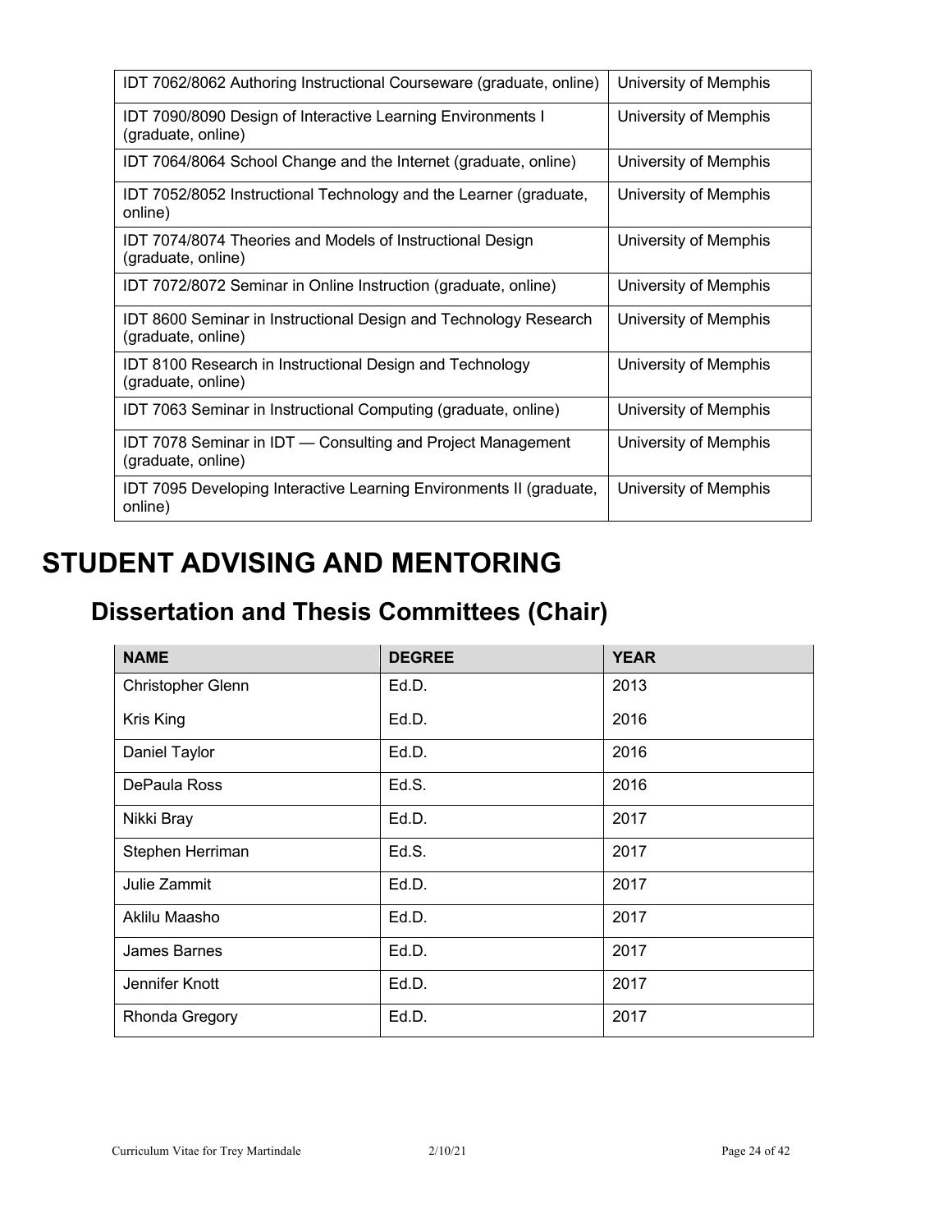| | |
|---|---|
| IDT 7062/8062 Authoring Instructional Courseware (graduate, online) | University of Memphis |
| IDT 7090/8090 Design of Interactive Learning Environments I (graduate, online) | University of Memphis |
| IDT 7064/8064 School Change and the Internet (graduate, online) | University of Memphis |
| IDT 7052/8052 Instructional Technology and the Learner (graduate, online) | University of Memphis |
| IDT 7074/8074 Theories and Models of Instructional Design (graduate, online) | University of Memphis |
| IDT 7072/8072 Seminar in Online Instruction (graduate, online) | University of Memphis |
| IDT 8600 Seminar in Instructional Design and Technology Research (graduate, online) | University of Memphis |
| IDT 8100 Research in Instructional Design and Technology (graduate, online) | University of Memphis |
| IDT 7063 Seminar in Instructional Computing (graduate, online) | University of Memphis |
| IDT 7078 Seminar in IDT — Consulting and Project Management (graduate, online) | University of Memphis |
| IDT 7095 Developing Interactive Learning Environments II (graduate, online) | University of Memphis |

# STUDENT ADVISING AND MENTORING

## Dissertation and Thesis Committees (Chair)

| NAME | DEGREE | YEAR |
|---|---|---|
| Christopher Glenn | Ed.D. | 2013 |
| Kris King | Ed.D. | 2016 |
| Daniel Taylor | Ed.D. | 2016 |
| DePaula Ross | Ed.S. | 2016 |
| Nikki Bray | Ed.D. | 2017 |
| Stephen Herriman | Ed.S. | 2017 |
| Julie Zammit | Ed.D. | 2017 |
| Aklilu Maasho | Ed.D. | 2017 |
| James Barnes | Ed.D. | 2017 |
| Jennifer Knott | Ed.D. | 2017 |
| Rhonda Gregory | Ed.D. | 2017 |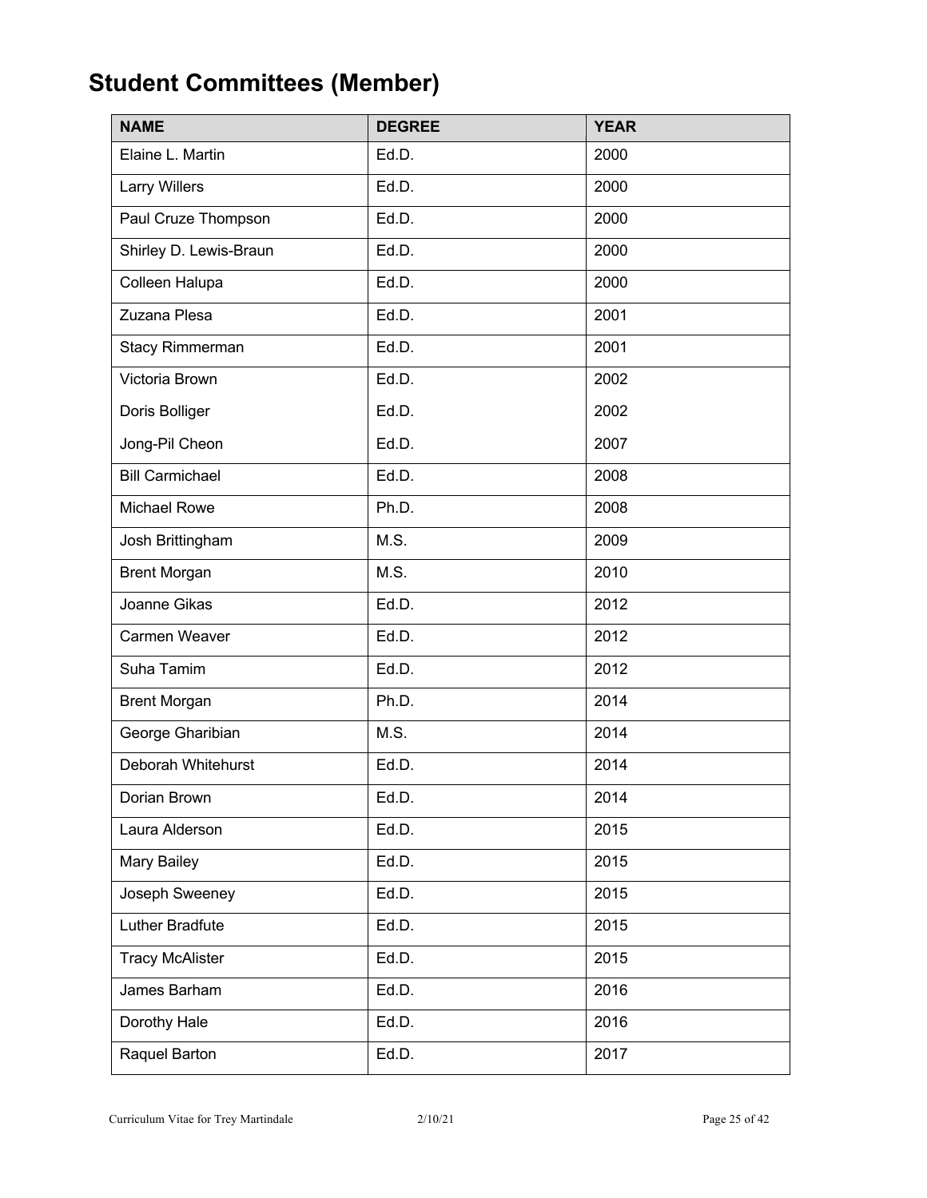## Student Committees (Member)

| NAME | DEGREE | YEAR |
|---|---|---|
| Elaine L. Martin | Ed.D. | 2000 |
| Larry Willers | Ed.D. | 2000 |
| Paul Cruze Thompson | Ed.D. | 2000 |
| Shirley D. Lewis-Braun | Ed.D. | 2000 |
| Colleen Halupa | Ed.D. | 2000 |
| Zuzana Plesa | Ed.D. | 2001 |
| Stacy Rimmerman | Ed.D. | 2001 |
| Victoria Brown | Ed.D. | 2002 |
| Doris Bolliger | Ed.D. | 2002 |
| Jong-Pil Cheon | Ed.D. | 2007 |
| Bill Carmichael | Ed.D. | 2008 |
| Michael Rowe | Ph.D. | 2008 |
| Josh Brittingham | M.S. | 2009 |
| Brent Morgan | M.S. | 2010 |
| Joanne Gikas | Ed.D. | 2012 |
| Carmen Weaver | Ed.D. | 2012 |
| Suha Tamim | Ed.D. | 2012 |
| Brent Morgan | Ph.D. | 2014 |
| George Gharibian | M.S. | 2014 |
| Deborah Whitehurst | Ed.D. | 2014 |
| Dorian Brown | Ed.D. | 2014 |
| Laura Alderson | Ed.D. | 2015 |
| Mary Bailey | Ed.D. | 2015 |
| Joseph Sweeney | Ed.D. | 2015 |
| Luther Bradfute | Ed.D. | 2015 |
| Tracy McAlister | Ed.D. | 2015 |
| James Barham | Ed.D. | 2016 |
| Dorothy Hale | Ed.D. | 2016 |
| Raquel Barton | Ed.D. | 2017 |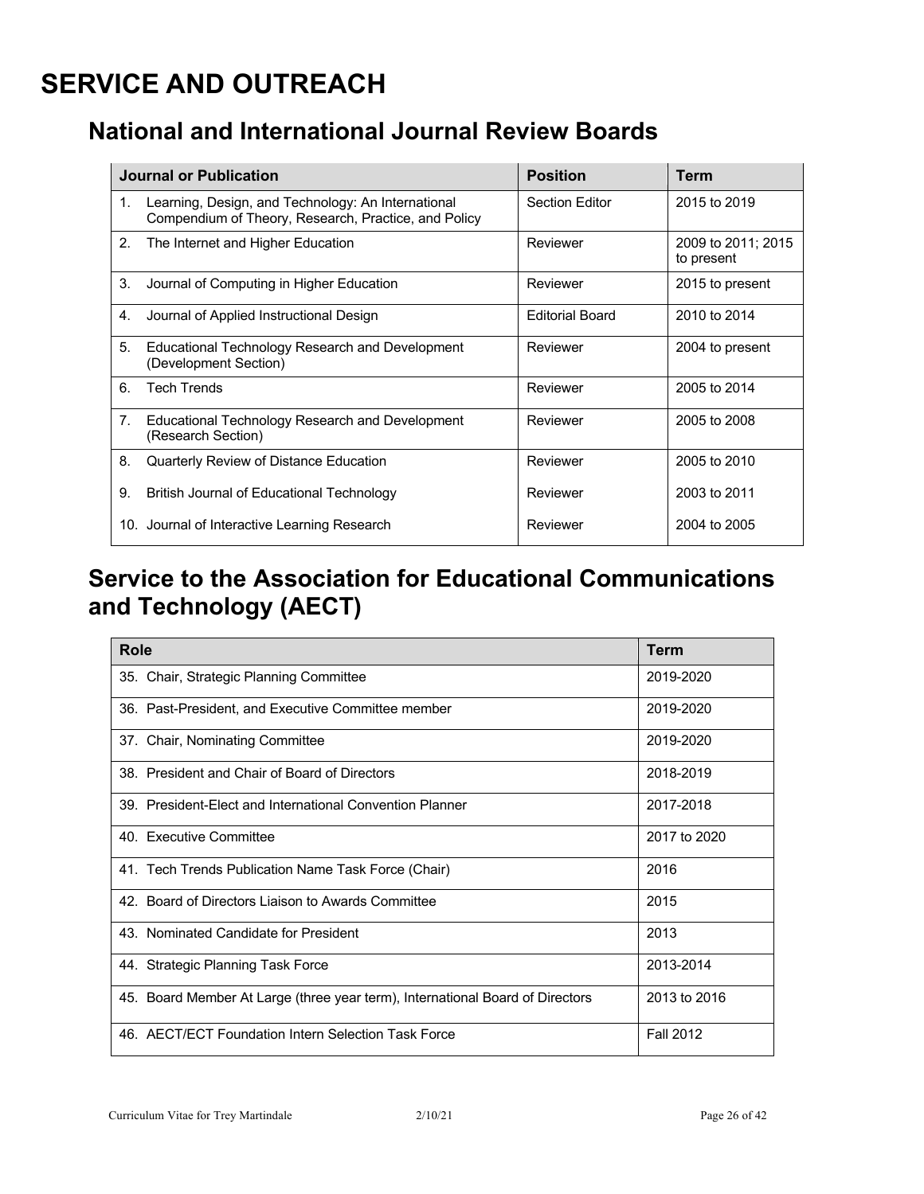# SERVICE AND OUTREACH

## National and International Journal Review Boards

| Journal or Publication | Position | Term |
|---|---|---|
| 1. Learning, Design, and Technology: An International Compendium of Theory, Research, Practice, and Policy | Section Editor | 2015 to 2019 |
| 2. The Internet and Higher Education | Reviewer | 2009 to 2011; 2015 to present |
| 3. Journal of Computing in Higher Education | Reviewer | 2015 to present |
| 4. Journal of Applied Instructional Design | Editorial Board | 2010 to 2014 |
| 5. Educational Technology Research and Development (Development Section) | Reviewer | 2004 to present |
| 6. Tech Trends | Reviewer | 2005 to 2014 |
| 7. Educational Technology Research and Development (Research Section) | Reviewer | 2005 to 2008 |
| 8. Quarterly Review of Distance Education | Reviewer | 2005 to 2010 |
| 9. British Journal of Educational Technology | Reviewer | 2003 to 2011 |
| 10. Journal of Interactive Learning Research | Reviewer | 2004 to 2005 |

## Service to the Association for Educational Communications and Technology (AECT)

| Role | Term |
|---|---|
| 35. Chair, Strategic Planning Committee | 2019-2020 |
| 36. Past-President, and Executive Committee member | 2019-2020 |
| 37. Chair, Nominating Committee | 2019-2020 |
| 38. President and Chair of Board of Directors | 2018-2019 |
| 39. President-Elect and International Convention Planner | 2017-2018 |
| 40. Executive Committee | 2017 to 2020 |
| 41. Tech Trends Publication Name Task Force (Chair) | 2016 |
| 42. Board of Directors Liaison to Awards Committee | 2015 |
| 43. Nominated Candidate for President | 2013 |
| 44. Strategic Planning Task Force | 2013-2014 |
| 45. Board Member At Large (three year term), International Board of Directors | 2013 to 2016 |
| 46. AECT/ECT Foundation Intern Selection Task Force | Fall 2012 |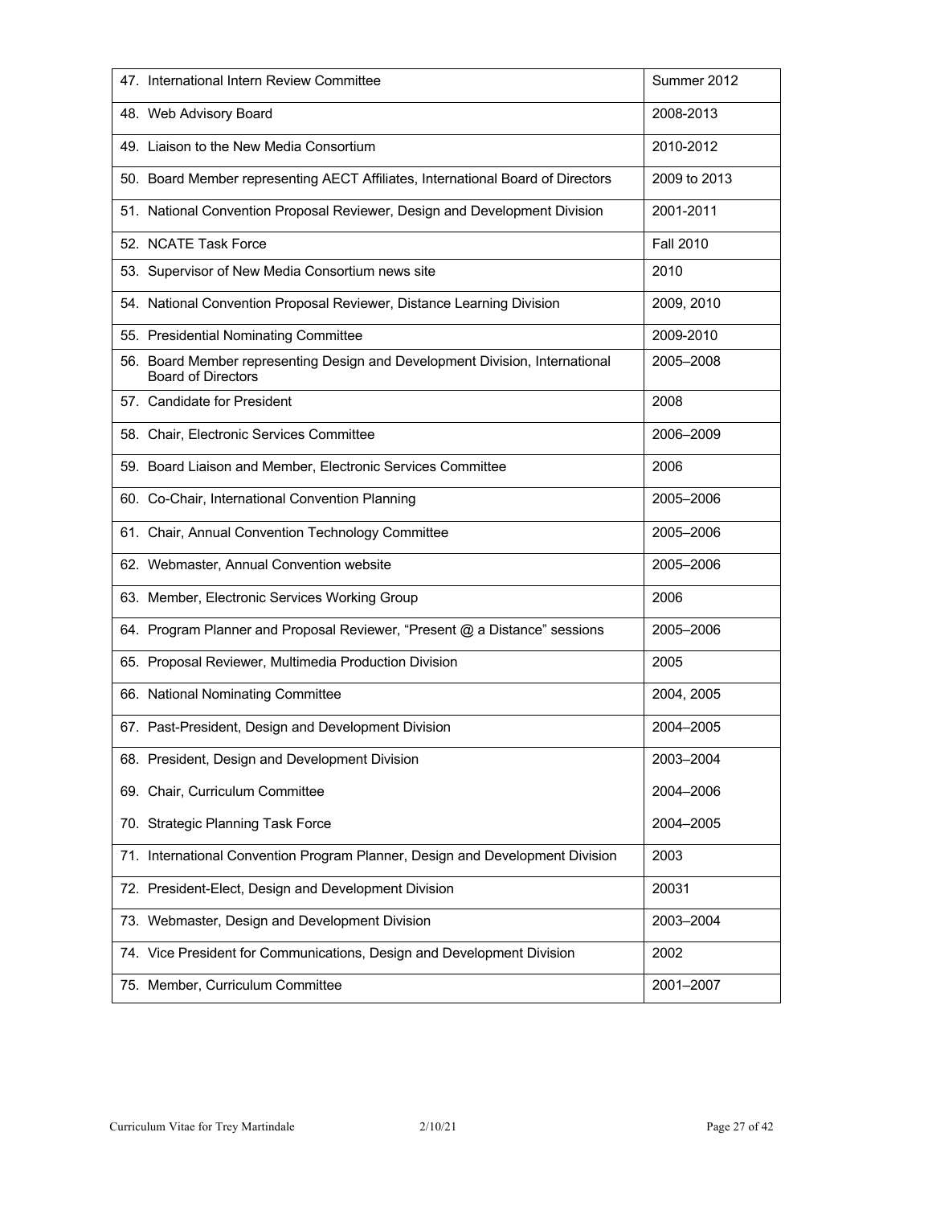| | |
|---|---|
| 47. International Intern Review Committee | Summer 2012 |
| 48. Web Advisory Board | 2008-2013 |
| 49. Liaison to the New Media Consortium | 2010-2012 |
| 50. Board Member representing AECT Affiliates, International Board of Directors | 2009 to 2013 |
| 51. National Convention Proposal Reviewer, Design and Development Division | 2001-2011 |
| 52. NCATE Task Force | Fall 2010 |
| 53. Supervisor of New Media Consortium news site | 2010 |
| 54. National Convention Proposal Reviewer, Distance Learning Division | 2009, 2010 |
| 55. Presidential Nominating Committee | 2009-2010 |
| 56. Board Member representing Design and Development Division, International Board of Directors | 2005–2008 |
| 57. Candidate for President | 2008 |
| 58. Chair, Electronic Services Committee | 2006–2009 |
| 59. Board Liaison and Member, Electronic Services Committee | 2006 |
| 60. Co-Chair, International Convention Planning | 2005–2006 |
| 61. Chair, Annual Convention Technology Committee | 2005–2006 |
| 62. Webmaster, Annual Convention website | 2005–2006 |
| 63. Member, Electronic Services Working Group | 2006 |
| 64. Program Planner and Proposal Reviewer, "Present @ a Distance" sessions | 2005–2006 |
| 65. Proposal Reviewer, Multimedia Production Division | 2005 |
| 66. National Nominating Committee | 2004, 2005 |
| 67. Past-President, Design and Development Division | 2004–2005 |
| 68. President, Design and Development Division | 2003–2004 |
| 69. Chair, Curriculum Committee | 2004–2006 |
| 70. Strategic Planning Task Force | 2004–2005 |
| 71. International Convention Program Planner, Design and Development Division | 2003 |
| 72. President-Elect, Design and Development Division | 20031 |
| 73. Webmaster, Design and Development Division | 2003–2004 |
| 74. Vice President for Communications, Design and Development Division | 2002 |
| 75. Member, Curriculum Committee | 2001–2007 |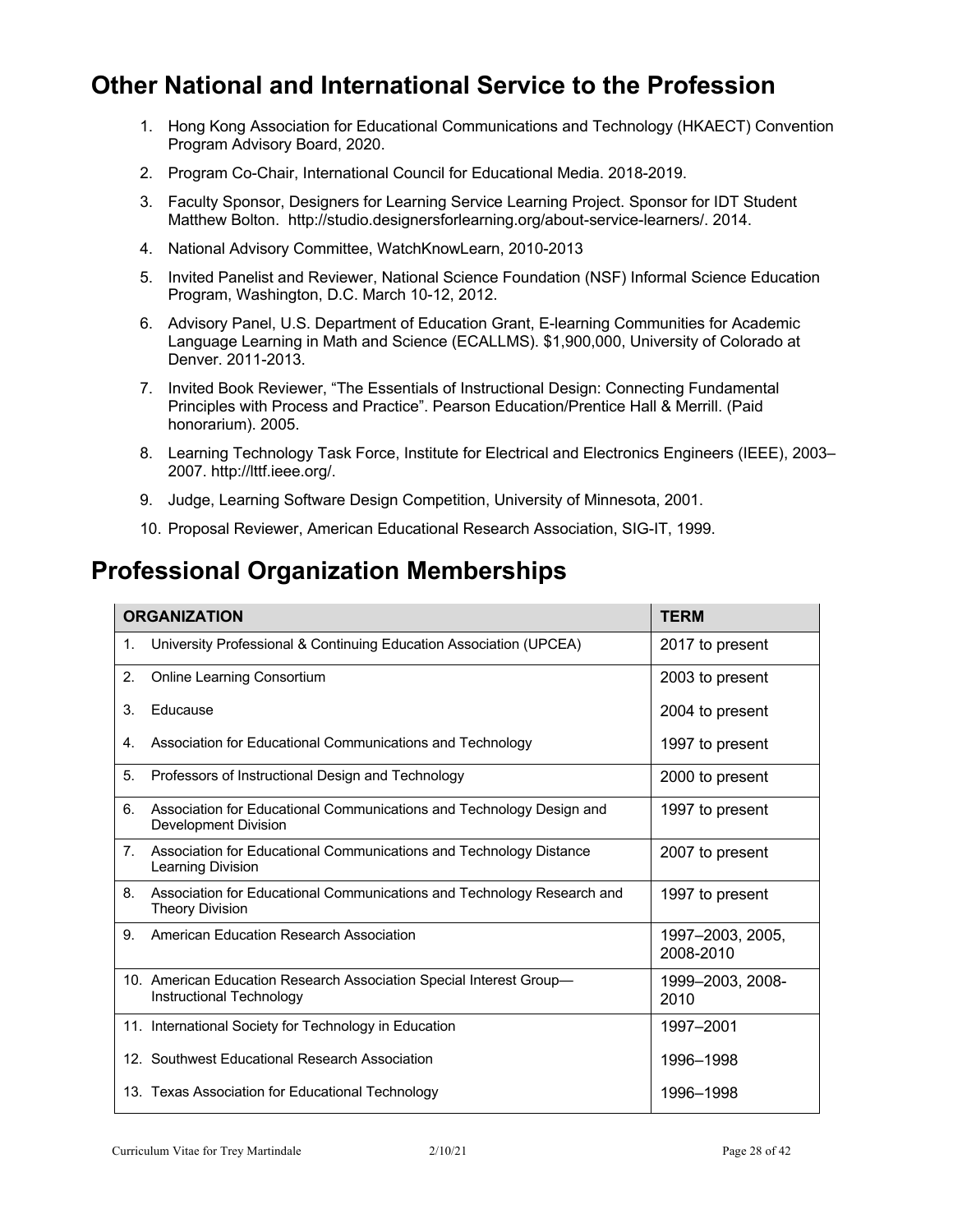## Other National and International Service to the Profession

1. Hong Kong Association for Educational Communications and Technology (HKAECT) Convention Program Advisory Board, 2020.
2. Program Co-Chair, International Council for Educational Media. 2018-2019.
3. Faculty Sponsor, Designers for Learning Service Learning Project. Sponsor for IDT Student Matthew Bolton. http://studio.designersforlearning.org/about-service-learners/. 2014.
4. National Advisory Committee, WatchKnowLearn, 2010-2013
5. Invited Panelist and Reviewer, National Science Foundation (NSF) Informal Science Education Program, Washington, D.C. March 10-12, 2012.
6. Advisory Panel, U.S. Department of Education Grant, E-learning Communities for Academic Language Learning in Math and Science (ECALLMS). $1,900,000, University of Colorado at Denver. 2011-2013.
7. Invited Book Reviewer, "The Essentials of Instructional Design: Connecting Fundamental Principles with Process and Practice". Pearson Education/Prentice Hall & Merrill. (Paid honorarium). 2005.
8. Learning Technology Task Force, Institute for Electrical and Electronics Engineers (IEEE), 2003–2007. http://lttf.ieee.org/.
9. Judge, Learning Software Design Competition, University of Minnesota, 2001.
10. Proposal Reviewer, American Educational Research Association, SIG-IT, 1999.

## Professional Organization Memberships

| ORGANIZATION | TERM |
|---|---|
| 1. University Professional & Continuing Education Association (UPCEA) | 2017 to present |
| 2. Online Learning Consortium | 2003 to present |
| 3. Educause | 2004 to present |
| 4. Association for Educational Communications and Technology | 1997 to present |
| 5. Professors of Instructional Design and Technology | 2000 to present |
| 6. Association for Educational Communications and Technology Design and Development Division | 1997 to present |
| 7. Association for Educational Communications and Technology Distance Learning Division | 2007 to present |
| 8. Association for Educational Communications and Technology Research and Theory Division | 1997 to present |
| 9. American Education Research Association | 1997–2003, 2005, 2008-2010 |
| 10. American Education Research Association Special Interest Group—Instructional Technology | 1999–2003, 2008-2010 |
| 11. International Society for Technology in Education | 1997–2001 |
| 12. Southwest Educational Research Association | 1996–1998 |
| 13. Texas Association for Educational Technology | 1996–1998 |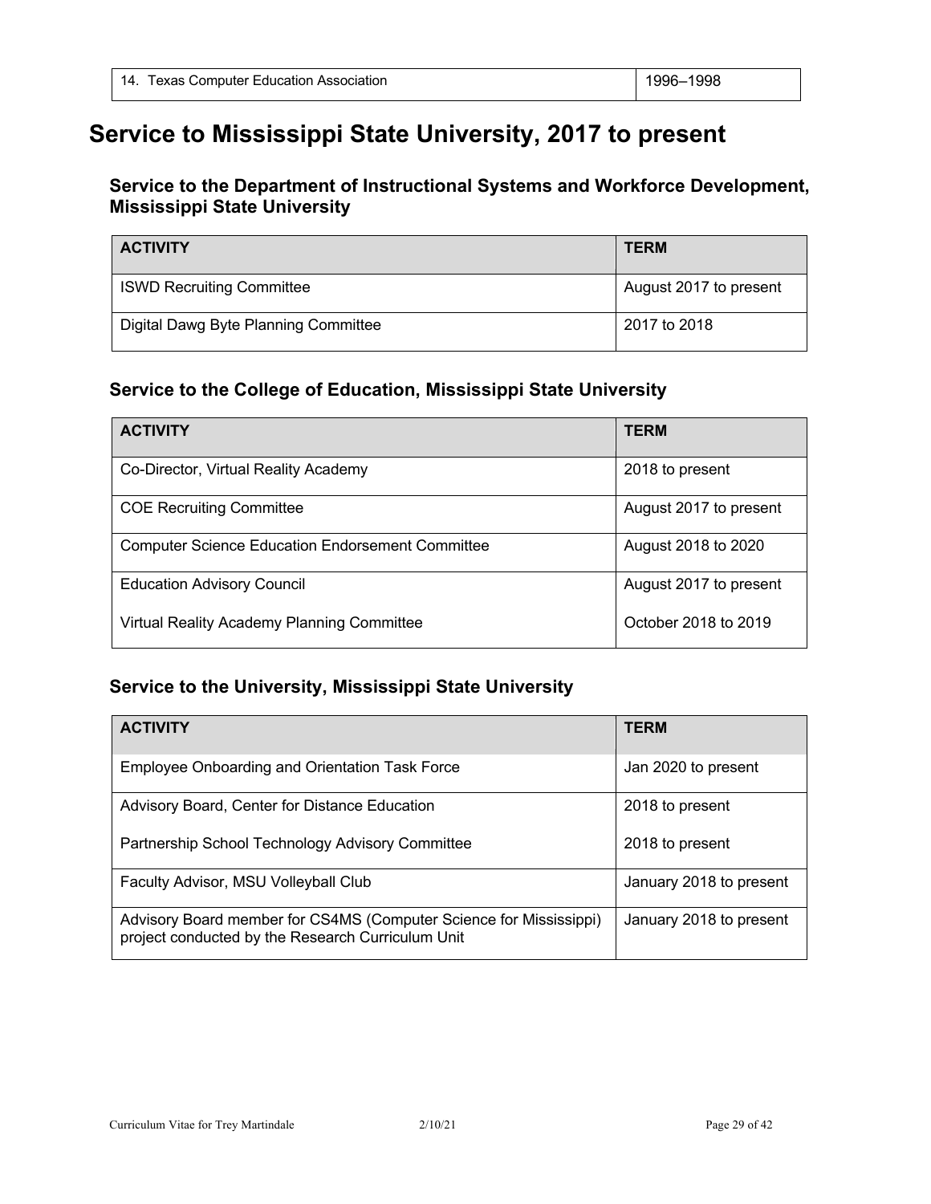| 14. Texas Computer Education Association | 1996–1998 |
|---|---|

# Service to Mississippi State University, 2017 to present

### Service to the Department of Instructional Systems and Workforce Development, Mississippi State University

| ACTIVITY | TERM |
|---|---|
| ISWD Recruiting Committee | August 2017 to present |
| Digital Dawg Byte Planning Committee | 2017 to 2018 |

### Service to the College of Education, Mississippi State University

| ACTIVITY | TERM |
|---|---|
| Co-Director, Virtual Reality Academy | 2018 to present |
| COE Recruiting Committee | August 2017 to present |
| Computer Science Education Endorsement Committee | August 2018 to 2020 |
| Education Advisory Council | August 2017 to present |
| Virtual Reality Academy Planning Committee | October 2018 to 2019 |

### Service to the University, Mississippi State University

| ACTIVITY | TERM |
|---|---|
| Employee Onboarding and Orientation Task Force | Jan 2020 to present |
| Advisory Board, Center for Distance Education | 2018 to present |
| Partnership School Technology Advisory Committee | 2018 to present |
| Faculty Advisor, MSU Volleyball Club | January 2018 to present |
| Advisory Board member for CS4MS (Computer Science for Mississippi) project conducted by the Research Curriculum Unit | January 2018 to present |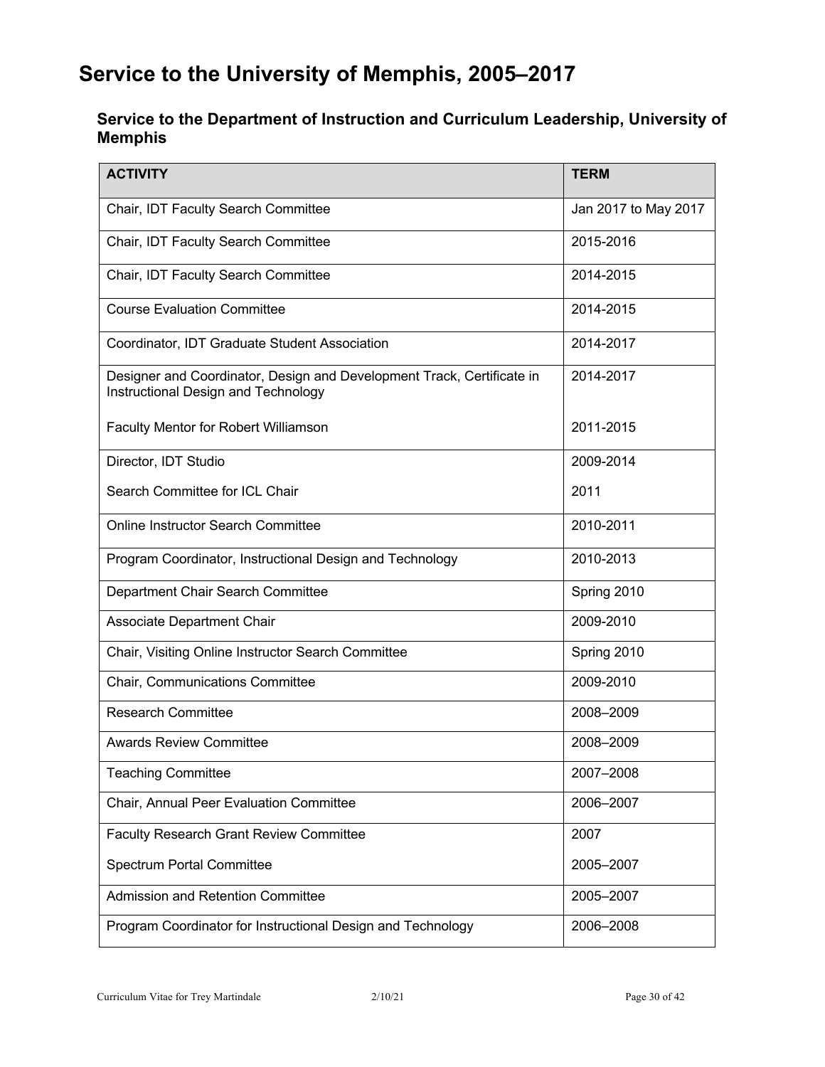# Service to the University of Memphis, 2005–2017

## Service to the Department of Instruction and Curriculum Leadership, University of Memphis

| ACTIVITY | TERM |
|---|---|
| Chair, IDT Faculty Search Committee | Jan 2017 to May 2017 |
| Chair, IDT Faculty Search Committee | 2015-2016 |
| Chair, IDT Faculty Search Committee | 2014-2015 |
| Course Evaluation Committee | 2014-2015 |
| Coordinator, IDT Graduate Student Association | 2014-2017 |
| Designer and Coordinator, Design and Development Track, Certificate in Instructional Design and Technology | 2014-2017 |
| Faculty Mentor for Robert Williamson | 2011-2015 |
| Director, IDT Studio | 2009-2014 |
| Search Committee for ICL Chair | 2011 |
| Online Instructor Search Committee | 2010-2011 |
| Program Coordinator, Instructional Design and Technology | 2010-2013 |
| Department Chair Search Committee | Spring 2010 |
| Associate Department Chair | 2009-2010 |
| Chair, Visiting Online Instructor Search Committee | Spring 2010 |
| Chair, Communications Committee | 2009-2010 |
| Research Committee | 2008–2009 |
| Awards Review Committee | 2008–2009 |
| Teaching Committee | 2007–2008 |
| Chair, Annual Peer Evaluation Committee | 2006–2007 |
| Faculty Research Grant Review Committee | 2007 |
| Spectrum Portal Committee | 2005–2007 |
| Admission and Retention Committee | 2005–2007 |
| Program Coordinator for Instructional Design and Technology | 2006–2008 |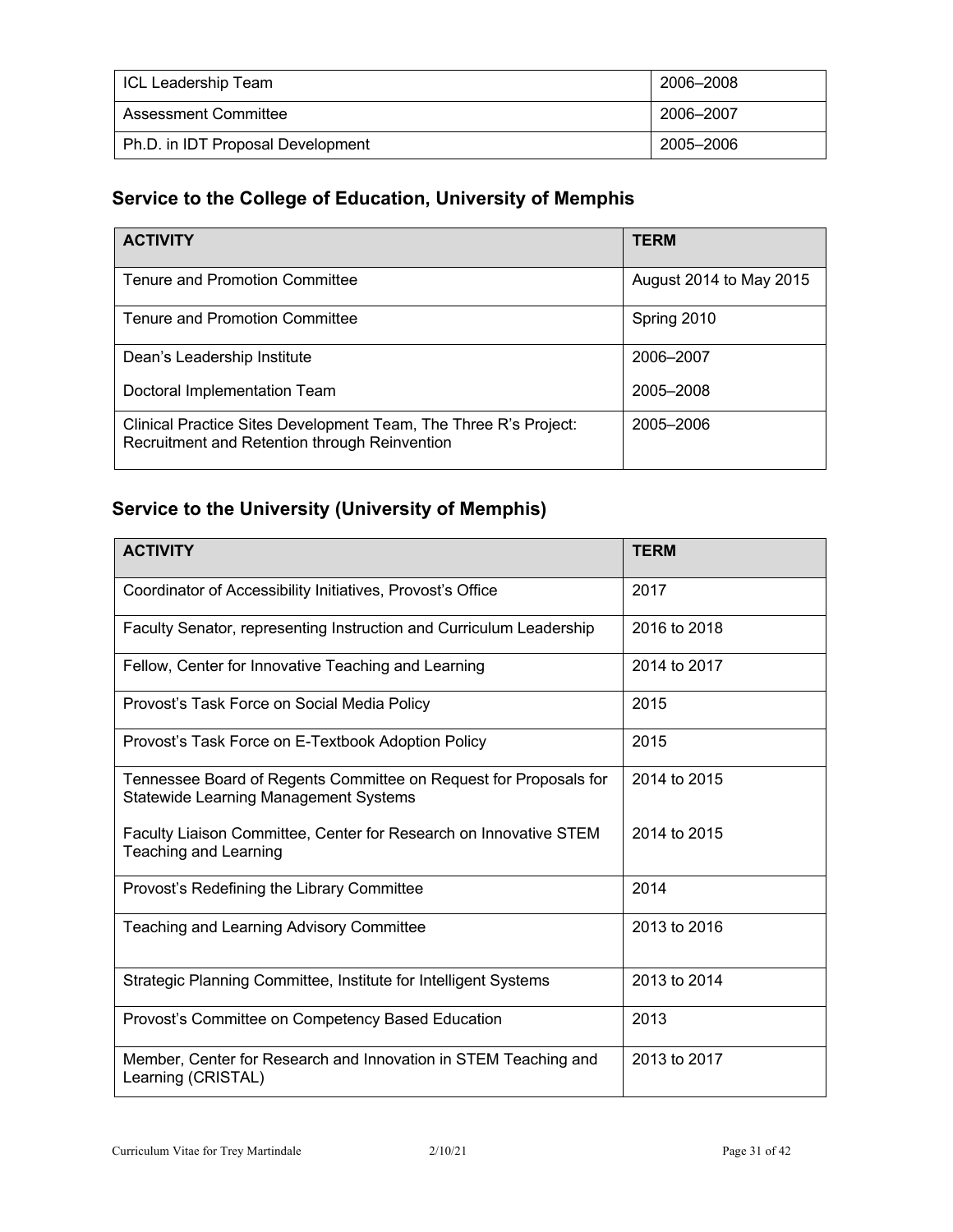| | |
|---|---|
| ICL Leadership Team | 2006–2008 |
| Assessment Committee | 2006–2007 |
| Ph.D. in IDT Proposal Development | 2005–2006 |

## Service to the College of Education, University of Memphis

| ACTIVITY | TERM |
|---|---|
| Tenure and Promotion Committee | August 2014 to May 2015 |
| Tenure and Promotion Committee | Spring 2010 |
| Dean's Leadership Institute<br><br>Doctoral Implementation Team | 2006–2007<br><br>2005–2008 |
| Clinical Practice Sites Development Team, The Three R's Project: Recruitment and Retention through Reinvention | 2005–2006 |

## Service to the University (University of Memphis)

| ACTIVITY | TERM |
|---|---|
| Coordinator of Accessibility Initiatives, Provost's Office | 2017 |
| Faculty Senator, representing Instruction and Curriculum Leadership | 2016 to 2018 |
| Fellow, Center for Innovative Teaching and Learning | 2014 to 2017 |
| Provost's Task Force on Social Media Policy | 2015 |
| Provost's Task Force on E-Textbook Adoption Policy | 2015 |
| Tennessee Board of Regents Committee on Request for Proposals for Statewide Learning Management Systems<br><br>Faculty Liaison Committee, Center for Research on Innovative STEM Teaching and Learning | 2014 to 2015<br><br>2014 to 2015 |
| Provost's Redefining the Library Committee | 2014 |
| Teaching and Learning Advisory Committee | 2013 to 2016 |
| Strategic Planning Committee, Institute for Intelligent Systems | 2013 to 2014 |
| Provost's Committee on Competency Based Education | 2013 |
| Member, Center for Research and Innovation in STEM Teaching and Learning (CRISTAL) | 2013 to 2017 |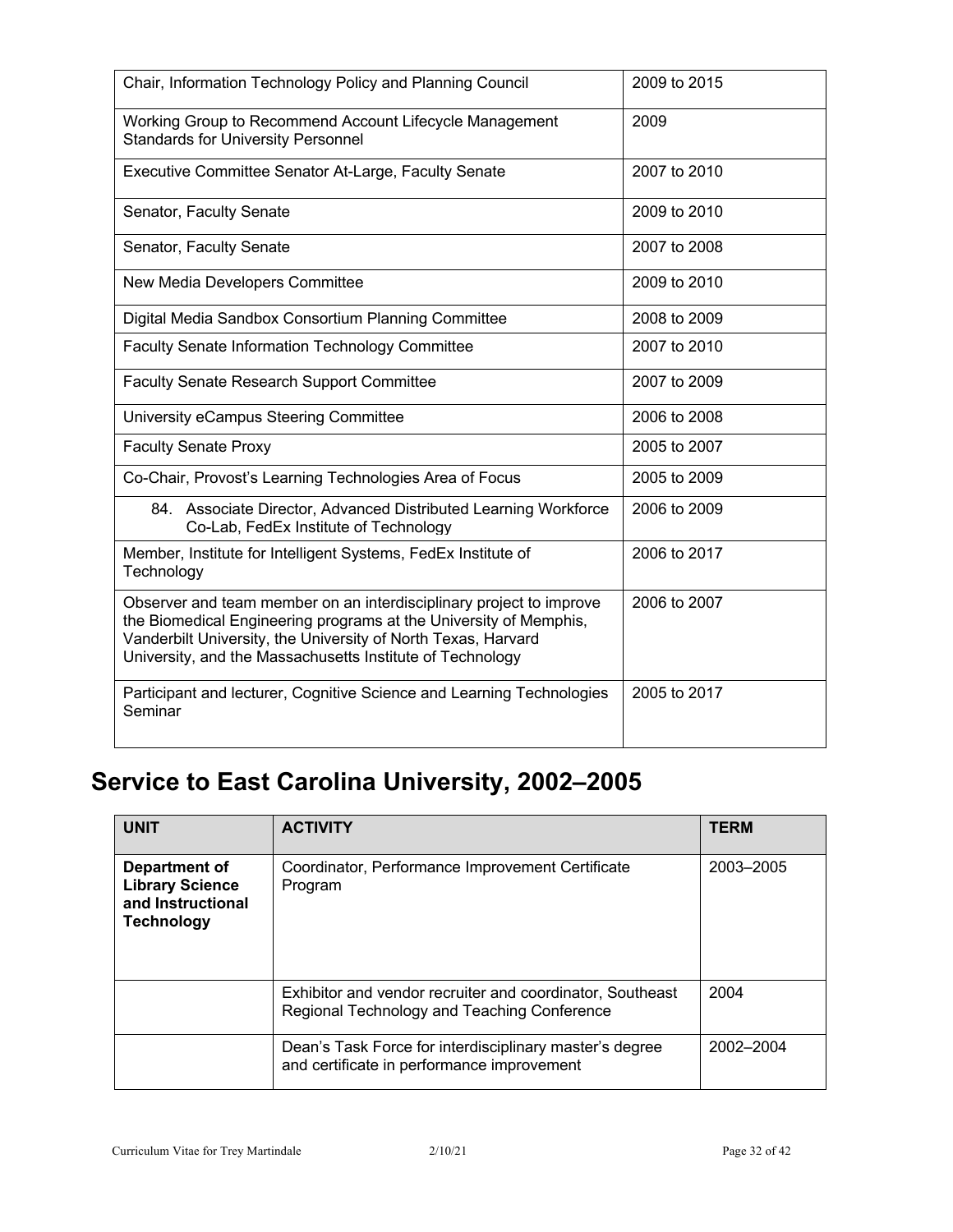| | |
|---|---|
| Chair, Information Technology Policy and Planning Council | 2009 to 2015 |
| Working Group to Recommend Account Lifecycle Management Standards for University Personnel | 2009 |
| Executive Committee Senator At-Large, Faculty Senate | 2007 to 2010 |
| Senator, Faculty Senate | 2009 to 2010 |
| Senator, Faculty Senate | 2007 to 2008 |
| New Media Developers Committee | 2009 to 2010 |
| Digital Media Sandbox Consortium Planning Committee | 2008 to 2009 |
| Faculty Senate Information Technology Committee | 2007 to 2010 |
| Faculty Senate Research Support Committee | 2007 to 2009 |
| University eCampus Steering Committee | 2006 to 2008 |
| Faculty Senate Proxy | 2005 to 2007 |
| Co-Chair, Provost's Learning Technologies Area of Focus | 2005 to 2009 |
| 84. Associate Director, Advanced Distributed Learning Workforce Co-Lab, FedEx Institute of Technology | 2006 to 2009 |
| Member, Institute for Intelligent Systems, FedEx Institute of Technology | 2006 to 2017 |
| Observer and team member on an interdisciplinary project to improve the Biomedical Engineering programs at the University of Memphis, Vanderbilt University, the University of North Texas, Harvard University, and the Massachusetts Institute of Technology | 2006 to 2007 |
| Participant and lecturer, Cognitive Science and Learning Technologies Seminar | 2005 to 2017 |

# Service to East Carolina University, 2002–2005

| UNIT | ACTIVITY | TERM |
|---|---|---|
| **Department of Library Science and Instructional Technology** | Coordinator, Performance Improvement Certificate Program | 2003–2005 |
| | Exhibitor and vendor recruiter and coordinator, Southeast Regional Technology and Teaching Conference | 2004 |
| | Dean's Task Force for interdisciplinary master's degree and certificate in performance improvement | 2002–2004 |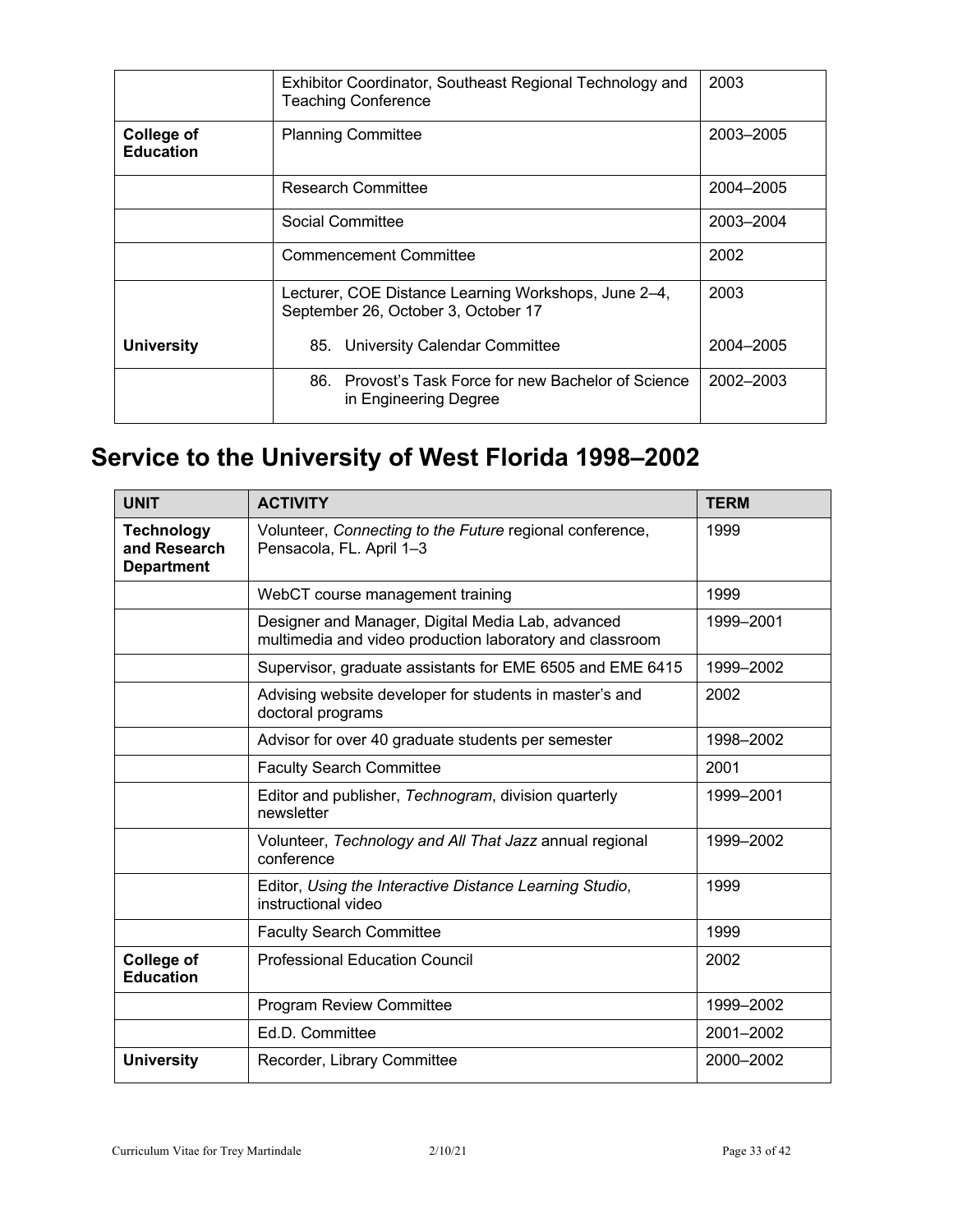| | | |
|---|---|---|
| | Exhibitor Coordinator, Southeast Regional Technology and Teaching Conference | 2003 |
| **College of Education** | Planning Committee | 2003–2005 |
| | Research Committee | 2004–2005 |
| | Social Committee | 2003–2004 |
| | Commencement Committee | 2002 |
| | Lecturer, COE Distance Learning Workshops, June 2–4, September 26, October 3, October 17 | 2003 |
| **University** | 85. University Calendar Committee | 2004–2005 |
| | 86. Provost's Task Force for new Bachelor of Science in Engineering Degree | 2002–2003 |

# Service to the University of West Florida 1998–2002

| UNIT | ACTIVITY | TERM |
|---|---|---|
| **Technology and Research Department** | Volunteer, *Connecting to the Future* regional conference, Pensacola, FL. April 1–3 | 1999 |
| | WebCT course management training | 1999 |
| | Designer and Manager, Digital Media Lab, advanced multimedia and video production laboratory and classroom | 1999–2001 |
| | Supervisor, graduate assistants for EME 6505 and EME 6415 | 1999–2002 |
| | Advising website developer for students in master's and doctoral programs | 2002 |
| | Advisor for over 40 graduate students per semester | 1998–2002 |
| | Faculty Search Committee | 2001 |
| | Editor and publisher, *Technogram*, division quarterly newsletter | 1999–2001 |
| | Volunteer, *Technology and All That Jazz* annual regional conference | 1999–2002 |
| | Editor, *Using the Interactive Distance Learning Studio*, instructional video | 1999 |
| | Faculty Search Committee | 1999 |
| **College of Education** | Professional Education Council | 2002 |
| | Program Review Committee | 1999–2002 |
| | Ed.D. Committee | 2001–2002 |
| **University** | Recorder, Library Committee | 2000–2002 |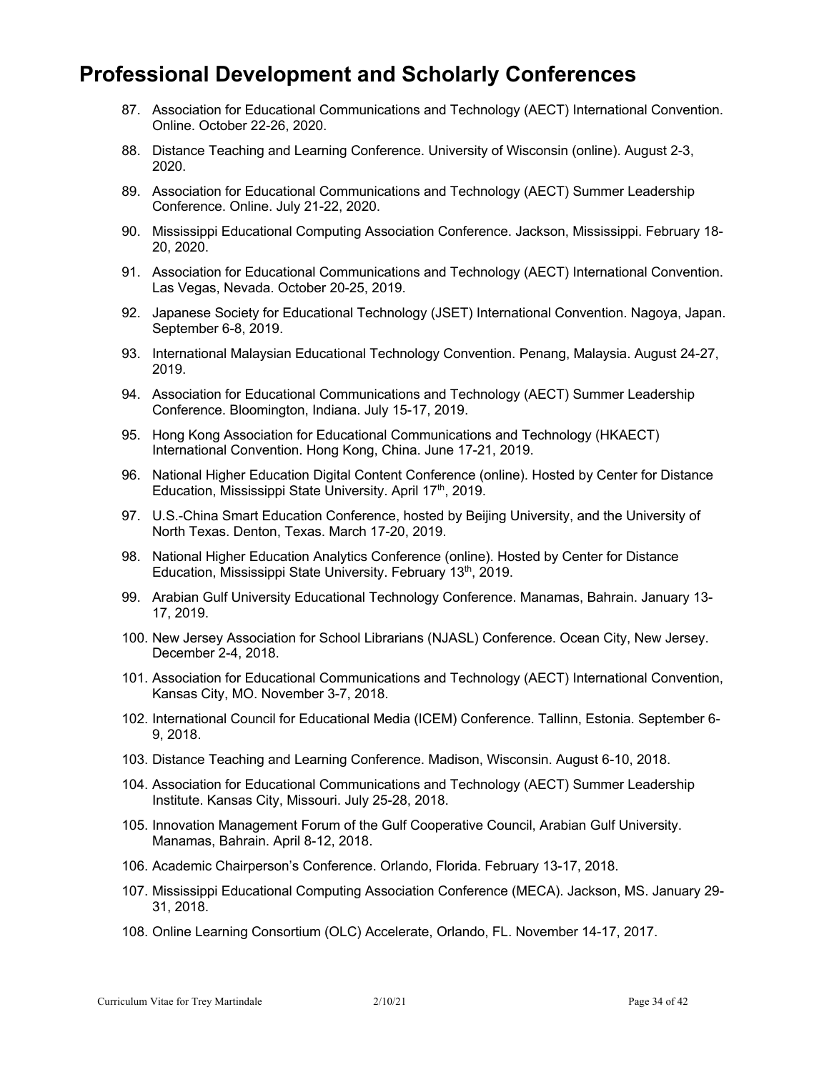# Professional Development and Scholarly Conferences

87. Association for Educational Communications and Technology (AECT) International Convention. Online. October 22-26, 2020.
88. Distance Teaching and Learning Conference. University of Wisconsin (online). August 2-3, 2020.
89. Association for Educational Communications and Technology (AECT) Summer Leadership Conference. Online. July 21-22, 2020.
90. Mississippi Educational Computing Association Conference. Jackson, Mississippi. February 18-20, 2020.
91. Association for Educational Communications and Technology (AECT) International Convention. Las Vegas, Nevada. October 20-25, 2019.
92. Japanese Society for Educational Technology (JSET) International Convention. Nagoya, Japan. September 6-8, 2019.
93. International Malaysian Educational Technology Convention. Penang, Malaysia. August 24-27, 2019.
94. Association for Educational Communications and Technology (AECT) Summer Leadership Conference. Bloomington, Indiana. July 15-17, 2019.
95. Hong Kong Association for Educational Communications and Technology (HKAECT) International Convention. Hong Kong, China. June 17-21, 2019.
96. National Higher Education Digital Content Conference (online). Hosted by Center for Distance Education, Mississippi State University. April 17th, 2019.
97. U.S.-China Smart Education Conference, hosted by Beijing University, and the University of North Texas. Denton, Texas. March 17-20, 2019.
98. National Higher Education Analytics Conference (online). Hosted by Center for Distance Education, Mississippi State University. February 13th, 2019.
99. Arabian Gulf University Educational Technology Conference. Manamas, Bahrain. January 13-17, 2019.
100. New Jersey Association for School Librarians (NJASL) Conference. Ocean City, New Jersey. December 2-4, 2018.
101. Association for Educational Communications and Technology (AECT) International Convention, Kansas City, MO. November 3-7, 2018.
102. International Council for Educational Media (ICEM) Conference. Tallinn, Estonia. September 6-9, 2018.
103. Distance Teaching and Learning Conference. Madison, Wisconsin. August 6-10, 2018.
104. Association for Educational Communications and Technology (AECT) Summer Leadership Institute. Kansas City, Missouri. July 25-28, 2018.
105. Innovation Management Forum of the Gulf Cooperative Council, Arabian Gulf University. Manamas, Bahrain. April 8-12, 2018.
106. Academic Chairperson's Conference. Orlando, Florida. February 13-17, 2018.
107. Mississippi Educational Computing Association Conference (MECA). Jackson, MS. January 29-31, 2018.
108. Online Learning Consortium (OLC) Accelerate, Orlando, FL. November 14-17, 2017.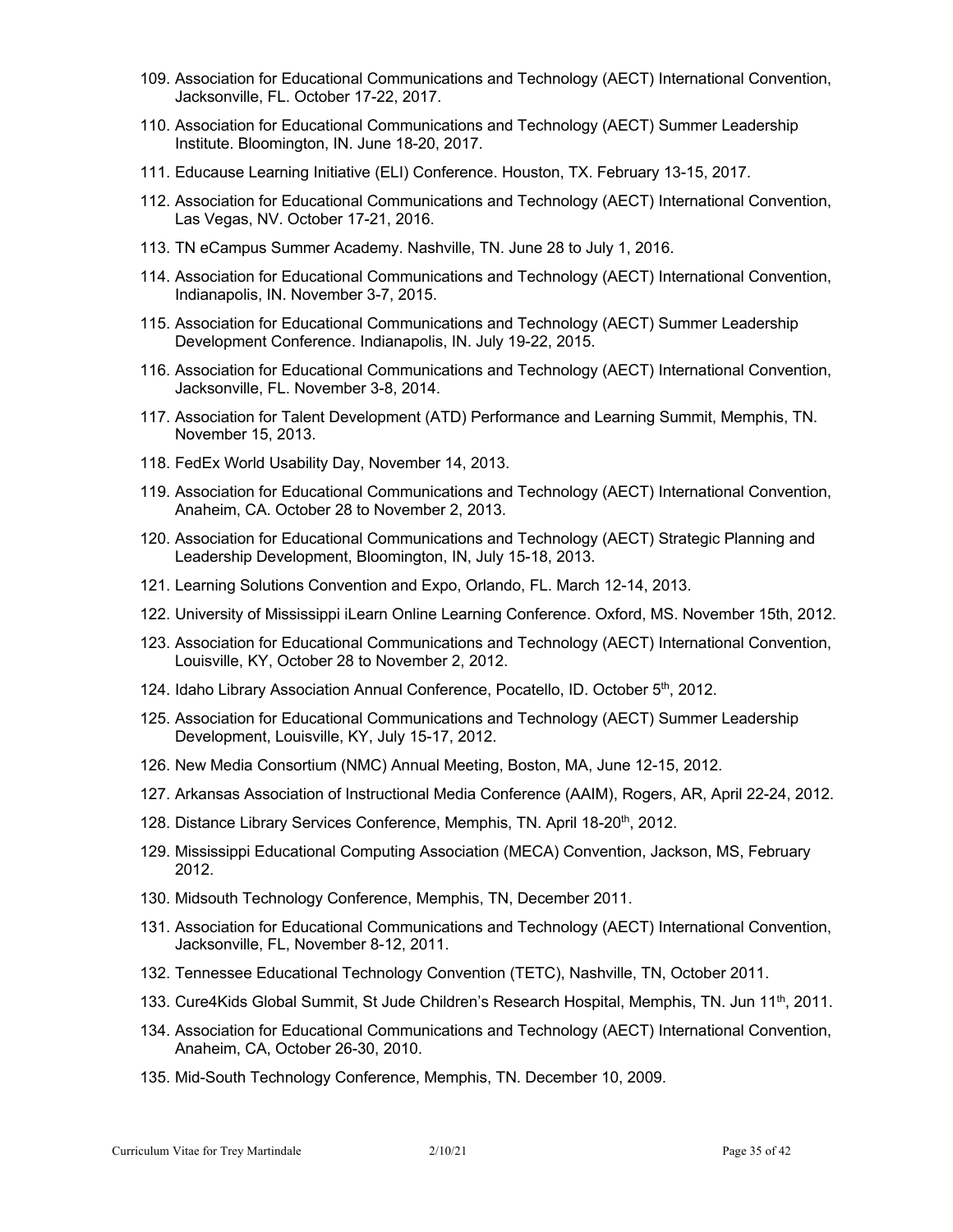109. Association for Educational Communications and Technology (AECT) International Convention, Jacksonville, FL. October 17-22, 2017.
110. Association for Educational Communications and Technology (AECT) Summer Leadership Institute. Bloomington, IN. June 18-20, 2017.
111. Educause Learning Initiative (ELI) Conference. Houston, TX. February 13-15, 2017.
112. Association for Educational Communications and Technology (AECT) International Convention, Las Vegas, NV. October 17-21, 2016.
113. TN eCampus Summer Academy. Nashville, TN. June 28 to July 1, 2016.
114. Association for Educational Communications and Technology (AECT) International Convention, Indianapolis, IN. November 3-7, 2015.
115. Association for Educational Communications and Technology (AECT) Summer Leadership Development Conference. Indianapolis, IN. July 19-22, 2015.
116. Association for Educational Communications and Technology (AECT) International Convention, Jacksonville, FL. November 3-8, 2014.
117. Association for Talent Development (ATD) Performance and Learning Summit, Memphis, TN. November 15, 2013.
118. FedEx World Usability Day, November 14, 2013.
119. Association for Educational Communications and Technology (AECT) International Convention, Anaheim, CA. October 28 to November 2, 2013.
120. Association for Educational Communications and Technology (AECT) Strategic Planning and Leadership Development, Bloomington, IN, July 15-18, 2013.
121. Learning Solutions Convention and Expo, Orlando, FL. March 12-14, 2013.
122. University of Mississippi iLearn Online Learning Conference. Oxford, MS. November 15th, 2012.
123. Association for Educational Communications and Technology (AECT) International Convention, Louisville, KY, October 28 to November 2, 2012.
124. Idaho Library Association Annual Conference, Pocatello, ID. October 5th, 2012.
125. Association for Educational Communications and Technology (AECT) Summer Leadership Development, Louisville, KY, July 15-17, 2012.
126. New Media Consortium (NMC) Annual Meeting, Boston, MA, June 12-15, 2012.
127. Arkansas Association of Instructional Media Conference (AAIM), Rogers, AR, April 22-24, 2012.
128. Distance Library Services Conference, Memphis, TN. April 18-20th, 2012.
129. Mississippi Educational Computing Association (MECA) Convention, Jackson, MS, February 2012.
130. Midsouth Technology Conference, Memphis, TN, December 2011.
131. Association for Educational Communications and Technology (AECT) International Convention, Jacksonville, FL, November 8-12, 2011.
132. Tennessee Educational Technology Convention (TETC), Nashville, TN, October 2011.
133. Cure4Kids Global Summit, St Jude Children's Research Hospital, Memphis, TN. Jun 11th, 2011.
134. Association for Educational Communications and Technology (AECT) International Convention, Anaheim, CA, October 26-30, 2010.
135. Mid-South Technology Conference, Memphis, TN. December 10, 2009.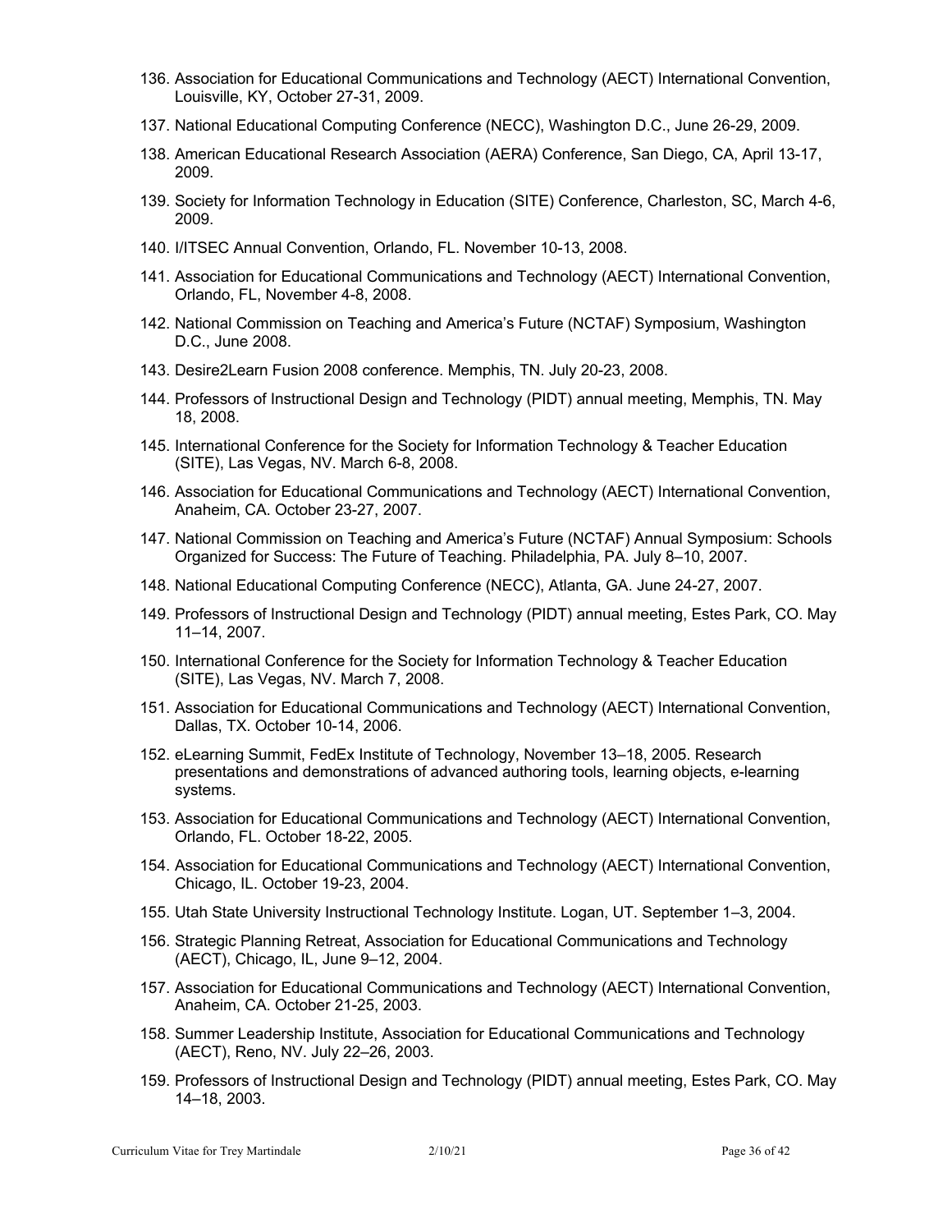136. Association for Educational Communications and Technology (AECT) International Convention, Louisville, KY, October 27-31, 2009.
137. National Educational Computing Conference (NECC), Washington D.C., June 26-29, 2009.
138. American Educational Research Association (AERA) Conference, San Diego, CA, April 13-17, 2009.
139. Society for Information Technology in Education (SITE) Conference, Charleston, SC, March 4-6, 2009.
140. I/ITSEC Annual Convention, Orlando, FL. November 10-13, 2008.
141. Association for Educational Communications and Technology (AECT) International Convention, Orlando, FL, November 4-8, 2008.
142. National Commission on Teaching and America's Future (NCTAF) Symposium, Washington D.C., June 2008.
143. Desire2Learn Fusion 2008 conference. Memphis, TN. July 20-23, 2008.
144. Professors of Instructional Design and Technology (PIDT) annual meeting, Memphis, TN. May 18, 2008.
145. International Conference for the Society for Information Technology & Teacher Education (SITE), Las Vegas, NV. March 6-8, 2008.
146. Association for Educational Communications and Technology (AECT) International Convention, Anaheim, CA. October 23-27, 2007.
147. National Commission on Teaching and America's Future (NCTAF) Annual Symposium: Schools Organized for Success: The Future of Teaching. Philadelphia, PA. July 8–10, 2007.
148. National Educational Computing Conference (NECC), Atlanta, GA. June 24-27, 2007.
149. Professors of Instructional Design and Technology (PIDT) annual meeting, Estes Park, CO. May 11–14, 2007.
150. International Conference for the Society for Information Technology & Teacher Education (SITE), Las Vegas, NV. March 7, 2008.
151. Association for Educational Communications and Technology (AECT) International Convention, Dallas, TX. October 10-14, 2006.
152. eLearning Summit, FedEx Institute of Technology, November 13–18, 2005. Research presentations and demonstrations of advanced authoring tools, learning objects, e-learning systems.
153. Association for Educational Communications and Technology (AECT) International Convention, Orlando, FL. October 18-22, 2005.
154. Association for Educational Communications and Technology (AECT) International Convention, Chicago, IL. October 19-23, 2004.
155. Utah State University Instructional Technology Institute. Logan, UT. September 1–3, 2004.
156. Strategic Planning Retreat, Association for Educational Communications and Technology (AECT), Chicago, IL, June 9–12, 2004.
157. Association for Educational Communications and Technology (AECT) International Convention, Anaheim, CA. October 21-25, 2003.
158. Summer Leadership Institute, Association for Educational Communications and Technology (AECT), Reno, NV. July 22–26, 2003.
159. Professors of Instructional Design and Technology (PIDT) annual meeting, Estes Park, CO. May 14–18, 2003.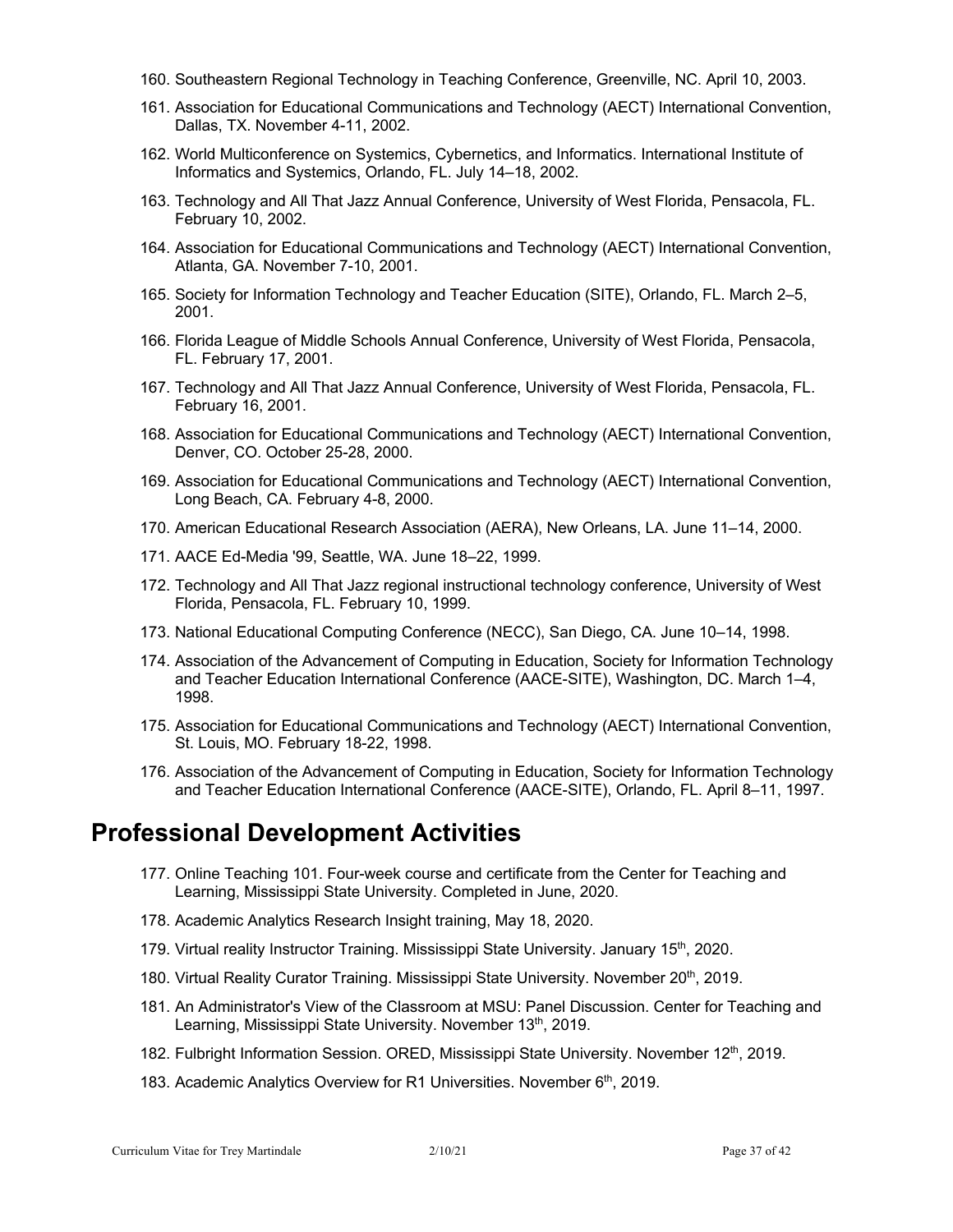160. Southeastern Regional Technology in Teaching Conference, Greenville, NC. April 10, 2003.

161. Association for Educational Communications and Technology (AECT) International Convention, Dallas, TX. November 4-11, 2002.

162. World Multiconference on Systemics, Cybernetics, and Informatics. International Institute of Informatics and Systemics, Orlando, FL. July 14–18, 2002.

163. Technology and All That Jazz Annual Conference, University of West Florida, Pensacola, FL. February 10, 2002.

164. Association for Educational Communications and Technology (AECT) International Convention, Atlanta, GA. November 7-10, 2001.

165. Society for Information Technology and Teacher Education (SITE), Orlando, FL. March 2–5, 2001.

166. Florida League of Middle Schools Annual Conference, University of West Florida, Pensacola, FL. February 17, 2001.

167. Technology and All That Jazz Annual Conference, University of West Florida, Pensacola, FL. February 16, 2001.

168. Association for Educational Communications and Technology (AECT) International Convention, Denver, CO. October 25-28, 2000.

169. Association for Educational Communications and Technology (AECT) International Convention, Long Beach, CA. February 4-8, 2000.

170. American Educational Research Association (AERA), New Orleans, LA. June 11–14, 2000.

171. AACE Ed-Media '99, Seattle, WA. June 18–22, 1999.

172. Technology and All That Jazz regional instructional technology conference, University of West Florida, Pensacola, FL. February 10, 1999.

173. National Educational Computing Conference (NECC), San Diego, CA. June 10–14, 1998.

174. Association of the Advancement of Computing in Education, Society for Information Technology and Teacher Education International Conference (AACE-SITE), Washington, DC. March 1–4, 1998.

175. Association for Educational Communications and Technology (AECT) International Convention, St. Louis, MO. February 18-22, 1998.

176. Association of the Advancement of Computing in Education, Society for Information Technology and Teacher Education International Conference (AACE-SITE), Orlando, FL. April 8–11, 1997.

# Professional Development Activities

177. Online Teaching 101. Four-week course and certificate from the Center for Teaching and Learning, Mississippi State University. Completed in June, 2020.

178. Academic Analytics Research Insight training, May 18, 2020.

179. Virtual reality Instructor Training. Mississippi State University. January 15th, 2020.

180. Virtual Reality Curator Training. Mississippi State University. November 20th, 2019.

181. An Administrator's View of the Classroom at MSU: Panel Discussion. Center for Teaching and Learning, Mississippi State University. November 13th, 2019.

182. Fulbright Information Session. ORED, Mississippi State University. November 12th, 2019.

183. Academic Analytics Overview for R1 Universities. November 6th, 2019.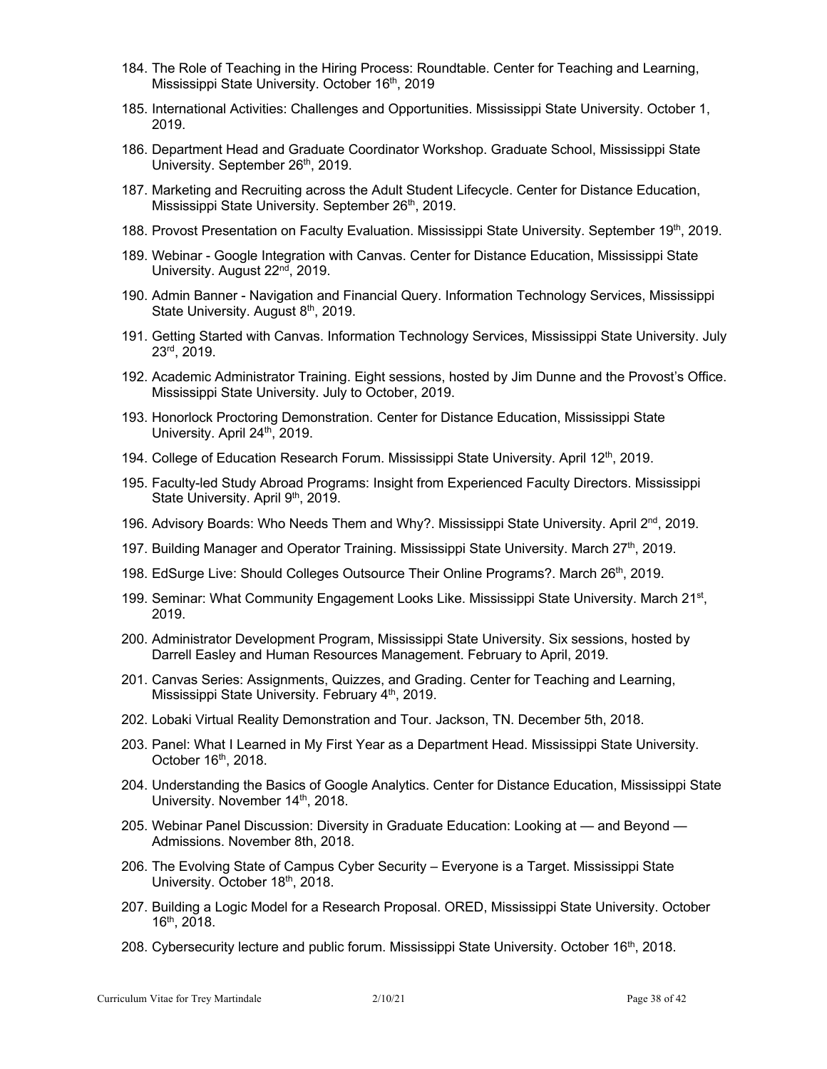184. The Role of Teaching in the Hiring Process: Roundtable. Center for Teaching and Learning, Mississippi State University. October 16th, 2019

185. International Activities: Challenges and Opportunities. Mississippi State University. October 1, 2019.

186. Department Head and Graduate Coordinator Workshop. Graduate School, Mississippi State University. September 26th, 2019.

187. Marketing and Recruiting across the Adult Student Lifecycle. Center for Distance Education, Mississippi State University. September 26th, 2019.

188. Provost Presentation on Faculty Evaluation. Mississippi State University. September 19th, 2019.

189. Webinar - Google Integration with Canvas. Center for Distance Education, Mississippi State University. August 22nd, 2019.

190. Admin Banner - Navigation and Financial Query. Information Technology Services, Mississippi State University. August 8th, 2019.

191. Getting Started with Canvas. Information Technology Services, Mississippi State University. July 23rd, 2019.

192. Academic Administrator Training. Eight sessions, hosted by Jim Dunne and the Provost's Office. Mississippi State University. July to October, 2019.

193. Honorlock Proctoring Demonstration. Center for Distance Education, Mississippi State University. April 24th, 2019.

194. College of Education Research Forum. Mississippi State University. April 12th, 2019.

195. Faculty-led Study Abroad Programs: Insight from Experienced Faculty Directors. Mississippi State University. April 9th, 2019.

196. Advisory Boards: Who Needs Them and Why?. Mississippi State University. April 2nd, 2019.

197. Building Manager and Operator Training. Mississippi State University. March 27th, 2019.

198. EdSurge Live: Should Colleges Outsource Their Online Programs?. March 26th, 2019.

199. Seminar: What Community Engagement Looks Like. Mississippi State University. March 21st, 2019.

200. Administrator Development Program, Mississippi State University. Six sessions, hosted by Darrell Easley and Human Resources Management. February to April, 2019.

201. Canvas Series: Assignments, Quizzes, and Grading. Center for Teaching and Learning, Mississippi State University. February 4th, 2019.

202. Lobaki Virtual Reality Demonstration and Tour. Jackson, TN. December 5th, 2018.

203. Panel: What I Learned in My First Year as a Department Head. Mississippi State University. October 16th, 2018.

204. Understanding the Basics of Google Analytics. Center for Distance Education, Mississippi State University. November 14th, 2018.

205. Webinar Panel Discussion: Diversity in Graduate Education: Looking at — and Beyond — Admissions. November 8th, 2018.

206. The Evolving State of Campus Cyber Security – Everyone is a Target. Mississippi State University. October 18th, 2018.

207. Building a Logic Model for a Research Proposal. ORED, Mississippi State University. October 16th, 2018.

208. Cybersecurity lecture and public forum. Mississippi State University. October 16th, 2018.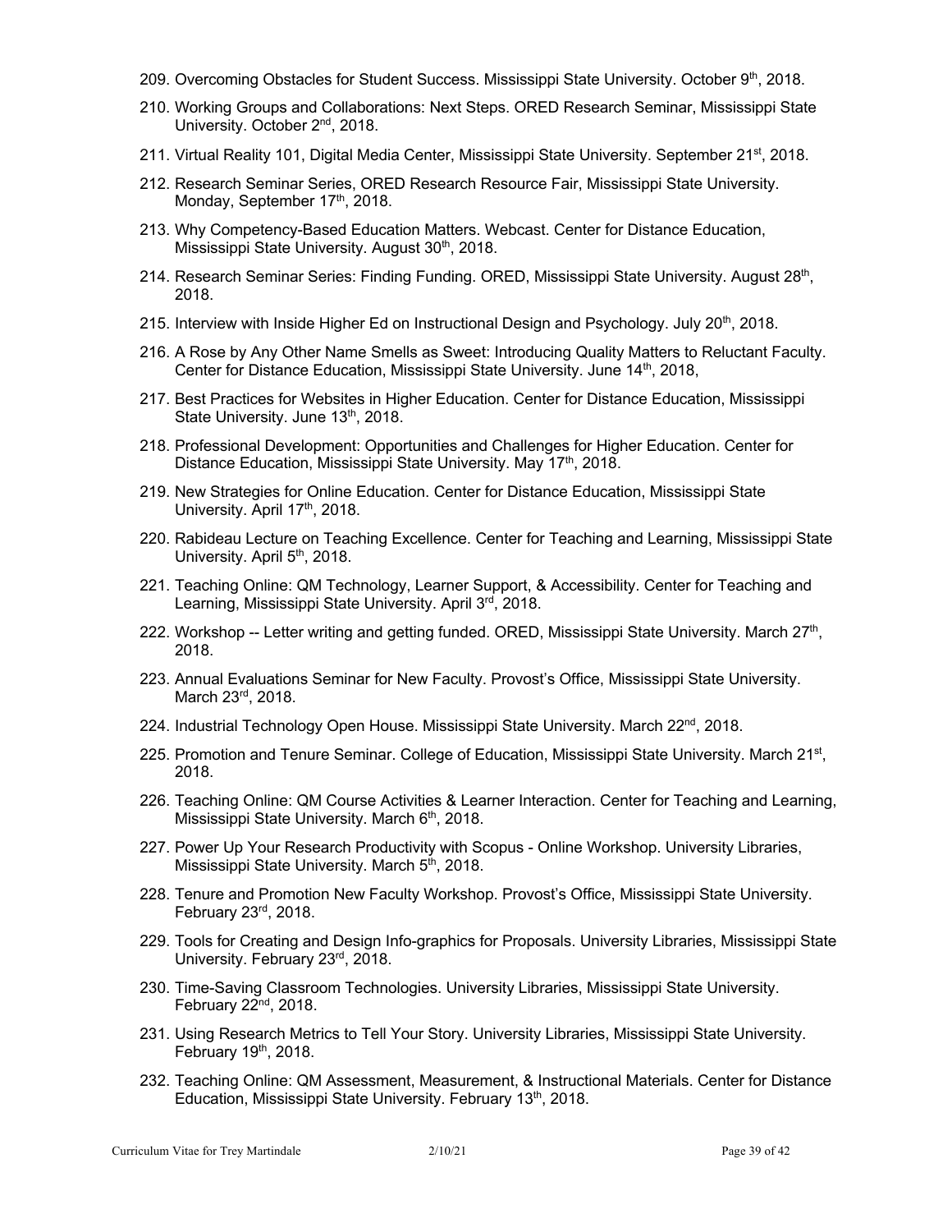209. Overcoming Obstacles for Student Success. Mississippi State University. October 9th, 2018.
210. Working Groups and Collaborations: Next Steps. ORED Research Seminar, Mississippi State University. October 2nd, 2018.
211. Virtual Reality 101, Digital Media Center, Mississippi State University. September 21st, 2018.
212. Research Seminar Series, ORED Research Resource Fair, Mississippi State University. Monday, September 17th, 2018.
213. Why Competency-Based Education Matters. Webcast. Center for Distance Education, Mississippi State University. August 30th, 2018.
214. Research Seminar Series: Finding Funding. ORED, Mississippi State University. August 28th, 2018.
215. Interview with Inside Higher Ed on Instructional Design and Psychology. July 20th, 2018.
216. A Rose by Any Other Name Smells as Sweet: Introducing Quality Matters to Reluctant Faculty. Center for Distance Education, Mississippi State University. June 14th, 2018,
217. Best Practices for Websites in Higher Education. Center for Distance Education, Mississippi State University. June 13th, 2018.
218. Professional Development: Opportunities and Challenges for Higher Education. Center for Distance Education, Mississippi State University. May 17th, 2018.
219. New Strategies for Online Education. Center for Distance Education, Mississippi State University. April 17th, 2018.
220. Rabideau Lecture on Teaching Excellence. Center for Teaching and Learning, Mississippi State University. April 5th, 2018.
221. Teaching Online: QM Technology, Learner Support, & Accessibility. Center for Teaching and Learning, Mississippi State University. April 3rd, 2018.
222. Workshop -- Letter writing and getting funded. ORED, Mississippi State University. March 27th, 2018.
223. Annual Evaluations Seminar for New Faculty. Provost's Office, Mississippi State University. March 23rd, 2018.
224. Industrial Technology Open House. Mississippi State University. March 22nd, 2018.
225. Promotion and Tenure Seminar. College of Education, Mississippi State University. March 21st, 2018.
226. Teaching Online: QM Course Activities & Learner Interaction. Center for Teaching and Learning, Mississippi State University. March 6th, 2018.
227. Power Up Your Research Productivity with Scopus - Online Workshop. University Libraries, Mississippi State University. March 5th, 2018.
228. Tenure and Promotion New Faculty Workshop. Provost's Office, Mississippi State University. February 23rd, 2018.
229. Tools for Creating and Design Info-graphics for Proposals. University Libraries, Mississippi State University. February 23rd, 2018.
230. Time-Saving Classroom Technologies. University Libraries, Mississippi State University. February 22nd, 2018.
231. Using Research Metrics to Tell Your Story. University Libraries, Mississippi State University. February 19th, 2018.
232. Teaching Online: QM Assessment, Measurement, & Instructional Materials. Center for Distance Education, Mississippi State University. February 13th, 2018.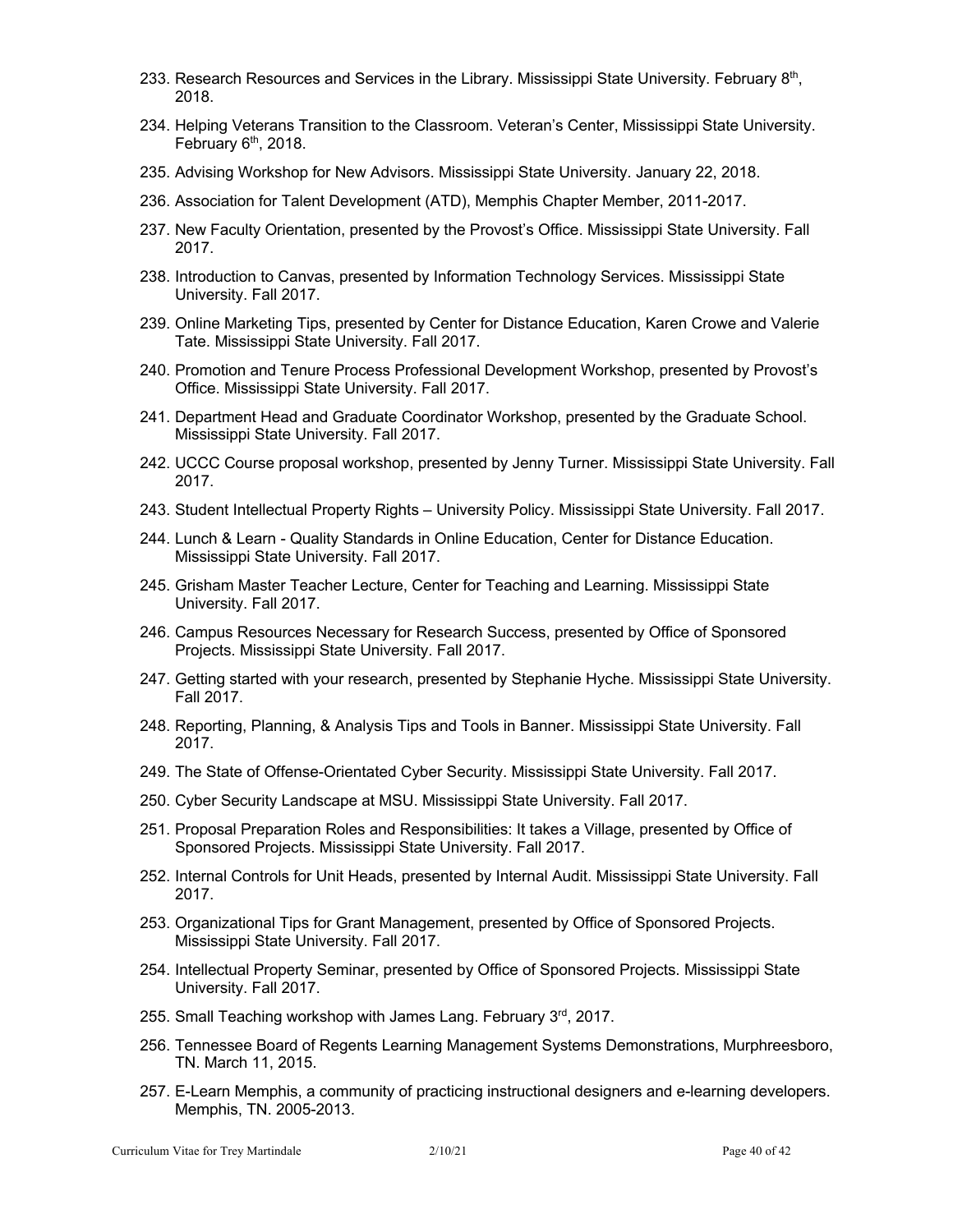233. Research Resources and Services in the Library. Mississippi State University. February 8th, 2018.

234. Helping Veterans Transition to the Classroom. Veteran's Center, Mississippi State University. February 6th, 2018.

235. Advising Workshop for New Advisors. Mississippi State University. January 22, 2018.

236. Association for Talent Development (ATD), Memphis Chapter Member, 2011-2017.

237. New Faculty Orientation, presented by the Provost's Office. Mississippi State University. Fall 2017.

238. Introduction to Canvas, presented by Information Technology Services. Mississippi State University. Fall 2017.

239. Online Marketing Tips, presented by Center for Distance Education, Karen Crowe and Valerie Tate. Mississippi State University. Fall 2017.

240. Promotion and Tenure Process Professional Development Workshop, presented by Provost's Office. Mississippi State University. Fall 2017.

241. Department Head and Graduate Coordinator Workshop, presented by the Graduate School. Mississippi State University. Fall 2017.

242. UCCC Course proposal workshop, presented by Jenny Turner. Mississippi State University. Fall 2017.

243. Student Intellectual Property Rights – University Policy. Mississippi State University. Fall 2017.

244. Lunch & Learn - Quality Standards in Online Education, Center for Distance Education. Mississippi State University. Fall 2017.

245. Grisham Master Teacher Lecture, Center for Teaching and Learning. Mississippi State University. Fall 2017.

246. Campus Resources Necessary for Research Success, presented by Office of Sponsored Projects. Mississippi State University. Fall 2017.

247. Getting started with your research, presented by Stephanie Hyche. Mississippi State University. Fall 2017.

248. Reporting, Planning, & Analysis Tips and Tools in Banner. Mississippi State University. Fall 2017.

249. The State of Offense-Orientated Cyber Security. Mississippi State University. Fall 2017.

250. Cyber Security Landscape at MSU. Mississippi State University. Fall 2017.

251. Proposal Preparation Roles and Responsibilities: It takes a Village, presented by Office of Sponsored Projects. Mississippi State University. Fall 2017.

252. Internal Controls for Unit Heads, presented by Internal Audit. Mississippi State University. Fall 2017.

253. Organizational Tips for Grant Management, presented by Office of Sponsored Projects. Mississippi State University. Fall 2017.

254. Intellectual Property Seminar, presented by Office of Sponsored Projects. Mississippi State University. Fall 2017.

255. Small Teaching workshop with James Lang. February 3rd, 2017.

256. Tennessee Board of Regents Learning Management Systems Demonstrations, Murphreesboro, TN. March 11, 2015.

257. E-Learn Memphis, a community of practicing instructional designers and e-learning developers. Memphis, TN. 2005-2013.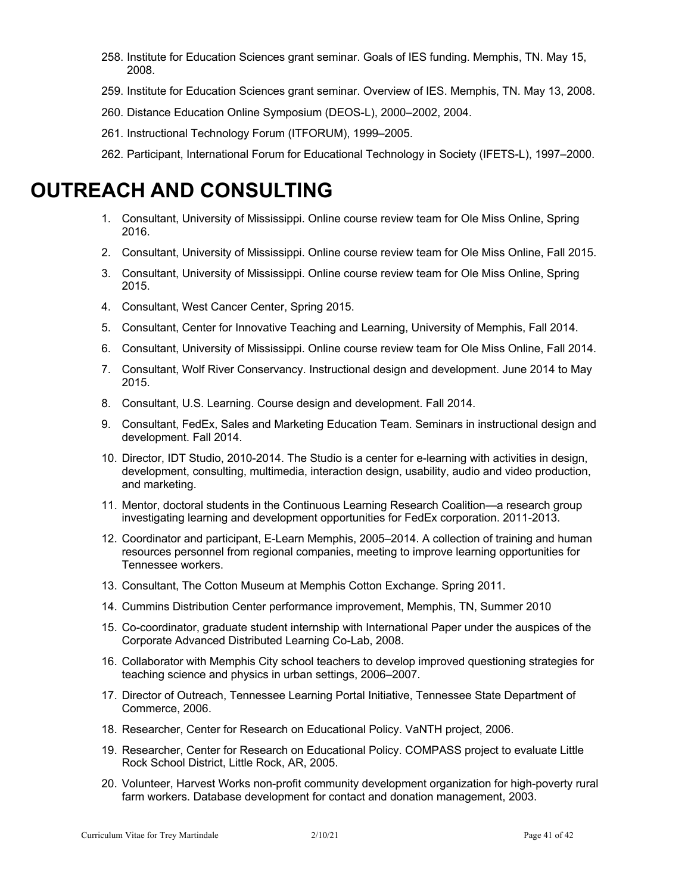258. Institute for Education Sciences grant seminar. Goals of IES funding. Memphis, TN. May 15, 2008.
259. Institute for Education Sciences grant seminar. Overview of IES. Memphis, TN. May 13, 2008.
260. Distance Education Online Symposium (DEOS-L), 2000–2002, 2004.
261. Instructional Technology Forum (ITFORUM), 1999–2005.
262. Participant, International Forum for Educational Technology in Society (IFETS-L), 1997–2000.

# OUTREACH AND CONSULTING

1. Consultant, University of Mississippi. Online course review team for Ole Miss Online, Spring 2016.
2. Consultant, University of Mississippi. Online course review team for Ole Miss Online, Fall 2015.
3. Consultant, University of Mississippi. Online course review team for Ole Miss Online, Spring 2015.
4. Consultant, West Cancer Center, Spring 2015.
5. Consultant, Center for Innovative Teaching and Learning, University of Memphis, Fall 2014.
6. Consultant, University of Mississippi. Online course review team for Ole Miss Online, Fall 2014.
7. Consultant, Wolf River Conservancy. Instructional design and development. June 2014 to May 2015.
8. Consultant, U.S. Learning. Course design and development. Fall 2014.
9. Consultant, FedEx, Sales and Marketing Education Team. Seminars in instructional design and development. Fall 2014.
10. Director, IDT Studio, 2010-2014. The Studio is a center for e-learning with activities in design, development, consulting, multimedia, interaction design, usability, audio and video production, and marketing.
11. Mentor, doctoral students in the Continuous Learning Research Coalition—a research group investigating learning and development opportunities for FedEx corporation. 2011-2013.
12. Coordinator and participant, E-Learn Memphis, 2005–2014. A collection of training and human resources personnel from regional companies, meeting to improve learning opportunities for Tennessee workers.
13. Consultant, The Cotton Museum at Memphis Cotton Exchange. Spring 2011.
14. Cummins Distribution Center performance improvement, Memphis, TN, Summer 2010
15. Co-coordinator, graduate student internship with International Paper under the auspices of the Corporate Advanced Distributed Learning Co-Lab, 2008.
16. Collaborator with Memphis City school teachers to develop improved questioning strategies for teaching science and physics in urban settings, 2006–2007.
17. Director of Outreach, Tennessee Learning Portal Initiative, Tennessee State Department of Commerce, 2006.
18. Researcher, Center for Research on Educational Policy. VaNTH project, 2006.
19. Researcher, Center for Research on Educational Policy. COMPASS project to evaluate Little Rock School District, Little Rock, AR, 2005.
20. Volunteer, Harvest Works non-profit community development organization for high-poverty rural farm workers. Database development for contact and donation management, 2003.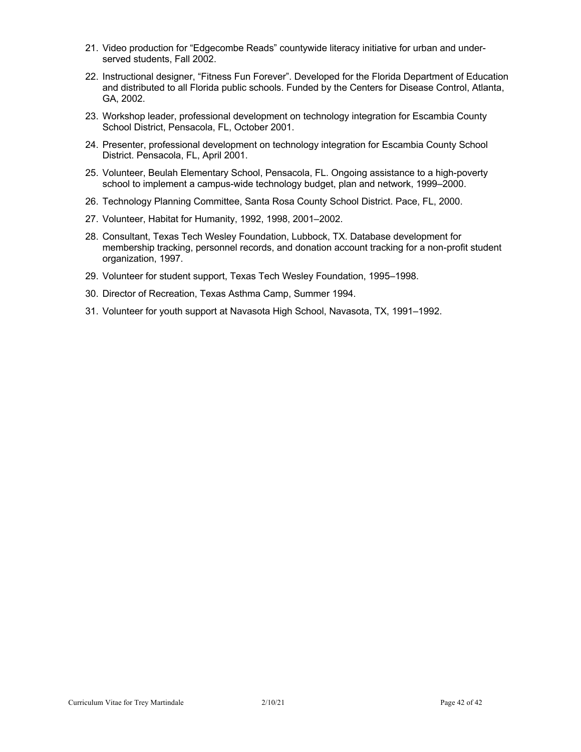21. Video production for “Edgecombe Reads” countywide literacy initiative for urban and under-served students, Fall 2002.
22. Instructional designer, “Fitness Fun Forever”. Developed for the Florida Department of Education and distributed to all Florida public schools. Funded by the Centers for Disease Control, Atlanta, GA, 2002.
23. Workshop leader, professional development on technology integration for Escambia County School District, Pensacola, FL, October 2001.
24. Presenter, professional development on technology integration for Escambia County School District. Pensacola, FL, April 2001.
25. Volunteer, Beulah Elementary School, Pensacola, FL. Ongoing assistance to a high-poverty school to implement a campus-wide technology budget, plan and network, 1999–2000.
26. Technology Planning Committee, Santa Rosa County School District. Pace, FL, 2000.
27. Volunteer, Habitat for Humanity, 1992, 1998, 2001–2002.
28. Consultant, Texas Tech Wesley Foundation, Lubbock, TX. Database development for membership tracking, personnel records, and donation account tracking for a non-profit student organization, 1997.
29. Volunteer for student support, Texas Tech Wesley Foundation, 1995–1998.
30. Director of Recreation, Texas Asthma Camp, Summer 1994.
31. Volunteer for youth support at Navasota High School, Navasota, TX, 1991–1992.